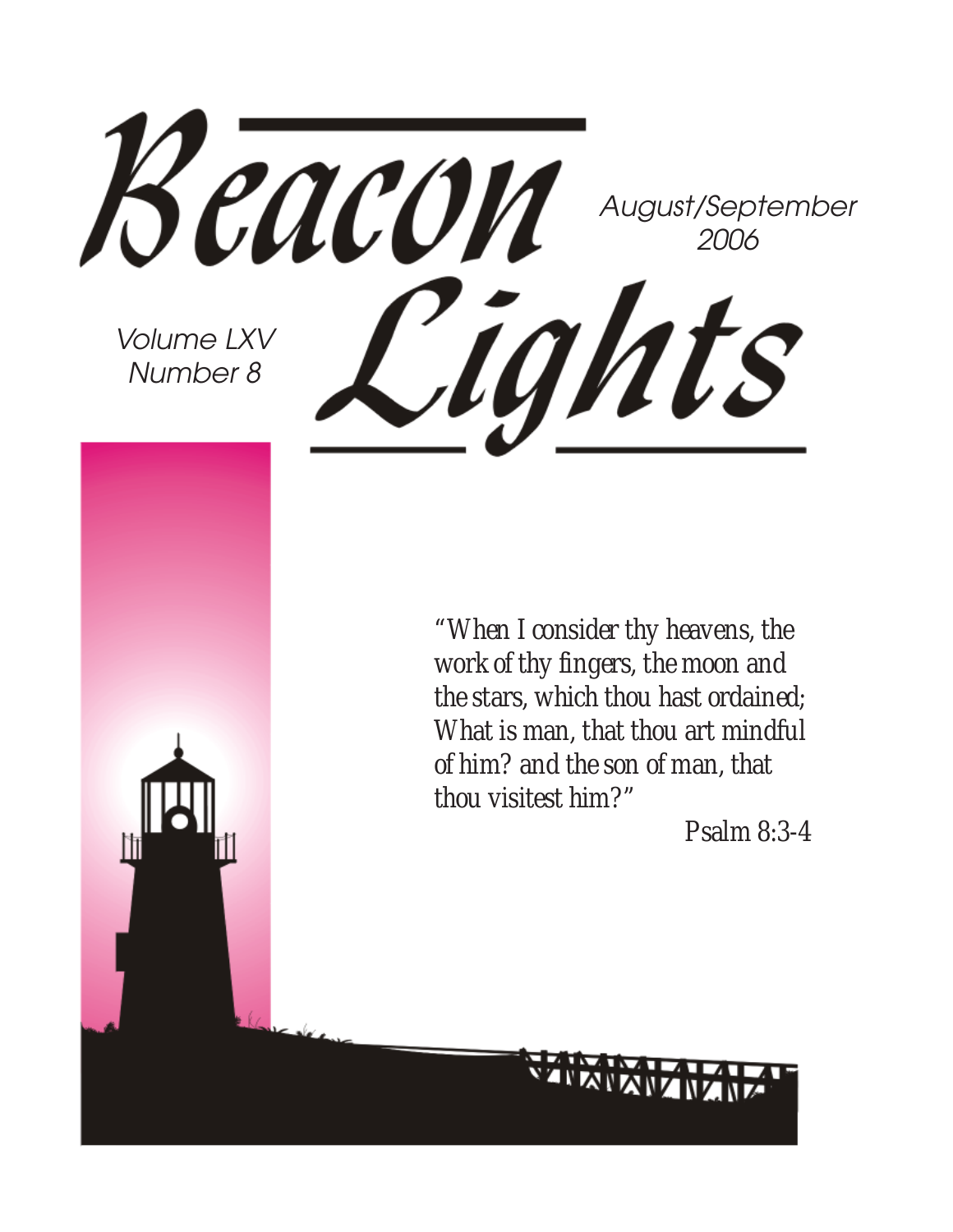# Beacon Lights

August/September 2006

Volume LXV
Number 8

*"When I consider thy heavens, the work of thy fingers, the moon and the stars, which thou hast ordained; What is man, that thou art mindful of him? and the son of man, that thou visitest him?"*

Psalm 8:3-4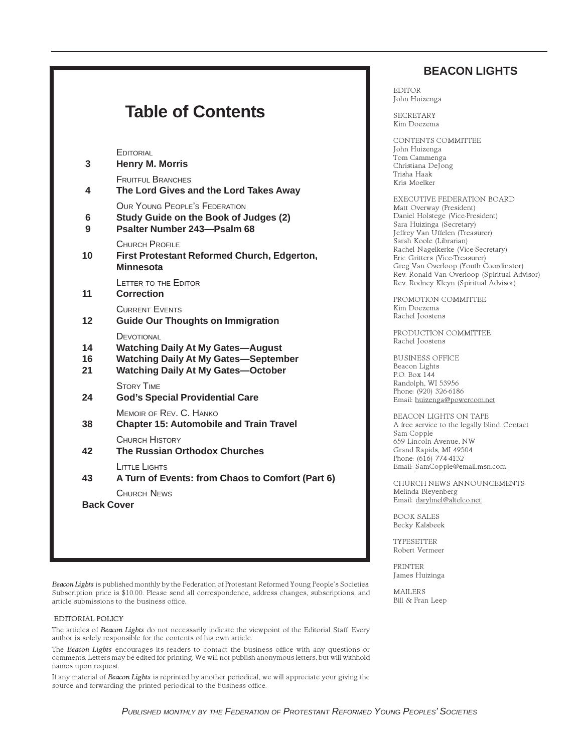# Table of Contents

EDITORIAL

**3** **Henry M. Morris**

FRUITFUL BRANCHES

**4** **The Lord Gives and the Lord Takes Away**

OUR YOUNG PEOPLE'S FEDERATION

**6** **Study Guide on the Book of Judges (2)**

**9** **Psalter Number 243—Psalm 68**

CHURCH PROFILE

**10** **First Protestant Reformed Church, Edgerton, Minnesota**

LETTER TO THE EDITOR

**11** **Correction**

CURRENT EVENTS

**12** **Guide Our Thoughts on Immigration**

DEVOTIONAL

**14** **Watching Daily At My Gates—August**

**16** **Watching Daily At My Gates—September**

**21** **Watching Daily At My Gates—October**

STORY TIME

**24** **God's Special Providential Care**

MEMOIR OF REV. C. HANKO

**38** **Chapter 15: Automobile and Train Travel**

CHURCH HISTORY

**42** **The Russian Orthodox Churches**

LITTLE LIGHTS

**43** **A Turn of Events: from Chaos to Comfort (Part 6)**

CHURCH NEWS

**Back Cover**

*Beacon Lights* is published monthly by the Federation of Protestant Reformed Young People's Societies. Subscription price is $10.00. Please send all correspondence, address changes, subscriptions, and article submissions to the business office.

EDITORIAL POLICY

The articles of *Beacon Lights* do not necessarily indicate the viewpoint of the Editorial Staff. Every author is solely responsible for the contents of his own article.

The *Beacon Lights* encourages its readers to contact the business office with any questions or comments. Letters may be edited for printing. We will not publish anonymous letters, but will withhold names upon request.

If any material of *Beacon Lights* is reprinted by another periodical, we will appreciate your giving the source and forwarding the printed periodical to the business office.

## BEACON LIGHTS

EDITOR
John Huizenga

SECRETARY
Kim Doezema

CONTENTS COMMITTEE
John Huizenga
Tom Cammenga
Christiana DeJong
Trisha Haak
Kris Moelker

EXECUTIVE FEDERATION BOARD
Matt Overway (President)
Daniel Holstege (Vice-President)
Sara Huizinga (Secretary)
Jeffrey Van Uffelen (Treasurer)
Sarah Koole (Librarian)
Rachel Nagelkerke (Vice-Secretary)
Eric Gritters (Vice-Treasurer)
Greg Van Overloop (Youth Coordinator)
Rev. Ronald Van Overloop (Spiritual Advisor)
Rev. Rodney Kleyn (Spiritual Advisor)

PROMOTION COMMITTEE
Kim Doezema
Rachel Joostens

PRODUCTION COMMITTEE
Rachel Joostens

BUSINESS OFFICE
Beacon Lights
P.O. Box 144
Randolph, WI 53956
Phone: (920) 326-6186
Email: huizenga@powercom.net

BEACON LIGHTS ON TAPE
A free service to the legally blind. Contact
Sam Copple
659 Lincoln Avenue, NW
Grand Rapids, MI 49504
Phone: (616) 774-4132
Email: SamCopple@email.msn.com

CHURCH NEWS ANNOUNCEMENTS
Melinda Bleyenberg
Email: darylmel@altelco.net.

BOOK SALES
Becky Kalsbeek

TYPESETTER
Robert Vermeer

PRINTER
James Huizinga

MAILERS
Bill & Fran Leep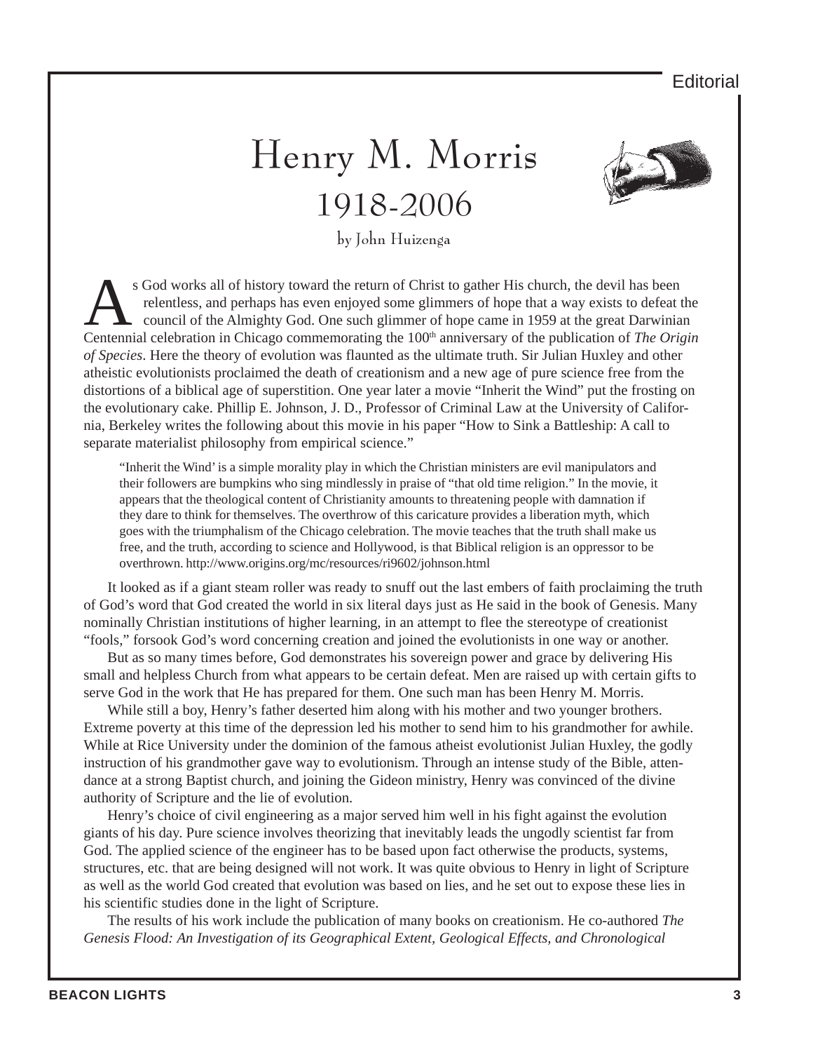# Henry M. Morris
# 1918-2006

by John Huizenga

As God works all of history toward the return of Christ to gather His church, the devil has been relentless, and perhaps has even enjoyed some glimmers of hope that a way exists to defeat the council of the Almighty God. One such glimmer of hope came in 1959 at the great Darwinian Centennial celebration in Chicago commemorating the 100th anniversary of the publication of *The Origin of Species*. Here the theory of evolution was flaunted as the ultimate truth. Sir Julian Huxley and other atheistic evolutionists proclaimed the death of creationism and a new age of pure science free from the distortions of a biblical age of superstition. One year later a movie "Inherit the Wind" put the frosting on the evolutionary cake. Phillip E. Johnson, J. D., Professor of Criminal Law at the University of California, Berkeley writes the following about this movie in his paper "How to Sink a Battleship: A call to separate materialist philosophy from empirical science."

> "Inherit the Wind' is a simple morality play in which the Christian ministers are evil manipulators and their followers are bumpkins who sing mindlessly in praise of "that old time religion." In the movie, it appears that the theological content of Christianity amounts to threatening people with damnation if they dare to think for themselves. The overthrow of this caricature provides a liberation myth, which goes with the triumphalism of the Chicago celebration. The movie teaches that the truth shall make us free, and the truth, according to science and Hollywood, is that Biblical religion is an oppressor to be overthrown. http://www.origins.org/mc/resources/ri9602/johnson.html

It looked as if a giant steam roller was ready to snuff out the last embers of faith proclaiming the truth of God's word that God created the world in six literal days just as He said in the book of Genesis. Many nominally Christian institutions of higher learning, in an attempt to flee the stereotype of creationist "fools," forsook God's word concerning creation and joined the evolutionists in one way or another.

But as so many times before, God demonstrates his sovereign power and grace by delivering His small and helpless Church from what appears to be certain defeat. Men are raised up with certain gifts to serve God in the work that He has prepared for them. One such man has been Henry M. Morris.

While still a boy, Henry's father deserted him along with his mother and two younger brothers. Extreme poverty at this time of the depression led his mother to send him to his grandmother for awhile. While at Rice University under the dominion of the famous atheist evolutionist Julian Huxley, the godly instruction of his grandmother gave way to evolutionism. Through an intense study of the Bible, attendance at a strong Baptist church, and joining the Gideon ministry, Henry was convinced of the divine authority of Scripture and the lie of evolution.

Henry's choice of civil engineering as a major served him well in his fight against the evolution giants of his day. Pure science involves theorizing that inevitably leads the ungodly scientist far from God. The applied science of the engineer has to be based upon fact otherwise the products, systems, structures, etc. that are being designed will not work. It was quite obvious to Henry in light of Scripture as well as the world God created that evolution was based on lies, and he set out to expose these lies in his scientific studies done in the light of Scripture.

The results of his work include the publication of many books on creationism. He co-authored *The Genesis Flood: An Investigation of its Geographical Extent, Geological Effects, and Chronological*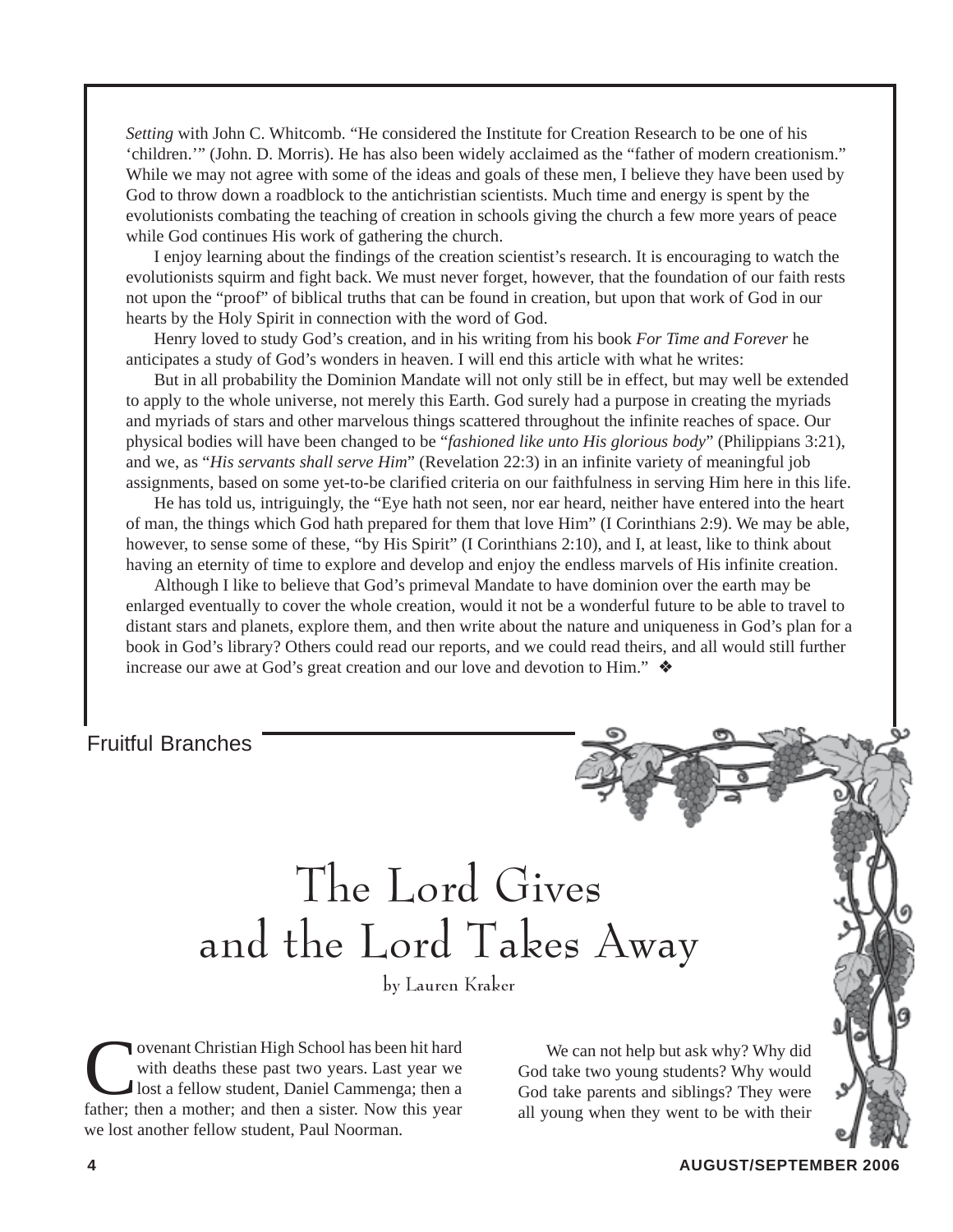*Setting* with John C. Whitcomb. "He considered the Institute for Creation Research to be one of his 'children.'" (John. D. Morris). He has also been widely acclaimed as the "father of modern creationism." While we may not agree with some of the ideas and goals of these men, I believe they have been used by God to throw down a roadblock to the antichristian scientists. Much time and energy is spent by the evolutionists combating the teaching of creation in schools giving the church a few more years of peace while God continues His work of gathering the church.

I enjoy learning about the findings of the creation scientist's research. It is encouraging to watch the evolutionists squirm and fight back. We must never forget, however, that the foundation of our faith rests not upon the "proof" of biblical truths that can be found in creation, but upon that work of God in our hearts by the Holy Spirit in connection with the word of God.

Henry loved to study God's creation, and in his writing from his book *For Time and Forever* he anticipates a study of God's wonders in heaven. I will end this article with what he writes:

But in all probability the Dominion Mandate will not only still be in effect, but may well be extended to apply to the whole universe, not merely this Earth. God surely had a purpose in creating the myriads and myriads of stars and other marvelous things scattered throughout the infinite reaches of space. Our physical bodies will have been changed to be "*fashioned like unto His glorious body*" (Philippians 3:21), and we, as "*His servants shall serve Him*" (Revelation 22:3) in an infinite variety of meaningful job assignments, based on some yet-to-be clarified criteria on our faithfulness in serving Him here in this life.

He has told us, intriguingly, the "Eye hath not seen, nor ear heard, neither have entered into the heart of man, the things which God hath prepared for them that love Him" (I Corinthians 2:9). We may be able, however, to sense some of these, "by His Spirit" (I Corinthians 2:10), and I, at least, like to think about having an eternity of time to explore and develop and enjoy the endless marvels of His infinite creation.

Although I like to believe that God's primeval Mandate to have dominion over the earth may be enlarged eventually to cover the whole creation, would it not be a wonderful future to be able to travel to distant stars and planets, explore them, and then write about the nature and uniqueness in God's plan for a book in God's library? Others could read our reports, and we could read theirs, and all would still further increase our awe at God's great creation and our love and devotion to Him." ❖

Fruitful Branches

# The Lord Gives and the Lord Takes Away

by Lauren Kraker

Covenant Christian High School has been hit hard with deaths these past two years. Last year we lost a fellow student, Daniel Cammenga; then a father; then a mother; and then a sister. Now this year we lost another fellow student, Paul Noorman.

We can not help but ask why? Why did God take two young students? Why would God take parents and siblings? They were all young when they went to be with their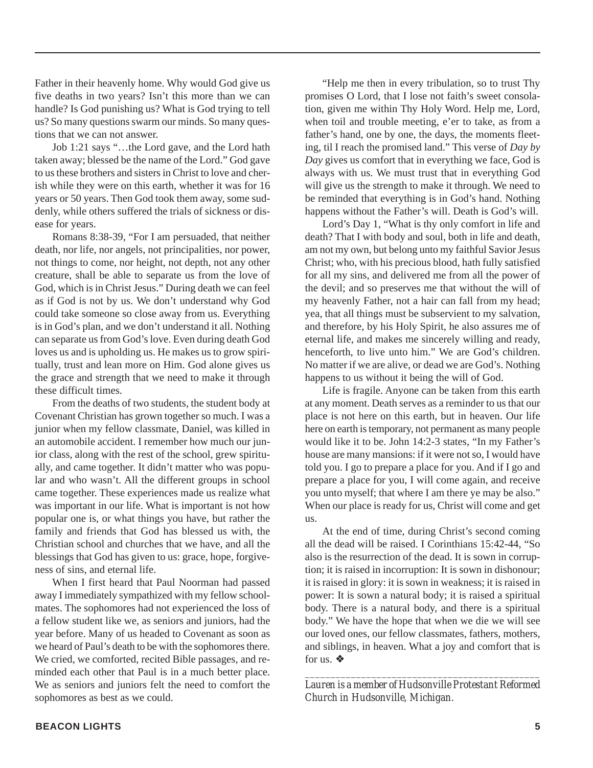Father in their heavenly home. Why would God give us five deaths in two years? Isn't this more than we can handle? Is God punishing us? What is God trying to tell us? So many questions swarm our minds. So many questions that we can not answer.

Job 1:21 says "…the Lord gave, and the Lord hath taken away; blessed be the name of the Lord." God gave to us these brothers and sisters in Christ to love and cherish while they were on this earth, whether it was for 16 years or 50 years. Then God took them away, some suddenly, while others suffered the trials of sickness or disease for years.

Romans 8:38-39, "For I am persuaded, that neither death, nor life, nor angels, not principalities, nor power, not things to come, nor height, not depth, not any other creature, shall be able to separate us from the love of God, which is in Christ Jesus." During death we can feel as if God is not by us. We don't understand why God could take someone so close away from us. Everything is in God's plan, and we don't understand it all. Nothing can separate us from God's love. Even during death God loves us and is upholding us. He makes us to grow spiritually, trust and lean more on Him. God alone gives us the grace and strength that we need to make it through these difficult times.

From the deaths of two students, the student body at Covenant Christian has grown together so much. I was a junior when my fellow classmate, Daniel, was killed in an automobile accident. I remember how much our junior class, along with the rest of the school, grew spiritually, and came together. It didn't matter who was popular and who wasn't. All the different groups in school came together. These experiences made us realize what was important in our life. What is important is not how popular one is, or what things you have, but rather the family and friends that God has blessed us with, the Christian school and churches that we have, and all the blessings that God has given to us: grace, hope, forgiveness of sins, and eternal life.

When I first heard that Paul Noorman had passed away I immediately sympathized with my fellow schoolmates. The sophomores had not experienced the loss of a fellow student like we, as seniors and juniors, had the year before. Many of us headed to Covenant as soon as we heard of Paul's death to be with the sophomores there. We cried, we comforted, recited Bible passages, and reminded each other that Paul is in a much better place. We as seniors and juniors felt the need to comfort the sophomores as best as we could.

"Help me then in every tribulation, so to trust Thy promises O Lord, that I lose not faith's sweet consolation, given me within Thy Holy Word. Help me, Lord, when toil and trouble meeting, e'er to take, as from a father's hand, one by one, the days, the moments fleeting, til I reach the promised land." This verse of *Day by Day* gives us comfort that in everything we face, God is always with us. We must trust that in everything God will give us the strength to make it through. We need to be reminded that everything is in God's hand. Nothing happens without the Father's will. Death is God's will.

Lord's Day 1, "What is thy only comfort in life and death? That I with body and soul, both in life and death, am not my own, but belong unto my faithful Savior Jesus Christ; who, with his precious blood, hath fully satisfied for all my sins, and delivered me from all the power of the devil; and so preserves me that without the will of my heavenly Father, not a hair can fall from my head; yea, that all things must be subservient to my salvation, and therefore, by his Holy Spirit, he also assures me of eternal life, and makes me sincerely willing and ready, henceforth, to live unto him." We are God's children. No matter if we are alive, or dead we are God's. Nothing happens to us without it being the will of God.

Life is fragile. Anyone can be taken from this earth at any moment. Death serves as a reminder to us that our place is not here on this earth, but in heaven. Our life here on earth is temporary, not permanent as many people would like it to be. John 14:2-3 states, "In my Father's house are many mansions: if it were not so, I would have told you. I go to prepare a place for you. And if I go and prepare a place for you, I will come again, and receive you unto myself; that where I am there ye may be also." When our place is ready for us, Christ will come and get us.

At the end of time, during Christ's second coming all the dead will be raised. I Corinthians 15:42-44, "So also is the resurrection of the dead. It is sown in corruption; it is raised in incorruption: It is sown in dishonour; it is raised in glory: it is sown in weakness; it is raised in power: It is sown a natural body; it is raised a spiritual body. There is a natural body, and there is a spiritual body." We have the hope that when we die we will see our loved ones, our fellow classmates, fathers, mothers, and siblings, in heaven. What a joy and comfort that is for us. ❖

---

*Lauren is a member of Hudsonville Protestant Reformed Church in Hudsonville, Michigan.*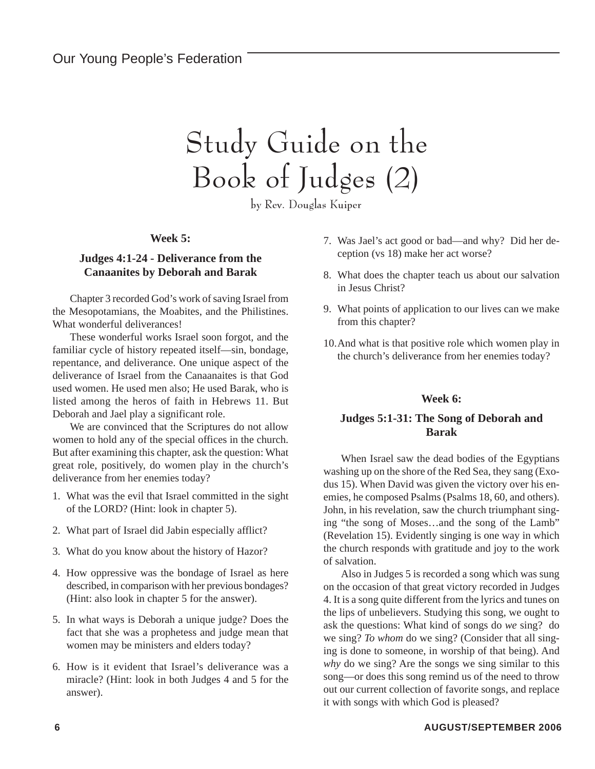# Study Guide on the Book of Judges (2)

by Rev. Douglas Kuiper

### Week 5:

### Judges 4:1-24 - Deliverance from the Canaanites by Deborah and Barak

Chapter 3 recorded God's work of saving Israel from the Mesopotamians, the Moabites, and the Philistines. What wonderful deliverances!

These wonderful works Israel soon forgot, and the familiar cycle of history repeated itself—sin, bondage, repentance, and deliverance. One unique aspect of the deliverance of Israel from the Canaanaites is that God used women. He used men also; He used Barak, who is listed among the heros of faith in Hebrews 11. But Deborah and Jael play a significant role.

We are convinced that the Scriptures do not allow women to hold any of the special offices in the church. But after examining this chapter, ask the question: What great role, positively, do women play in the church's deliverance from her enemies today?

1. What was the evil that Israel committed in the sight of the LORD? (Hint: look in chapter 5).
2. What part of Israel did Jabin especially afflict?
3. What do you know about the history of Hazor?
4. How oppressive was the bondage of Israel as here described, in comparison with her previous bondages? (Hint: also look in chapter 5 for the answer).
5. In what ways is Deborah a unique judge? Does the fact that she was a prophetess and judge mean that women may be ministers and elders today?
6. How is it evident that Israel's deliverance was a miracle? (Hint: look in both Judges 4 and 5 for the answer).
7. Was Jael's act good or bad—and why? Did her deception (vs 18) make her act worse?
8. What does the chapter teach us about our salvation in Jesus Christ?
9. What points of application to our lives can we make from this chapter?
10. And what is that positive role which women play in the church's deliverance from her enemies today?

### Week 6:

### Judges 5:1-31: The Song of Deborah and Barak

When Israel saw the dead bodies of the Egyptians washing up on the shore of the Red Sea, they sang (Exodus 15). When David was given the victory over his enemies, he composed Psalms (Psalms 18, 60, and others). John, in his revelation, saw the church triumphant singing "the song of Moses…and the song of the Lamb" (Revelation 15). Evidently singing is one way in which the church responds with gratitude and joy to the work of salvation.

Also in Judges 5 is recorded a song which was sung on the occasion of that great victory recorded in Judges 4. It is a song quite different from the lyrics and tunes on the lips of unbelievers. Studying this song, we ought to ask the questions: What kind of songs do *we* sing? do we sing? *To whom* do we sing? (Consider that all singing is done to someone, in worship of that being). And *why* do we sing? Are the songs we sing similar to this song—or does this song remind us of the need to throw out our current collection of favorite songs, and replace it with songs with which God is pleased?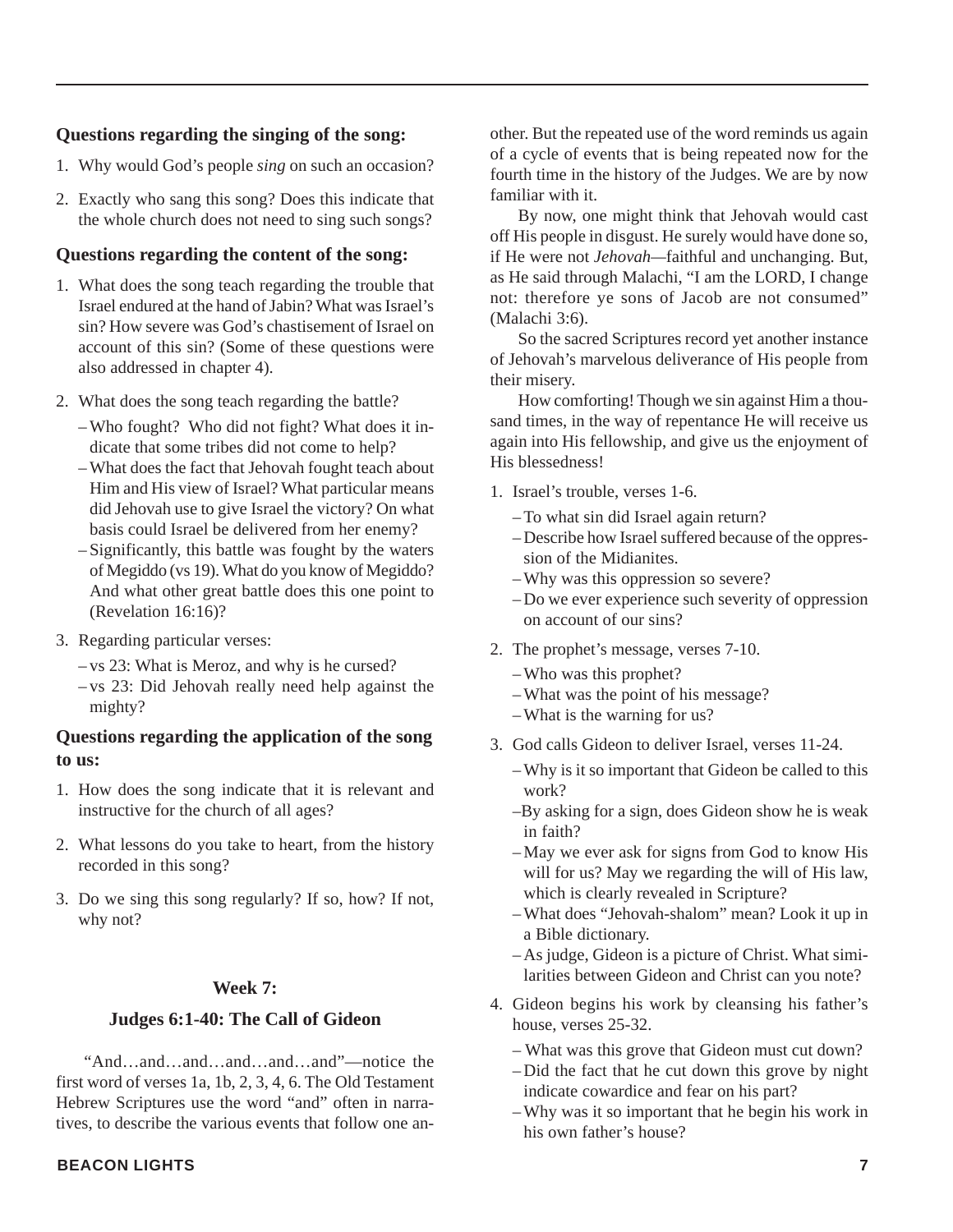### Questions regarding the singing of the song:

1. Why would God's people *sing* on such an occasion?
2. Exactly who sang this song? Does this indicate that the whole church does not need to sing such songs?

### Questions regarding the content of the song:

1. What does the song teach regarding the trouble that Israel endured at the hand of Jabin? What was Israel's sin? How severe was God's chastisement of Israel on account of this sin? (Some of these questions were also addressed in chapter 4).
2. What does the song teach regarding the battle?
   - Who fought? Who did not fight? What does it indicate that some tribes did not come to help?
   - What does the fact that Jehovah fought teach about Him and His view of Israel? What particular means did Jehovah use to give Israel the victory? On what basis could Israel be delivered from her enemy?
   - Significantly, this battle was fought by the waters of Megiddo (vs 19). What do you know of Megiddo? And what other great battle does this one point to (Revelation 16:16)?
3. Regarding particular verses:
   - vs 23: What is Meroz, and why is he cursed?
   - vs 23: Did Jehovah really need help against the mighty?

### Questions regarding the application of the song to us:

1. How does the song indicate that it is relevant and instructive for the church of all ages?
2. What lessons do you take to heart, from the history recorded in this song?
3. Do we sing this song regularly? If so, how? If not, why not?

## Week 7:

## Judges 6:1-40: The Call of Gideon

"And…and…and…and…and…and"—notice the first word of verses 1a, 1b, 2, 3, 4, 6. The Old Testament Hebrew Scriptures use the word "and" often in narratives, to describe the various events that follow one another. But the repeated use of the word reminds us again of a cycle of events that is being repeated now for the fourth time in the history of the Judges. We are by now familiar with it.

By now, one might think that Jehovah would cast off His people in disgust. He surely would have done so, if He were not *Jehovah*—faithful and unchanging. But, as He said through Malachi, "I am the LORD, I change not: therefore ye sons of Jacob are not consumed" (Malachi 3:6).

So the sacred Scriptures record yet another instance of Jehovah's marvelous deliverance of His people from their misery.

How comforting! Though we sin against Him a thousand times, in the way of repentance He will receive us again into His fellowship, and give us the enjoyment of His blessedness!

1. Israel's trouble, verses 1-6.
   - To what sin did Israel again return?
   - Describe how Israel suffered because of the oppression of the Midianites.
   - Why was this oppression so severe?
   - Do we ever experience such severity of oppression on account of our sins?
2. The prophet's message, verses 7-10.
   - Who was this prophet?
   - What was the point of his message?
   - What is the warning for us?
3. God calls Gideon to deliver Israel, verses 11-24.
   - Why is it so important that Gideon be called to this work?
   - By asking for a sign, does Gideon show he is weak in faith?
   - May we ever ask for signs from God to know His will for us? May we regarding the will of His law, which is clearly revealed in Scripture?
   - What does "Jehovah-shalom" mean? Look it up in a Bible dictionary.
   - As judge, Gideon is a picture of Christ. What similarities between Gideon and Christ can you note?
4. Gideon begins his work by cleansing his father's house, verses 25-32.
   - What was this grove that Gideon must cut down?
   - Did the fact that he cut down this grove by night indicate cowardice and fear on his part?
   - Why was it so important that he begin his work in his own father's house?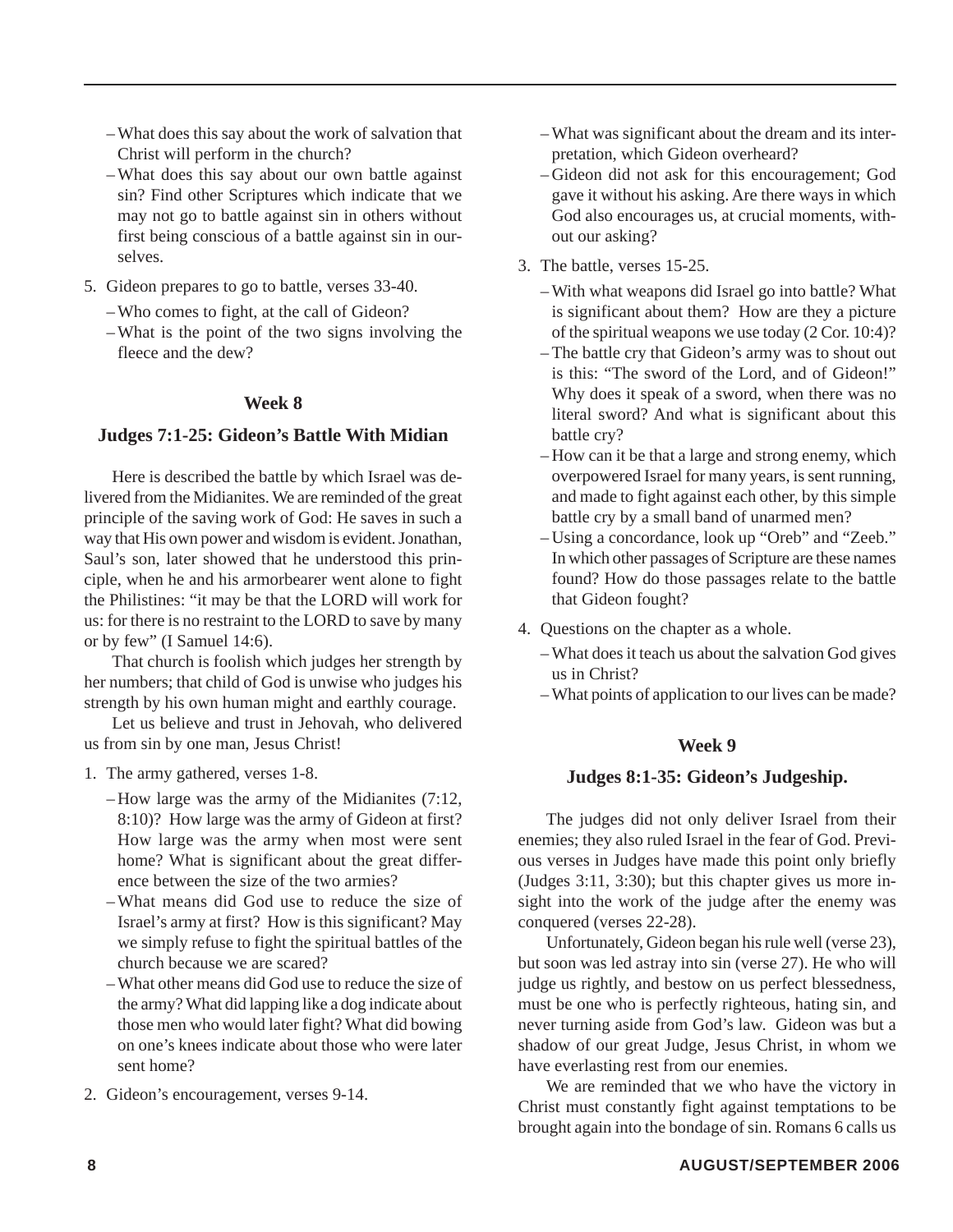– What does this say about the work of salvation that Christ will perform in the church?
– What does this say about our own battle against sin? Find other Scriptures which indicate that we may not go to battle against sin in others without first being conscious of a battle against sin in ourselves.

5. Gideon prepares to go to battle, verses 33-40.
   – Who comes to fight, at the call of Gideon?
   – What is the point of the two signs involving the fleece and the dew?

### Week 8

### Judges 7:1-25: Gideon's Battle With Midian

Here is described the battle by which Israel was delivered from the Midianites. We are reminded of the great principle of the saving work of God: He saves in such a way that His own power and wisdom is evident. Jonathan, Saul's son, later showed that he understood this principle, when he and his armorbearer went alone to fight the Philistines: "it may be that the LORD will work for us: for there is no restraint to the LORD to save by many or by few" (I Samuel 14:6).

That church is foolish which judges her strength by her numbers; that child of God is unwise who judges his strength by his own human might and earthly courage.

Let us believe and trust in Jehovah, who delivered us from sin by one man, Jesus Christ!

1. The army gathered, verses 1-8.
   – How large was the army of the Midianites (7:12, 8:10)? How large was the army of Gideon at first? How large was the army when most were sent home? What is significant about the great difference between the size of the two armies?
   – What means did God use to reduce the size of Israel's army at first? How is this significant? May we simply refuse to fight the spiritual battles of the church because we are scared?
   – What other means did God use to reduce the size of the army? What did lapping like a dog indicate about those men who would later fight? What did bowing on one's knees indicate about those who were later sent home?
2. Gideon's encouragement, verses 9-14.
   – What was significant about the dream and its interpretation, which Gideon overheard?
   – Gideon did not ask for this encouragement; God gave it without his asking. Are there ways in which God also encourages us, at crucial moments, without our asking?
3. The battle, verses 15-25.
   – With what weapons did Israel go into battle? What is significant about them? How are they a picture of the spiritual weapons we use today (2 Cor. 10:4)?
   – The battle cry that Gideon's army was to shout out is this: "The sword of the Lord, and of Gideon!" Why does it speak of a sword, when there was no literal sword? And what is significant about this battle cry?
   – How can it be that a large and strong enemy, which overpowered Israel for many years, is sent running, and made to fight against each other, by this simple battle cry by a small band of unarmed men?
   – Using a concordance, look up "Oreb" and "Zeeb." In which other passages of Scripture are these names found? How do those passages relate to the battle that Gideon fought?
4. Questions on the chapter as a whole.
   – What does it teach us about the salvation God gives us in Christ?
   – What points of application to our lives can be made?

### Week 9

### Judges 8:1-35: Gideon's Judgeship.

The judges did not only deliver Israel from their enemies; they also ruled Israel in the fear of God. Previous verses in Judges have made this point only briefly (Judges 3:11, 3:30); but this chapter gives us more insight into the work of the judge after the enemy was conquered (verses 22-28).

Unfortunately, Gideon began his rule well (verse 23), but soon was led astray into sin (verse 27). He who will judge us rightly, and bestow on us perfect blessedness, must be one who is perfectly righteous, hating sin, and never turning aside from God's law. Gideon was but a shadow of our great Judge, Jesus Christ, in whom we have everlasting rest from our enemies.

We are reminded that we who have the victory in Christ must constantly fight against temptations to be brought again into the bondage of sin. Romans 6 calls us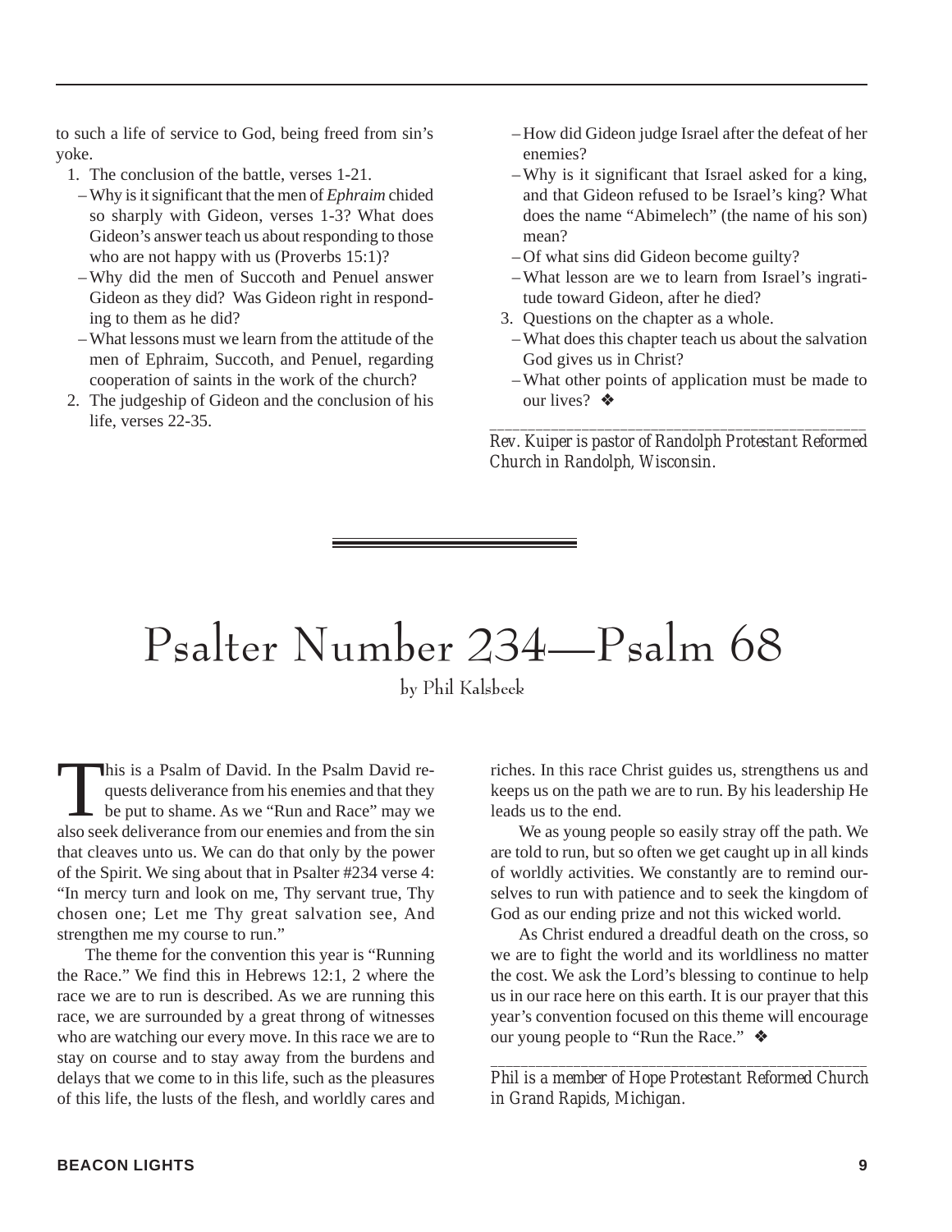to such a life of service to God, being freed from sin's yoke.

1. The conclusion of the battle, verses 1-21.
   - Why is it significant that the men of *Ephraim* chided so sharply with Gideon, verses 1-3? What does Gideon's answer teach us about responding to those who are not happy with us (Proverbs 15:1)?
   - Why did the men of Succoth and Penuel answer Gideon as they did? Was Gideon right in responding to them as he did?
   - What lessons must we learn from the attitude of the men of Ephraim, Succoth, and Penuel, regarding cooperation of saints in the work of the church?
2. The judgeship of Gideon and the conclusion of his life, verses 22-35.
   - How did Gideon judge Israel after the defeat of her enemies?
   - Why is it significant that Israel asked for a king, and that Gideon refused to be Israel's king? What does the name "Abimelech" (the name of his son) mean?
   - Of what sins did Gideon become guilty?
   - What lesson are we to learn from Israel's ingratitude toward Gideon, after he died?
3. Questions on the chapter as a whole.
   - What does this chapter teach us about the salvation God gives us in Christ?
   - What other points of application must be made to our lives? ❖

---

*Rev. Kuiper is pastor of Randolph Protestant Reformed Church in Randolph, Wisconsin.*

# Psalter Number 234—Psalm 68

by Phil Kalsbeek

This is a Psalm of David. In the Psalm David requests deliverance from his enemies and that they be put to shame. As we "Run and Race" may we also seek deliverance from our enemies and from the sin that cleaves unto us. We can do that only by the power of the Spirit. We sing about that in Psalter #234 verse 4: "In mercy turn and look on me, Thy servant true, Thy chosen one; Let me Thy great salvation see, And strengthen me my course to run."

The theme for the convention this year is "Running the Race." We find this in Hebrews 12:1, 2 where the race we are to run is described. As we are running this race, we are surrounded by a great throng of witnesses who are watching our every move. In this race we are to stay on course and to stay away from the burdens and delays that we come to in this life, such as the pleasures of this life, the lusts of the flesh, and worldly cares and riches. In this race Christ guides us, strengthens us and keeps us on the path we are to run. By his leadership He leads us to the end.

We as young people so easily stray off the path. We are told to run, but so often we get caught up in all kinds of worldly activities. We constantly are to remind ourselves to run with patience and to seek the kingdom of God as our ending prize and not this wicked world.

As Christ endured a dreadful death on the cross, so we are to fight the world and its worldliness no matter the cost. We ask the Lord's blessing to continue to help us in our race here on this earth. It is our prayer that this year's convention focused on this theme will encourage our young people to "Run the Race." ❖

---

*Phil is a member of Hope Protestant Reformed Church in Grand Rapids, Michigan.*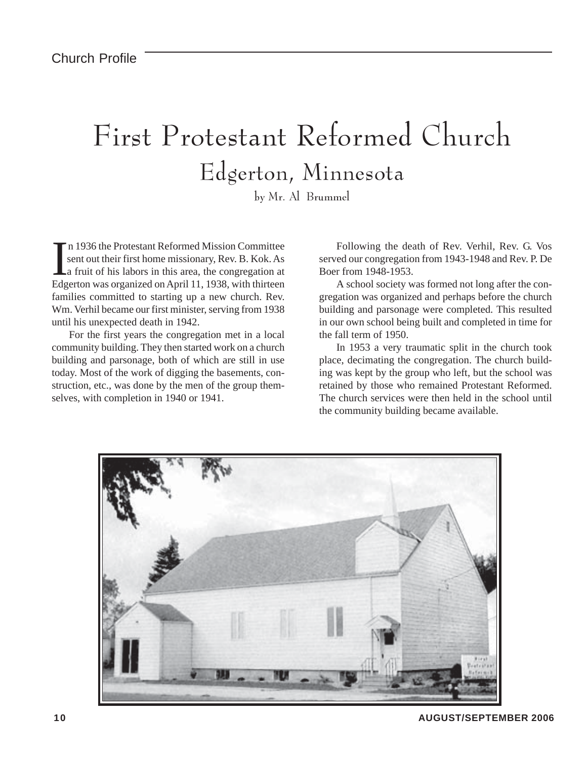Church Profile

# First Protestant Reformed Church

## Edgerton, Minnesota

by Mr. Al Brummel

In 1936 the Protestant Reformed Mission Committee sent out their first home missionary, Rev. B. Kok. As a fruit of his labors in this area, the congregation at Edgerton was organized on April 11, 1938, with thirteen families committed to starting up a new church. Rev. Wm. Verhil became our first minister, serving from 1938 until his unexpected death in 1942.

For the first years the congregation met in a local community building. They then started work on a church building and parsonage, both of which are still in use today. Most of the work of digging the basements, construction, etc., was done by the men of the group themselves, with completion in 1940 or 1941.

Following the death of Rev. Verhil, Rev. G. Vos served our congregation from 1943-1948 and Rev. P. De Boer from 1948-1953.

A school society was formed not long after the congregation was organized and perhaps before the church building and parsonage were completed. This resulted in our own school being built and completed in time for the fall term of 1950.

In 1953 a very traumatic split in the church took place, decimating the congregation. The church building was kept by the group who left, but the school was retained by those who remained Protestant Reformed. The church services were then held in the school until the community building became available.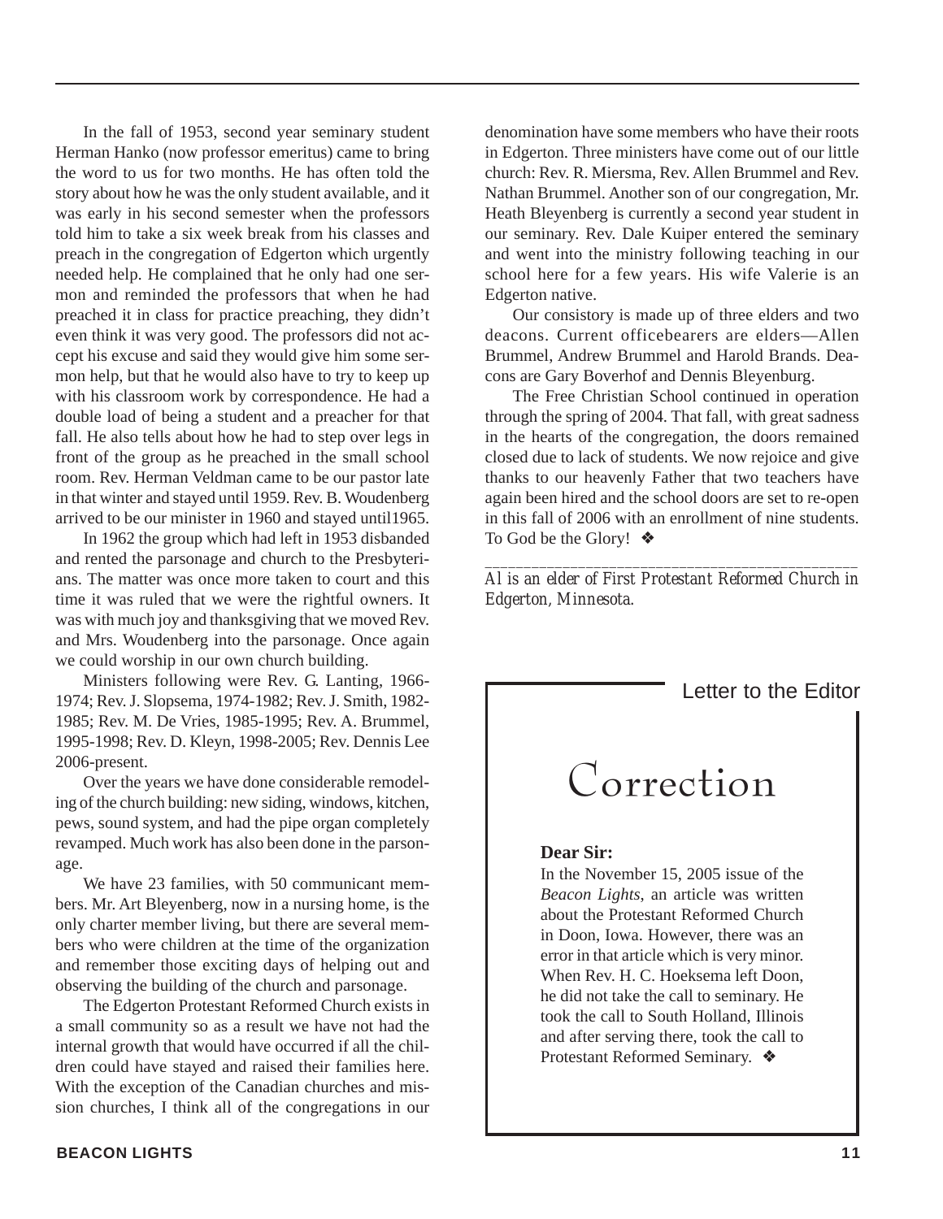In the fall of 1953, second year seminary student Herman Hanko (now professor emeritus) came to bring the word to us for two months. He has often told the story about how he was the only student available, and it was early in his second semester when the professors told him to take a six week break from his classes and preach in the congregation of Edgerton which urgently needed help. He complained that he only had one sermon and reminded the professors that when he had preached it in class for practice preaching, they didn't even think it was very good. The professors did not accept his excuse and said they would give him some sermon help, but that he would also have to try to keep up with his classroom work by correspondence. He had a double load of being a student and a preacher for that fall. He also tells about how he had to step over legs in front of the group as he preached in the small school room. Rev. Herman Veldman came to be our pastor late in that winter and stayed until 1959. Rev. B. Woudenberg arrived to be our minister in 1960 and stayed until1965.

In 1962 the group which had left in 1953 disbanded and rented the parsonage and church to the Presbyterians. The matter was once more taken to court and this time it was ruled that we were the rightful owners. It was with much joy and thanksgiving that we moved Rev. and Mrs. Woudenberg into the parsonage. Once again we could worship in our own church building.

Ministers following were Rev. G. Lanting, 1966-1974; Rev. J. Slopsema, 1974-1982; Rev. J. Smith, 1982-1985; Rev. M. De Vries, 1985-1995; Rev. A. Brummel, 1995-1998; Rev. D. Kleyn, 1998-2005; Rev. Dennis Lee 2006-present.

Over the years we have done considerable remodeling of the church building: new siding, windows, kitchen, pews, sound system, and had the pipe organ completely revamped. Much work has also been done in the parsonage.

We have 23 families, with 50 communicant members. Mr. Art Bleyenberg, now in a nursing home, is the only charter member living, but there are several members who were children at the time of the organization and remember those exciting days of helping out and observing the building of the church and parsonage.

The Edgerton Protestant Reformed Church exists in a small community so as a result we have not had the internal growth that would have occurred if all the children could have stayed and raised their families here. With the exception of the Canadian churches and mission churches, I think all of the congregations in our denomination have some members who have their roots in Edgerton. Three ministers have come out of our little church: Rev. R. Miersma, Rev. Allen Brummel and Rev. Nathan Brummel. Another son of our congregation, Mr. Heath Bleyenberg is currently a second year student in our seminary. Rev. Dale Kuiper entered the seminary and went into the ministry following teaching in our school here for a few years. His wife Valerie is an Edgerton native.

Our consistory is made up of three elders and two deacons. Current officebearers are elders—Allen Brummel, Andrew Brummel and Harold Brands. Deacons are Gary Boverhof and Dennis Bleyenburg.

The Free Christian School continued in operation through the spring of 2004. That fall, with great sadness in the hearts of the congregation, the doors remained closed due to lack of students. We now rejoice and give thanks to our heavenly Father that two teachers have again been hired and the school doors are set to re-open in this fall of 2006 with an enrollment of nine students. To God be the Glory! ❖

---

*Al is an elder of First Protestant Reformed Church in Edgerton, Minnesota.*

Letter to the Editor

# Correction

**Dear Sir:**

In the November 15, 2005 issue of the *Beacon Lights,* an article was written about the Protestant Reformed Church in Doon, Iowa. However, there was an error in that article which is very minor. When Rev. H. C. Hoeksema left Doon, he did not take the call to seminary. He took the call to South Holland, Illinois and after serving there, took the call to Protestant Reformed Seminary. ❖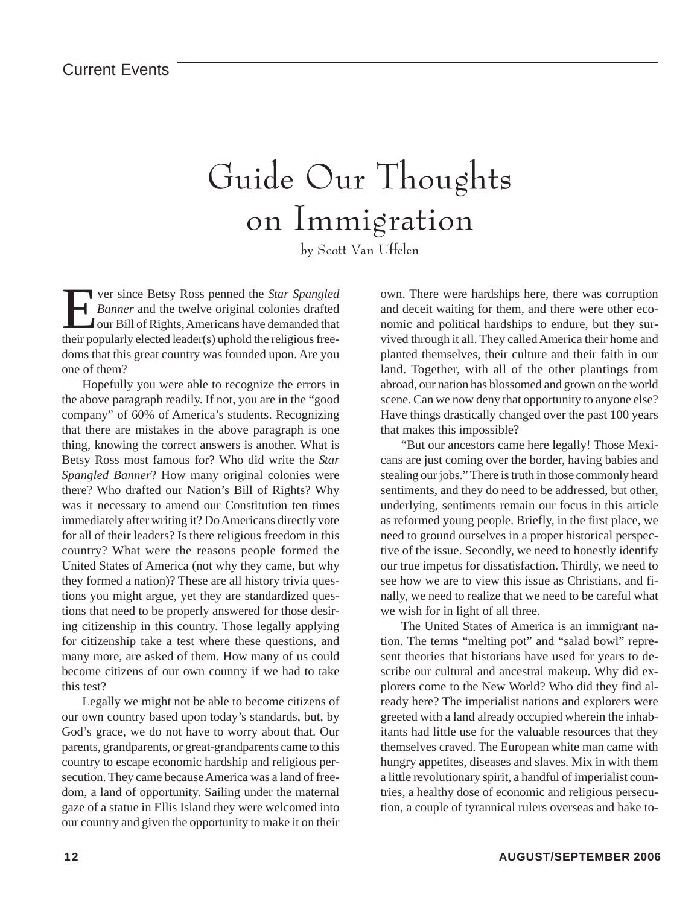Current Events

# Guide Our Thoughts on Immigration

by Scott Van Uffelen

Ever since Betsy Ross penned the *Star Spangled Banner* and the twelve original colonies drafted our Bill of Rights, Americans have demanded that their popularly elected leader(s) uphold the religious freedoms that this great country was founded upon. Are you one of them?

Hopefully you were able to recognize the errors in the above paragraph readily. If not, you are in the "good company" of 60% of America's students. Recognizing that there are mistakes in the above paragraph is one thing, knowing the correct answers is another. What is Betsy Ross most famous for? Who did write the *Star Spangled Banner*? How many original colonies were there? Who drafted our Nation's Bill of Rights? Why was it necessary to amend our Constitution ten times immediately after writing it? Do Americans directly vote for all of their leaders? Is there religious freedom in this country? What were the reasons people formed the United States of America (not why they came, but why they formed a nation)? These are all history trivia questions you might argue, yet they are standardized questions that need to be properly answered for those desiring citizenship in this country. Those legally applying for citizenship take a test where these questions, and many more, are asked of them. How many of us could become citizens of our own country if we had to take this test?

Legally we might not be able to become citizens of our own country based upon today's standards, but, by God's grace, we do not have to worry about that. Our parents, grandparents, or great-grandparents came to this country to escape economic hardship and religious persecution. They came because America was a land of freedom, a land of opportunity. Sailing under the maternal gaze of a statue in Ellis Island they were welcomed into our country and given the opportunity to make it on their own. There were hardships here, there was corruption and deceit waiting for them, and there were other economic and political hardships to endure, but they survived through it all. They called America their home and planted themselves, their culture and their faith in our land. Together, with all of the other plantings from abroad, our nation has blossomed and grown on the world scene. Can we now deny that opportunity to anyone else? Have things drastically changed over the past 100 years that makes this impossible?

"But our ancestors came here legally! Those Mexicans are just coming over the border, having babies and stealing our jobs." There is truth in those commonly heard sentiments, and they do need to be addressed, but other, underlying, sentiments remain our focus in this article as reformed young people. Briefly, in the first place, we need to ground ourselves in a proper historical perspective of the issue. Secondly, we need to honestly identify our true impetus for dissatisfaction. Thirdly, we need to see how we are to view this issue as Christians, and finally, we need to realize that we need to be careful what we wish for in light of all three.

The United States of America is an immigrant nation. The terms "melting pot" and "salad bowl" represent theories that historians have used for years to describe our cultural and ancestral makeup. Why did explorers come to the New World? Who did they find already here? The imperialist nations and explorers were greeted with a land already occupied wherein the inhabitants had little use for the valuable resources that they themselves craved. The European white man came with hungry appetites, diseases and slaves. Mix in with them a little revolutionary spirit, a handful of imperialist countries, a healthy dose of economic and religious persecution, a couple of tyrannical rulers overseas and bake to-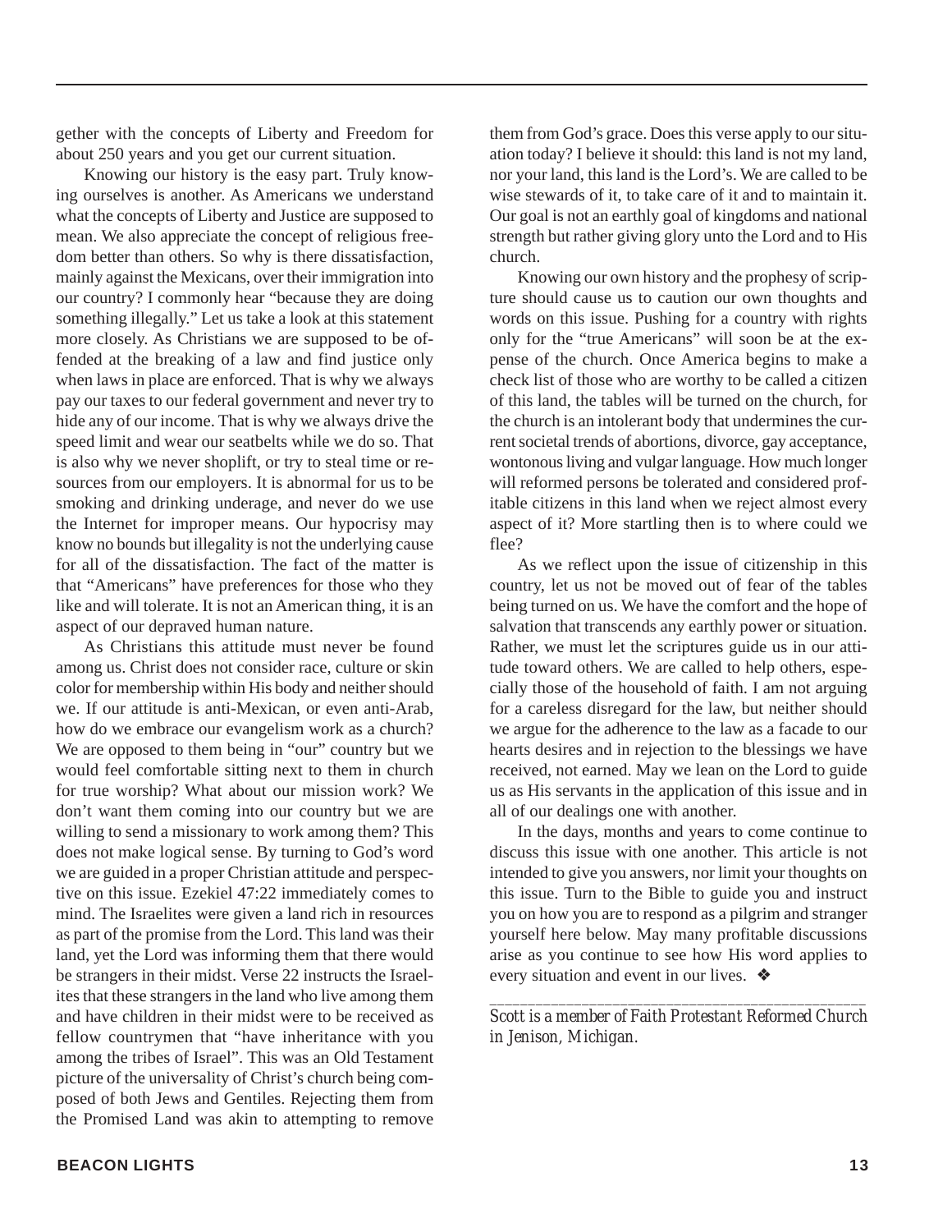gether with the concepts of Liberty and Freedom for about 250 years and you get our current situation.

Knowing our history is the easy part. Truly knowing ourselves is another. As Americans we understand what the concepts of Liberty and Justice are supposed to mean. We also appreciate the concept of religious freedom better than others. So why is there dissatisfaction, mainly against the Mexicans, over their immigration into our country? I commonly hear "because they are doing something illegally." Let us take a look at this statement more closely. As Christians we are supposed to be offended at the breaking of a law and find justice only when laws in place are enforced. That is why we always pay our taxes to our federal government and never try to hide any of our income. That is why we always drive the speed limit and wear our seatbelts while we do so. That is also why we never shoplift, or try to steal time or resources from our employers. It is abnormal for us to be smoking and drinking underage, and never do we use the Internet for improper means. Our hypocrisy may know no bounds but illegality is not the underlying cause for all of the dissatisfaction. The fact of the matter is that "Americans" have preferences for those who they like and will tolerate. It is not an American thing, it is an aspect of our depraved human nature.

As Christians this attitude must never be found among us. Christ does not consider race, culture or skin color for membership within His body and neither should we. If our attitude is anti-Mexican, or even anti-Arab, how do we embrace our evangelism work as a church? We are opposed to them being in "our" country but we would feel comfortable sitting next to them in church for true worship? What about our mission work? We don't want them coming into our country but we are willing to send a missionary to work among them? This does not make logical sense. By turning to God's word we are guided in a proper Christian attitude and perspective on this issue. Ezekiel 47:22 immediately comes to mind. The Israelites were given a land rich in resources as part of the promise from the Lord. This land was their land, yet the Lord was informing them that there would be strangers in their midst. Verse 22 instructs the Israelites that these strangers in the land who live among them and have children in their midst were to be received as fellow countrymen that "have inheritance with you among the tribes of Israel". This was an Old Testament picture of the universality of Christ's church being composed of both Jews and Gentiles. Rejecting them from the Promised Land was akin to attempting to remove them from God's grace. Does this verse apply to our situation today? I believe it should: this land is not my land, nor your land, this land is the Lord's. We are called to be wise stewards of it, to take care of it and to maintain it. Our goal is not an earthly goal of kingdoms and national strength but rather giving glory unto the Lord and to His church.

Knowing our own history and the prophesy of scripture should cause us to caution our own thoughts and words on this issue. Pushing for a country with rights only for the "true Americans" will soon be at the expense of the church. Once America begins to make a check list of those who are worthy to be called a citizen of this land, the tables will be turned on the church, for the church is an intolerant body that undermines the current societal trends of abortions, divorce, gay acceptance, wontonous living and vulgar language. How much longer will reformed persons be tolerated and considered profitable citizens in this land when we reject almost every aspect of it? More startling then is to where could we flee?

As we reflect upon the issue of citizenship in this country, let us not be moved out of fear of the tables being turned on us. We have the comfort and the hope of salvation that transcends any earthly power or situation. Rather, we must let the scriptures guide us in our attitude toward others. We are called to help others, especially those of the household of faith. I am not arguing for a careless disregard for the law, but neither should we argue for the adherence to the law as a facade to our hearts desires and in rejection to the blessings we have received, not earned. May we lean on the Lord to guide us as His servants in the application of this issue and in all of our dealings one with another.

In the days, months and years to come continue to discuss this issue with one another. This article is not intended to give you answers, nor limit your thoughts on this issue. Turn to the Bible to guide you and instruct you on how you are to respond as a pilgrim and stranger yourself here below. May many profitable discussions arise as you continue to see how His word applies to every situation and event in our lives. ❖

---

*Scott is a member of Faith Protestant Reformed Church in Jenison, Michigan.*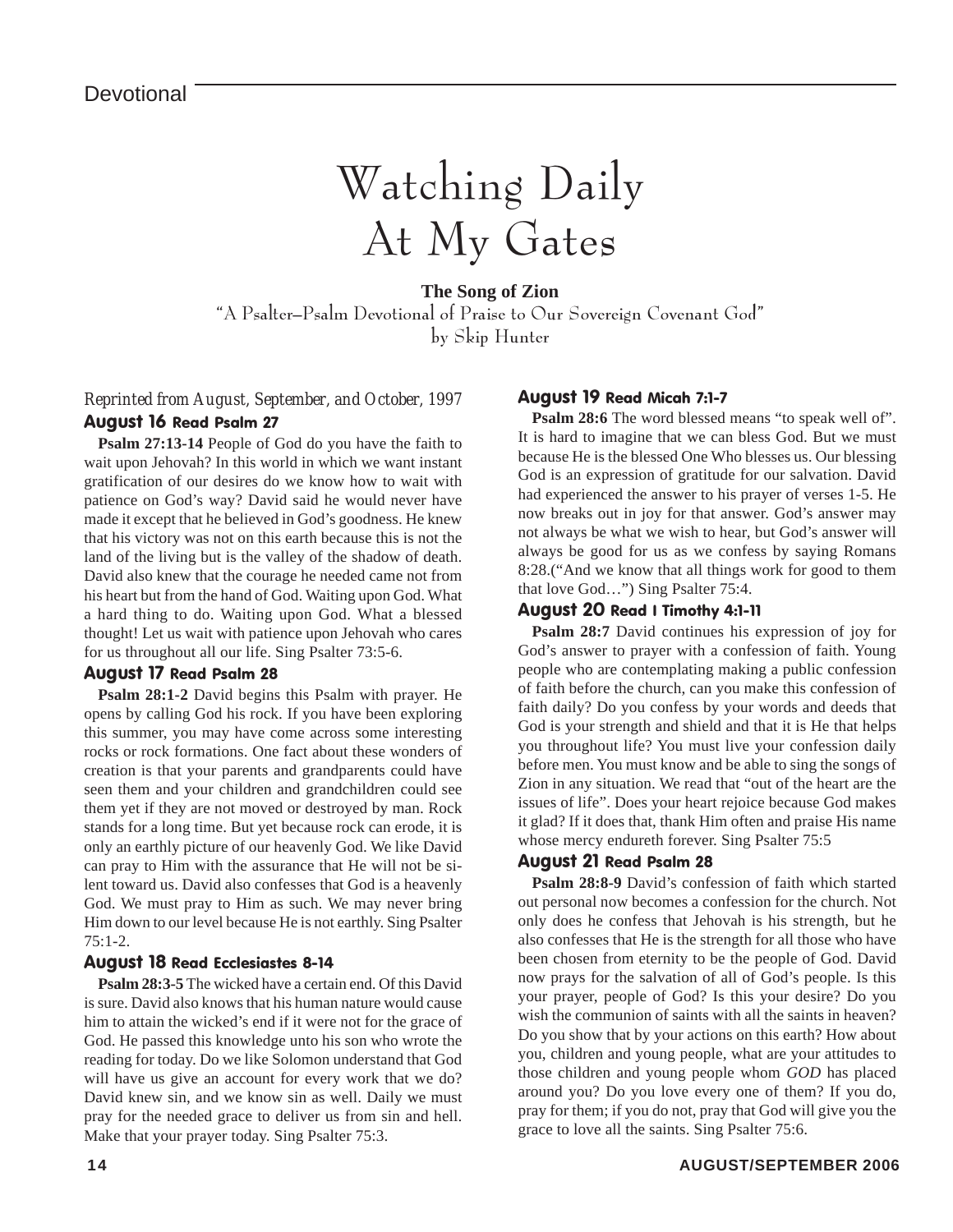# Watching Daily At My Gates

**The Song of Zion**

"A Psalter–Psalm Devotional of Praise to Our Sovereign Covenant God"

by Skip Hunter

*Reprinted from August, September, and October, 1997*

### August 16 Read Psalm 27

**Psalm 27:13-14** People of God do you have the faith to wait upon Jehovah? In this world in which we want instant gratification of our desires do we know how to wait with patience on God's way? David said he would never have made it except that he believed in God's goodness. He knew that his victory was not on this earth because this is not the land of the living but is the valley of the shadow of death. David also knew that the courage he needed came not from his heart but from the hand of God. Waiting upon God. What a hard thing to do. Waiting upon God. What a blessed thought! Let us wait with patience upon Jehovah who cares for us throughout all our life. Sing Psalter 73:5-6.

### August 17 Read Psalm 28

**Psalm 28:1-2** David begins this Psalm with prayer. He opens by calling God his rock. If you have been exploring this summer, you may have come across some interesting rocks or rock formations. One fact about these wonders of creation is that your parents and grandparents could have seen them and your children and grandchildren could see them yet if they are not moved or destroyed by man. Rock stands for a long time. But yet because rock can erode, it is only an earthly picture of our heavenly God. We like David can pray to Him with the assurance that He will not be silent toward us. David also confesses that God is a heavenly God. We must pray to Him as such. We may never bring Him down to our level because He is not earthly. Sing Psalter 75:1-2.

### August 18 Read Ecclesiastes 8-14

**Psalm 28:3-5** The wicked have a certain end. Of this David is sure. David also knows that his human nature would cause him to attain the wicked's end if it were not for the grace of God. He passed this knowledge unto his son who wrote the reading for today. Do we like Solomon understand that God will have us give an account for every work that we do? David knew sin, and we know sin as well. Daily we must pray for the needed grace to deliver us from sin and hell. Make that your prayer today. Sing Psalter 75:3.

### August 19 Read Micah 7:1-7

**Psalm 28:6** The word blessed means "to speak well of". It is hard to imagine that we can bless God. But we must because He is the blessed One Who blesses us. Our blessing God is an expression of gratitude for our salvation. David had experienced the answer to his prayer of verses 1-5. He now breaks out in joy for that answer. God's answer may not always be what we wish to hear, but God's answer will always be good for us as we confess by saying Romans 8:28.("And we know that all things work for good to them that love God…") Sing Psalter 75:4.

### August 20 Read I Timothy 4:1-11

**Psalm 28:7** David continues his expression of joy for God's answer to prayer with a confession of faith. Young people who are contemplating making a public confession of faith before the church, can you make this confession of faith daily? Do you confess by your words and deeds that God is your strength and shield and that it is He that helps you throughout life? You must live your confession daily before men. You must know and be able to sing the songs of Zion in any situation. We read that "out of the heart are the issues of life". Does your heart rejoice because God makes it glad? If it does that, thank Him often and praise His name whose mercy endureth forever. Sing Psalter 75:5

### August 21 Read Psalm 28

**Psalm 28:8-9** David's confession of faith which started out personal now becomes a confession for the church. Not only does he confess that Jehovah is his strength, but he also confesses that He is the strength for all those who have been chosen from eternity to be the people of God. David now prays for the salvation of all of God's people. Is this your prayer, people of God? Is this your desire? Do you wish the communion of saints with all the saints in heaven? Do you show that by your actions on this earth? How about you, children and young people, what are your attitudes to those children and young people whom *GOD* has placed around you? Do you love every one of them? If you do, pray for them; if you do not, pray that God will give you the grace to love all the saints. Sing Psalter 75:6.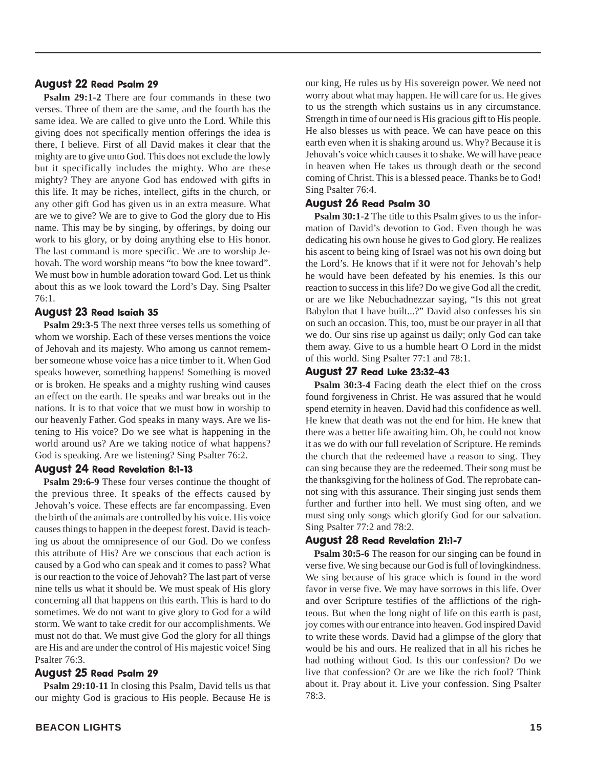### August 22 Read Psalm 29

**Psalm 29:1-2** There are four commands in these two verses. Three of them are the same, and the fourth has the same idea. We are called to give unto the Lord. While this giving does not specifically mention offerings the idea is there, I believe. First of all David makes it clear that the mighty are to give unto God. This does not exclude the lowly but it specifically includes the mighty. Who are these mighty? They are anyone God has endowed with gifts in this life. It may be riches, intellect, gifts in the church, or any other gift God has given us in an extra measure. What are we to give? We are to give to God the glory due to His name. This may be by singing, by offerings, by doing our work to his glory, or by doing anything else to His honor. The last command is more specific. We are to worship Jehovah. The word worship means "to bow the knee toward". We must bow in humble adoration toward God. Let us think about this as we look toward the Lord's Day. Sing Psalter 76:1.

### August 23 Read Isaiah 35

**Psalm 29:3-5** The next three verses tells us something of whom we worship. Each of these verses mentions the voice of Jehovah and its majesty. Who among us cannot remember someone whose voice has a nice timber to it. When God speaks however, something happens! Something is moved or is broken. He speaks and a mighty rushing wind causes an effect on the earth. He speaks and war breaks out in the nations. It is to that voice that we must bow in worship to our heavenly Father. God speaks in many ways. Are we listening to His voice? Do we see what is happening in the world around us? Are we taking notice of what happens? God is speaking. Are we listening? Sing Psalter 76:2.

### August 24 Read Revelation 8:1-13

**Psalm 29:6-9** These four verses continue the thought of the previous three. It speaks of the effects caused by Jehovah's voice. These effects are far encompassing. Even the birth of the animals are controlled by his voice. His voice causes things to happen in the deepest forest. David is teaching us about the omnipresence of our God. Do we confess this attribute of His? Are we conscious that each action is caused by a God who can speak and it comes to pass? What is our reaction to the voice of Jehovah? The last part of verse nine tells us what it should be. We must speak of His glory concerning all that happens on this earth. This is hard to do sometimes. We do not want to give glory to God for a wild storm. We want to take credit for our accomplishments. We must not do that. We must give God the glory for all things are His and are under the control of His majestic voice! Sing Psalter 76:3.

### August 25 Read Psalm 29

**Psalm 29:10-11** In closing this Psalm, David tells us that our mighty God is gracious to His people. Because He is our king, He rules us by His sovereign power. We need not worry about what may happen. He will care for us. He gives to us the strength which sustains us in any circumstance. Strength in time of our need is His gracious gift to His people. He also blesses us with peace. We can have peace on this earth even when it is shaking around us. Why? Because it is Jehovah's voice which causes it to shake. We will have peace in heaven when He takes us through death or the second coming of Christ. This is a blessed peace. Thanks be to God! Sing Psalter 76:4.

### August 26 Read Psalm 30

**Psalm 30:1-2** The title to this Psalm gives to us the information of David's devotion to God. Even though he was dedicating his own house he gives to God glory. He realizes his ascent to being king of Israel was not his own doing but the Lord's. He knows that if it were not for Jehovah's help he would have been defeated by his enemies. Is this our reaction to success in this life? Do we give God all the credit, or are we like Nebuchadnezzar saying, "Is this not great Babylon that I have built...?" David also confesses his sin on such an occasion. This, too, must be our prayer in all that we do. Our sins rise up against us daily; only God can take them away. Give to us a humble heart O Lord in the midst of this world. Sing Psalter 77:1 and 78:1.

### August 27 Read Luke 23:32-43

**Psalm 30:3-4** Facing death the elect thief on the cross found forgiveness in Christ. He was assured that he would spend eternity in heaven. David had this confidence as well. He knew that death was not the end for him. He knew that there was a better life awaiting him. Oh, he could not know it as we do with our full revelation of Scripture. He reminds the church that the redeemed have a reason to sing. They can sing because they are the redeemed. Their song must be the thanksgiving for the holiness of God. The reprobate cannot sing with this assurance. Their singing just sends them further and further into hell. We must sing often, and we must sing only songs which glorify God for our salvation. Sing Psalter 77:2 and 78:2.

### August 28 Read Revelation 21:1-7

**Psalm 30:5-6** The reason for our singing can be found in verse five. We sing because our God is full of lovingkindness. We sing because of his grace which is found in the word favor in verse five. We may have sorrows in this life. Over and over Scripture testifies of the afflictions of the righteous. But when the long night of life on this earth is past, joy comes with our entrance into heaven. God inspired David to write these words. David had a glimpse of the glory that would be his and ours. He realized that in all his riches he had nothing without God. Is this our confession? Do we live that confession? Or are we like the rich fool? Think about it. Pray about it. Live your confession. Sing Psalter 78:3.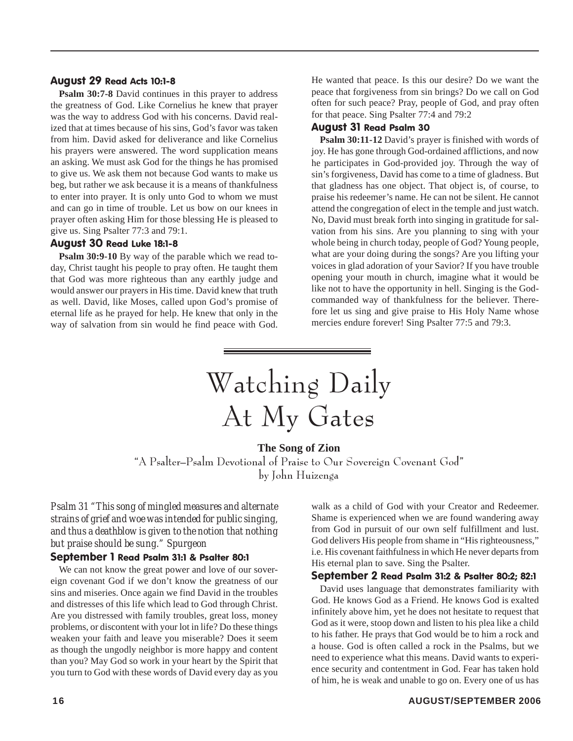### August 29 Read Acts 10:1-8

**Psalm 30:7-8** David continues in this prayer to address the greatness of God. Like Cornelius he knew that prayer was the way to address God with his concerns. David realized that at times because of his sins, God's favor was taken from him. David asked for deliverance and like Cornelius his prayers were answered. The word supplication means an asking. We must ask God for the things he has promised to give us. We ask them not because God wants to make us beg, but rather we ask because it is a means of thankfulness to enter into prayer. It is only unto God to whom we must and can go in time of trouble. Let us bow on our knees in prayer often asking Him for those blessing He is pleased to give us. Sing Psalter 77:3 and 79:1.

### August 30 Read Luke 18:1-8

**Psalm 30:9-10** By way of the parable which we read today, Christ taught his people to pray often. He taught them that God was more righteous than any earthly judge and would answer our prayers in His time. David knew that truth as well. David, like Moses, called upon God's promise of eternal life as he prayed for help. He knew that only in the way of salvation from sin would he find peace with God. He wanted that peace. Is this our desire? Do we want the peace that forgiveness from sin brings? Do we call on God often for such peace? Pray, people of God, and pray often for that peace. Sing Psalter 77:4 and 79:2

### August 31 Read Psalm 30

**Psalm 30:11-12** David's prayer is finished with words of joy. He has gone through God-ordained afflictions, and now he participates in God-provided joy. Through the way of sin's forgiveness, David has come to a time of gladness. But that gladness has one object. That object is, of course, to praise his redeemer's name. He can not be silent. He cannot attend the congregation of elect in the temple and just watch. No, David must break forth into singing in gratitude for salvation from his sins. Are you planning to sing with your whole being in church today, people of God? Young people, what are your doing during the songs? Are you lifting your voices in glad adoration of your Savior? If you have trouble opening your mouth in church, imagine what it would be like not to have the opportunity in hell. Singing is the God-commanded way of thankfulness for the believer. Therefore let us sing and give praise to His Holy Name whose mercies endure forever! Sing Psalter 77:5 and 79:3.

# Watching Daily At My Gates

**The Song of Zion**

"A Psalter–Psalm Devotional of Praise to Our Sovereign Covenant God"
by John Huizenga

*Psalm 31 "This song of mingled measures and alternate strains of grief and woe was intended for public singing, and thus a deathblow is given to the notion that nothing but praise should be sung." Spurgeon*

### September 1 Read Psalm 31:1 & Psalter 80:1

We can not know the great power and love of our sovereign covenant God if we don't know the greatness of our sins and miseries. Once again we find David in the troubles and distresses of this life which lead to God through Christ. Are you distressed with family troubles, great loss, money problems, or discontent with your lot in life? Do these things weaken your faith and leave you miserable? Does it seem as though the ungodly neighbor is more happy and content than you? May God so work in your heart by the Spirit that you turn to God with these words of David every day as you walk as a child of God with your Creator and Redeemer. Shame is experienced when we are found wandering away from God in pursuit of our own self fulfillment and lust. God delivers His people from shame in "His righteousness," i.e. His covenant faithfulness in which He never departs from His eternal plan to save. Sing the Psalter.

### September 2 Read Psalm 31:2 & Psalter 80:2; 82:1

David uses language that demonstrates familiarity with God. He knows God as a Friend. He knows God is exalted infinitely above him, yet he does not hesitate to request that God as it were, stoop down and listen to his plea like a child to his father. He prays that God would be to him a rock and a house. God is often called a rock in the Psalms, but we need to experience what this means. David wants to experience security and contentment in God. Fear has taken hold of him, he is weak and unable to go on. Every one of us has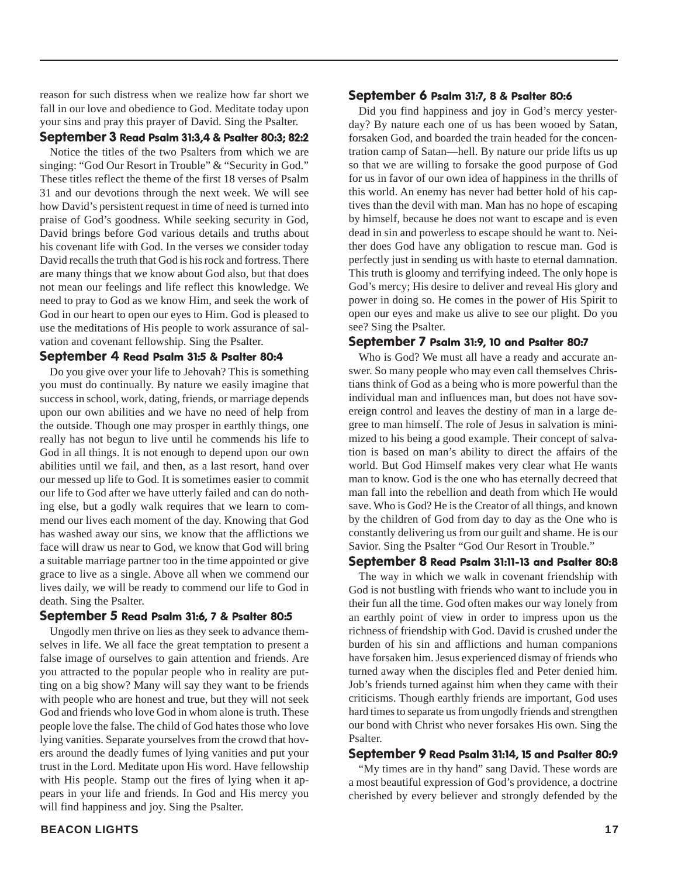reason for such distress when we realize how far short we fall in our love and obedience to God. Meditate today upon your sins and pray this prayer of David. Sing the Psalter.

### September 3 Read Psalm 31:3,4 & Psalter 80:3; 82:2

Notice the titles of the two Psalters from which we are singing: "God Our Resort in Trouble" & "Security in God." These titles reflect the theme of the first 18 verses of Psalm 31 and our devotions through the next week. We will see how David's persistent request in time of need is turned into praise of God's goodness. While seeking security in God, David brings before God various details and truths about his covenant life with God. In the verses we consider today David recalls the truth that God is his rock and fortress. There are many things that we know about God also, but that does not mean our feelings and life reflect this knowledge. We need to pray to God as we know Him, and seek the work of God in our heart to open our eyes to Him. God is pleased to use the meditations of His people to work assurance of salvation and covenant fellowship. Sing the Psalter.

### September 4 Read Psalm 31:5 & Psalter 80:4

Do you give over your life to Jehovah? This is something you must do continually. By nature we easily imagine that success in school, work, dating, friends, or marriage depends upon our own abilities and we have no need of help from the outside. Though one may prosper in earthly things, one really has not begun to live until he commends his life to God in all things. It is not enough to depend upon our own abilities until we fail, and then, as a last resort, hand over our messed up life to God. It is sometimes easier to commit our life to God after we have utterly failed and can do nothing else, but a godly walk requires that we learn to commend our lives each moment of the day. Knowing that God has washed away our sins, we know that the afflictions we face will draw us near to God, we know that God will bring a suitable marriage partner too in the time appointed or give grace to live as a single. Above all when we commend our lives daily, we will be ready to commend our life to God in death. Sing the Psalter.

### September 5 Read Psalm 31:6, 7 & Psalter 80:5

Ungodly men thrive on lies as they seek to advance themselves in life. We all face the great temptation to present a false image of ourselves to gain attention and friends. Are you attracted to the popular people who in reality are putting on a big show? Many will say they want to be friends with people who are honest and true, but they will not seek God and friends who love God in whom alone is truth. These people love the false. The child of God hates those who love lying vanities. Separate yourselves from the crowd that hovers around the deadly fumes of lying vanities and put your trust in the Lord. Meditate upon His word. Have fellowship with His people. Stamp out the fires of lying when it appears in your life and friends. In God and His mercy you will find happiness and joy. Sing the Psalter.

### September 6 Psalm 31:7, 8 & Psalter 80:6

Did you find happiness and joy in God's mercy yesterday? By nature each one of us has been wooed by Satan, forsaken God, and boarded the train headed for the concentration camp of Satan—hell. By nature our pride lifts us up so that we are willing to forsake the good purpose of God for us in favor of our own idea of happiness in the thrills of this world. An enemy has never had better hold of his captives than the devil with man. Man has no hope of escaping by himself, because he does not want to escape and is even dead in sin and powerless to escape should he want to. Neither does God have any obligation to rescue man. God is perfectly just in sending us with haste to eternal damnation. This truth is gloomy and terrifying indeed. The only hope is God's mercy; His desire to deliver and reveal His glory and power in doing so. He comes in the power of His Spirit to open our eyes and make us alive to see our plight. Do you see? Sing the Psalter.

### September 7 Psalm 31:9, 10 and Psalter 80:7

Who is God? We must all have a ready and accurate answer. So many people who may even call themselves Christians think of God as a being who is more powerful than the individual man and influences man, but does not have sovereign control and leaves the destiny of man in a large degree to man himself. The role of Jesus in salvation is minimized to his being a good example. Their concept of salvation is based on man's ability to direct the affairs of the world. But God Himself makes very clear what He wants man to know. God is the one who has eternally decreed that man fall into the rebellion and death from which He would save. Who is God? He is the Creator of all things, and known by the children of God from day to day as the One who is constantly delivering us from our guilt and shame. He is our Savior. Sing the Psalter "God Our Resort in Trouble."

### September 8 Read Psalm 31:11-13 and Psalter 80:8

The way in which we walk in covenant friendship with God is not bustling with friends who want to include you in their fun all the time. God often makes our way lonely from an earthly point of view in order to impress upon us the richness of friendship with God. David is crushed under the burden of his sin and afflictions and human companions have forsaken him. Jesus experienced dismay of friends who turned away when the disciples fled and Peter denied him. Job's friends turned against him when they came with their criticisms. Though earthly friends are important, God uses hard times to separate us from ungodly friends and strengthen our bond with Christ who never forsakes His own. Sing the Psalter.

### September 9 Read Psalm 31:14, 15 and Psalter 80:9

"My times are in thy hand" sang David. These words are a most beautiful expression of God's providence, a doctrine cherished by every believer and strongly defended by the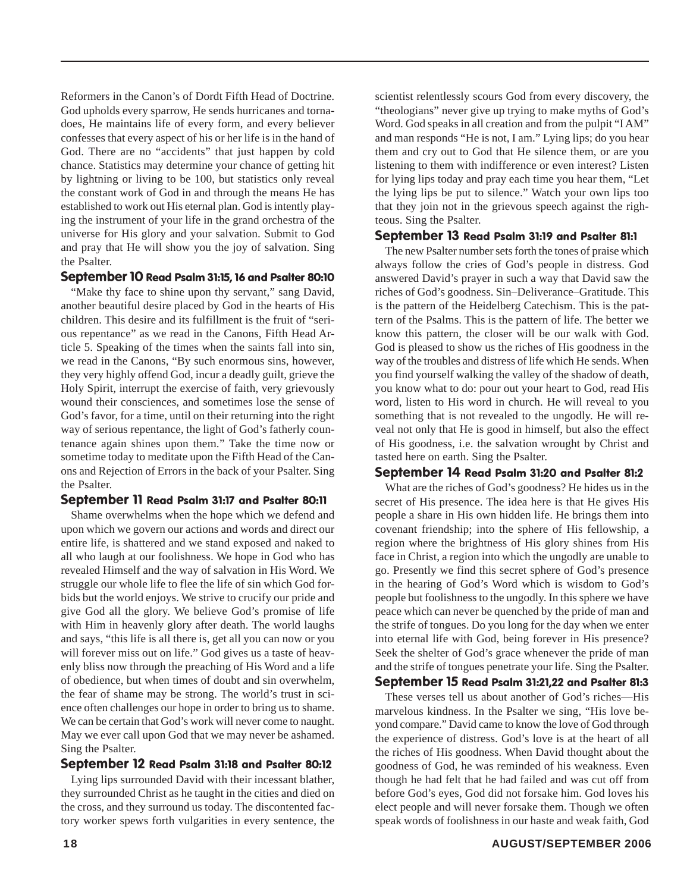Reformers in the Canon's of Dordt Fifth Head of Doctrine. God upholds every sparrow, He sends hurricanes and tornadoes, He maintains life of every form, and every believer confesses that every aspect of his or her life is in the hand of God. There are no "accidents" that just happen by cold chance. Statistics may determine your chance of getting hit by lightning or living to be 100, but statistics only reveal the constant work of God in and through the means He has established to work out His eternal plan. God is intently playing the instrument of your life in the grand orchestra of the universe for His glory and your salvation. Submit to God and pray that He will show you the joy of salvation. Sing the Psalter.

### September 10 Read Psalm 31:15, 16 and Psalter 80:10

"Make thy face to shine upon thy servant," sang David, another beautiful desire placed by God in the hearts of His children. This desire and its fulfillment is the fruit of "serious repentance" as we read in the Canons, Fifth Head Article 5. Speaking of the times when the saints fall into sin, we read in the Canons, "By such enormous sins, however, they very highly offend God, incur a deadly guilt, grieve the Holy Spirit, interrupt the exercise of faith, very grievously wound their consciences, and sometimes lose the sense of God's favor, for a time, until on their returning into the right way of serious repentance, the light of God's fatherly countenance again shines upon them." Take the time now or sometime today to meditate upon the Fifth Head of the Canons and Rejection of Errors in the back of your Psalter. Sing the Psalter.

### September 11 Read Psalm 31:17 and Psalter 80:11

Shame overwhelms when the hope which we defend and upon which we govern our actions and words and direct our entire life, is shattered and we stand exposed and naked to all who laugh at our foolishness. We hope in God who has revealed Himself and the way of salvation in His Word. We struggle our whole life to flee the life of sin which God forbids but the world enjoys. We strive to crucify our pride and give God all the glory. We believe God's promise of life with Him in heavenly glory after death. The world laughs and says, "this life is all there is, get all you can now or you will forever miss out on life." God gives us a taste of heavenly bliss now through the preaching of His Word and a life of obedience, but when times of doubt and sin overwhelm, the fear of shame may be strong. The world's trust in science often challenges our hope in order to bring us to shame. We can be certain that God's work will never come to naught. May we ever call upon God that we may never be ashamed. Sing the Psalter.

### September 12 Read Psalm 31:18 and Psalter 80:12

Lying lips surrounded David with their incessant blather, they surrounded Christ as he taught in the cities and died on the cross, and they surround us today. The discontented factory worker spews forth vulgarities in every sentence, the scientist relentlessly scours God from every discovery, the "theologians" never give up trying to make myths of God's Word. God speaks in all creation and from the pulpit "I AM" and man responds "He is not, I am." Lying lips; do you hear them and cry out to God that He silence them, or are you listening to them with indifference or even interest? Listen for lying lips today and pray each time you hear them, "Let the lying lips be put to silence." Watch your own lips too that they join not in the grievous speech against the righteous. Sing the Psalter.

### September 13 Read Psalm 31:19 and Psalter 81:1

The new Psalter number sets forth the tones of praise which always follow the cries of God's people in distress. God answered David's prayer in such a way that David saw the riches of God's goodness. Sin–Deliverance–Gratitude. This is the pattern of the Heidelberg Catechism. This is the pattern of the Psalms. This is the pattern of life. The better we know this pattern, the closer will be our walk with God. God is pleased to show us the riches of His goodness in the way of the troubles and distress of life which He sends. When you find yourself walking the valley of the shadow of death, you know what to do: pour out your heart to God, read His word, listen to His word in church. He will reveal to you something that is not revealed to the ungodly. He will reveal not only that He is good in himself, but also the effect of His goodness, i.e. the salvation wrought by Christ and tasted here on earth. Sing the Psalter.

### September 14 Read Psalm 31:20 and Psalter 81:2

What are the riches of God's goodness? He hides us in the secret of His presence. The idea here is that He gives His people a share in His own hidden life. He brings them into covenant friendship; into the sphere of His fellowship, a region where the brightness of His glory shines from His face in Christ, a region into which the ungodly are unable to go. Presently we find this secret sphere of God's presence in the hearing of God's Word which is wisdom to God's people but foolishness to the ungodly. In this sphere we have peace which can never be quenched by the pride of man and the strife of tongues. Do you long for the day when we enter into eternal life with God, being forever in His presence? Seek the shelter of God's grace whenever the pride of man and the strife of tongues penetrate your life. Sing the Psalter.

### September 15 Read Psalm 31:21,22 and Psalter 81:3

These verses tell us about another of God's riches—His marvelous kindness. In the Psalter we sing, "His love beyond compare." David came to know the love of God through the experience of distress. God's love is at the heart of all the riches of His goodness. When David thought about the goodness of God, he was reminded of his weakness. Even though he had felt that he had failed and was cut off from before God's eyes, God did not forsake him. God loves his elect people and will never forsake them. Though we often speak words of foolishness in our haste and weak faith, God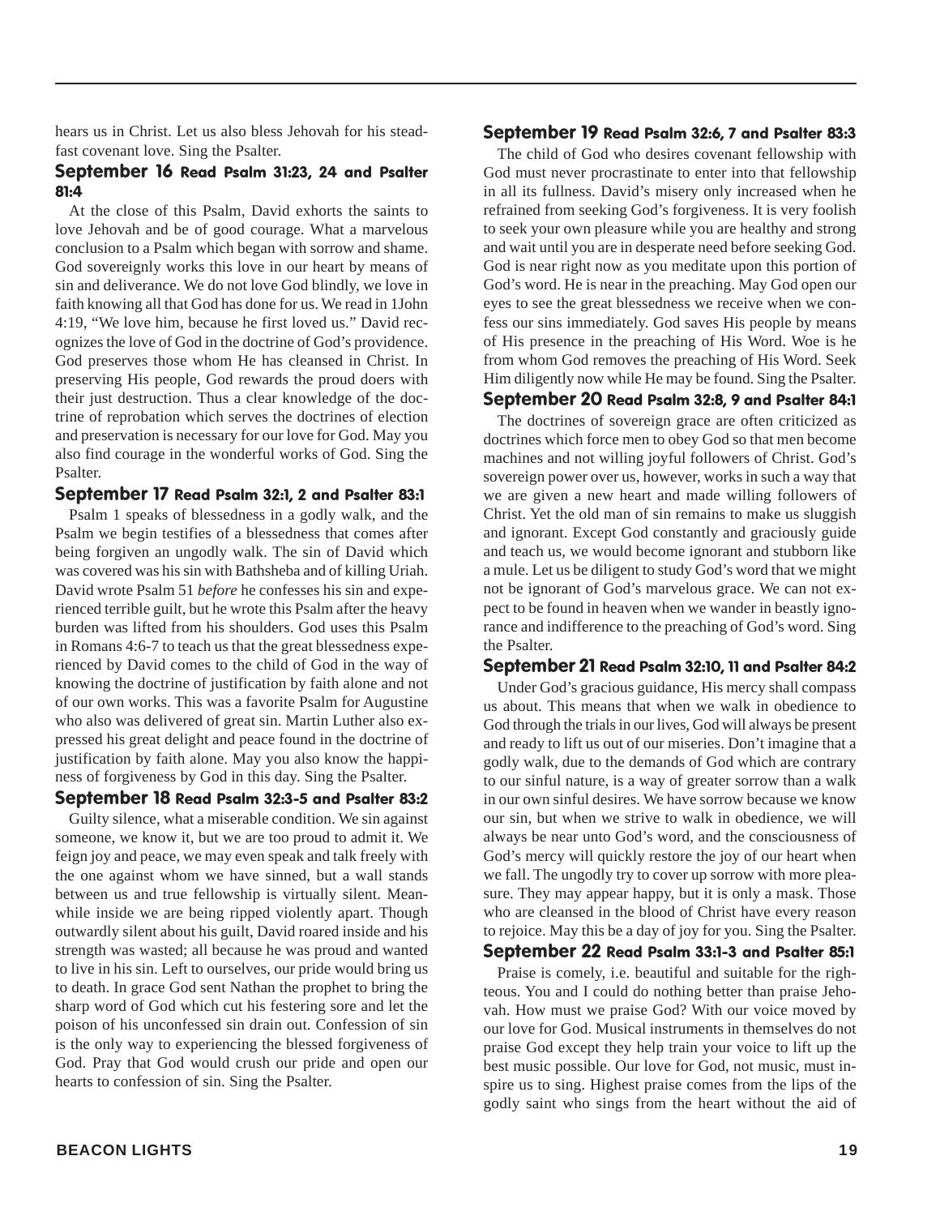hears us in Christ. Let us also bless Jehovah for his steadfast covenant love. Sing the Psalter.

### September 16 Read Psalm 31:23, 24 and Psalter 81:4

At the close of this Psalm, David exhorts the saints to love Jehovah and be of good courage. What a marvelous conclusion to a Psalm which began with sorrow and shame. God sovereignly works this love in our heart by means of sin and deliverance. We do not love God blindly, we love in faith knowing all that God has done for us. We read in 1John 4:19, "We love him, because he first loved us." David recognizes the love of God in the doctrine of God's providence. God preserves those whom He has cleansed in Christ. In preserving His people, God rewards the proud doers with their just destruction. Thus a clear knowledge of the doctrine of reprobation which serves the doctrines of election and preservation is necessary for our love for God. May you also find courage in the wonderful works of God. Sing the Psalter.

### September 17 Read Psalm 32:1, 2 and Psalter 83:1

Psalm 1 speaks of blessedness in a godly walk, and the Psalm we begin testifies of a blessedness that comes after being forgiven an ungodly walk. The sin of David which was covered was his sin with Bathsheba and of killing Uriah. David wrote Psalm 51 *before* he confesses his sin and experienced terrible guilt, but he wrote this Psalm after the heavy burden was lifted from his shoulders. God uses this Psalm in Romans 4:6-7 to teach us that the great blessedness experienced by David comes to the child of God in the way of knowing the doctrine of justification by faith alone and not of our own works. This was a favorite Psalm for Augustine who also was delivered of great sin. Martin Luther also expressed his great delight and peace found in the doctrine of justification by faith alone. May you also know the happiness of forgiveness by God in this day. Sing the Psalter.

### September 18 Read Psalm 32:3-5 and Psalter 83:2

Guilty silence, what a miserable condition. We sin against someone, we know it, but we are too proud to admit it. We feign joy and peace, we may even speak and talk freely with the one against whom we have sinned, but a wall stands between us and true fellowship is virtually silent. Meanwhile inside we are being ripped violently apart. Though outwardly silent about his guilt, David roared inside and his strength was wasted; all because he was proud and wanted to live in his sin. Left to ourselves, our pride would bring us to death. In grace God sent Nathan the prophet to bring the sharp word of God which cut his festering sore and let the poison of his unconfessed sin drain out. Confession of sin is the only way to experiencing the blessed forgiveness of God. Pray that God would crush our pride and open our hearts to confession of sin. Sing the Psalter.

### September 19 Read Psalm 32:6, 7 and Psalter 83:3

The child of God who desires covenant fellowship with God must never procrastinate to enter into that fellowship in all its fullness. David's misery only increased when he refrained from seeking God's forgiveness. It is very foolish to seek your own pleasure while you are healthy and strong and wait until you are in desperate need before seeking God. God is near right now as you meditate upon this portion of God's word. He is near in the preaching. May God open our eyes to see the great blessedness we receive when we confess our sins immediately. God saves His people by means of His presence in the preaching of His Word. Woe is he from whom God removes the preaching of His Word. Seek Him diligently now while He may be found. Sing the Psalter.

### September 20 Read Psalm 32:8, 9 and Psalter 84:1

The doctrines of sovereign grace are often criticized as doctrines which force men to obey God so that men become machines and not willing joyful followers of Christ. God's sovereign power over us, however, works in such a way that we are given a new heart and made willing followers of Christ. Yet the old man of sin remains to make us sluggish and ignorant. Except God constantly and graciously guide and teach us, we would become ignorant and stubborn like a mule. Let us be diligent to study God's word that we might not be ignorant of God's marvelous grace. We can not expect to be found in heaven when we wander in beastly ignorance and indifference to the preaching of God's word. Sing the Psalter.

### September 21 Read Psalm 32:10, 11 and Psalter 84:2

Under God's gracious guidance, His mercy shall compass us about. This means that when we walk in obedience to God through the trials in our lives, God will always be present and ready to lift us out of our miseries. Don't imagine that a godly walk, due to the demands of God which are contrary to our sinful nature, is a way of greater sorrow than a walk in our own sinful desires. We have sorrow because we know our sin, but when we strive to walk in obedience, we will always be near unto God's word, and the consciousness of God's mercy will quickly restore the joy of our heart when we fall. The ungodly try to cover up sorrow with more pleasure. They may appear happy, but it is only a mask. Those who are cleansed in the blood of Christ have every reason to rejoice. May this be a day of joy for you. Sing the Psalter.

### September 22 Read Psalm 33:1-3 and Psalter 85:1

Praise is comely, i.e. beautiful and suitable for the righteous. You and I could do nothing better than praise Jehovah. How must we praise God? With our voice moved by our love for God. Musical instruments in themselves do not praise God except they help train your voice to lift up the best music possible. Our love for God, not music, must inspire us to sing. Highest praise comes from the lips of the godly saint who sings from the heart without the aid of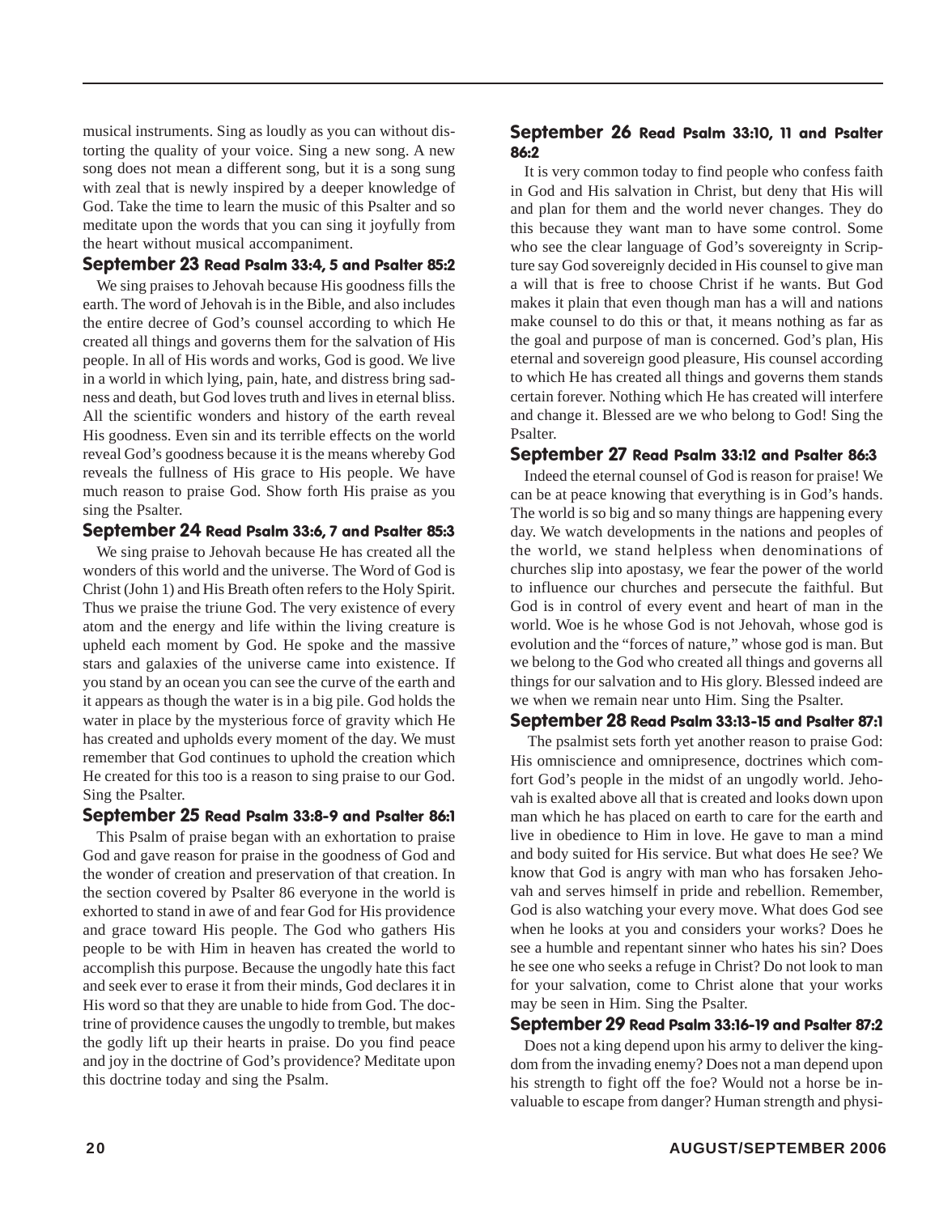musical instruments. Sing as loudly as you can without distorting the quality of your voice. Sing a new song. A new song does not mean a different song, but it is a song sung with zeal that is newly inspired by a deeper knowledge of God. Take the time to learn the music of this Psalter and so meditate upon the words that you can sing it joyfully from the heart without musical accompaniment.

### September 23 Read Psalm 33:4, 5 and Psalter 85:2

We sing praises to Jehovah because His goodness fills the earth. The word of Jehovah is in the Bible, and also includes the entire decree of God's counsel according to which He created all things and governs them for the salvation of His people. In all of His words and works, God is good. We live in a world in which lying, pain, hate, and distress bring sadness and death, but God loves truth and lives in eternal bliss. All the scientific wonders and history of the earth reveal His goodness. Even sin and its terrible effects on the world reveal God's goodness because it is the means whereby God reveals the fullness of His grace to His people. We have much reason to praise God. Show forth His praise as you sing the Psalter.

### September 24 Read Psalm 33:6, 7 and Psalter 85:3

We sing praise to Jehovah because He has created all the wonders of this world and the universe. The Word of God is Christ (John 1) and His Breath often refers to the Holy Spirit. Thus we praise the triune God. The very existence of every atom and the energy and life within the living creature is upheld each moment by God. He spoke and the massive stars and galaxies of the universe came into existence. If you stand by an ocean you can see the curve of the earth and it appears as though the water is in a big pile. God holds the water in place by the mysterious force of gravity which He has created and upholds every moment of the day. We must remember that God continues to uphold the creation which He created for this too is a reason to sing praise to our God. Sing the Psalter.

### September 25 Read Psalm 33:8-9 and Psalter 86:1

This Psalm of praise began with an exhortation to praise God and gave reason for praise in the goodness of God and the wonder of creation and preservation of that creation. In the section covered by Psalter 86 everyone in the world is exhorted to stand in awe of and fear God for His providence and grace toward His people. The God who gathers His people to be with Him in heaven has created the world to accomplish this purpose. Because the ungodly hate this fact and seek ever to erase it from their minds, God declares it in His word so that they are unable to hide from God. The doctrine of providence causes the ungodly to tremble, but makes the godly lift up their hearts in praise. Do you find peace and joy in the doctrine of God's providence? Meditate upon this doctrine today and sing the Psalm.

### September 26 Read Psalm 33:10, 11 and Psalter 86:2

It is very common today to find people who confess faith in God and His salvation in Christ, but deny that His will and plan for them and the world never changes. They do this because they want man to have some control. Some who see the clear language of God's sovereignty in Scripture say God sovereignly decided in His counsel to give man a will that is free to choose Christ if he wants. But God makes it plain that even though man has a will and nations make counsel to do this or that, it means nothing as far as the goal and purpose of man is concerned. God's plan, His eternal and sovereign good pleasure, His counsel according to which He has created all things and governs them stands certain forever. Nothing which He has created will interfere and change it. Blessed are we who belong to God! Sing the Psalter.

### September 27 Read Psalm 33:12 and Psalter 86:3

Indeed the eternal counsel of God is reason for praise! We can be at peace knowing that everything is in God's hands. The world is so big and so many things are happening every day. We watch developments in the nations and peoples of the world, we stand helpless when denominations of churches slip into apostasy, we fear the power of the world to influence our churches and persecute the faithful. But God is in control of every event and heart of man in the world. Woe is he whose God is not Jehovah, whose god is evolution and the "forces of nature," whose god is man. But we belong to the God who created all things and governs all things for our salvation and to His glory. Blessed indeed are we when we remain near unto Him. Sing the Psalter.

### September 28 Read Psalm 33:13-15 and Psalter 87:1

The psalmist sets forth yet another reason to praise God: His omniscience and omnipresence, doctrines which comfort God's people in the midst of an ungodly world. Jehovah is exalted above all that is created and looks down upon man which he has placed on earth to care for the earth and live in obedience to Him in love. He gave to man a mind and body suited for His service. But what does He see? We know that God is angry with man who has forsaken Jehovah and serves himself in pride and rebellion. Remember, God is also watching your every move. What does God see when he looks at you and considers your works? Does he see a humble and repentant sinner who hates his sin? Does he see one who seeks a refuge in Christ? Do not look to man for your salvation, come to Christ alone that your works may be seen in Him. Sing the Psalter.

### September 29 Read Psalm 33:16-19 and Psalter 87:2

Does not a king depend upon his army to deliver the kingdom from the invading enemy? Does not a man depend upon his strength to fight off the foe? Would not a horse be invaluable to escape from danger? Human strength and physi-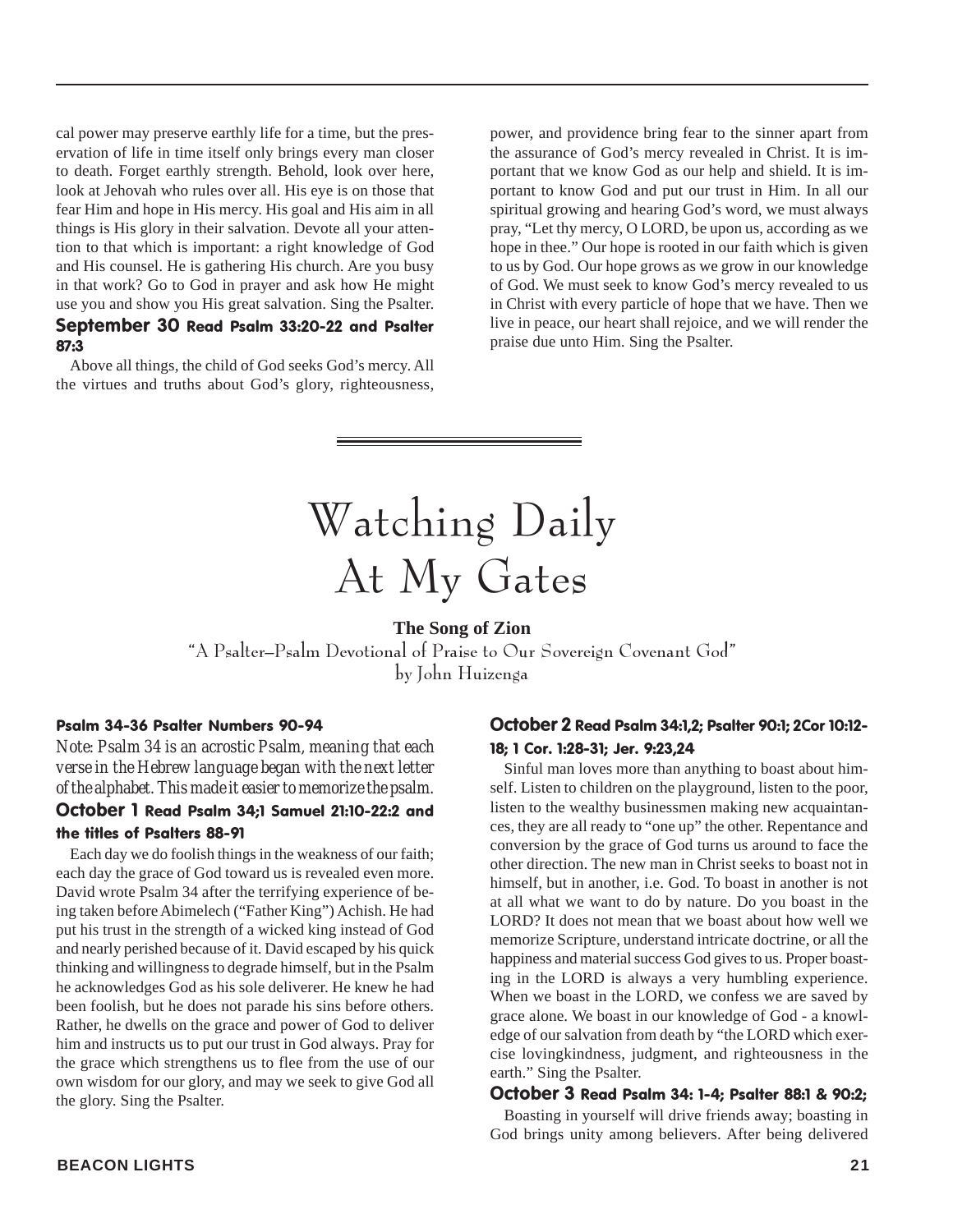cal power may preserve earthly life for a time, but the preservation of life in time itself only brings every man closer to death. Forget earthly strength. Behold, look over here, look at Jehovah who rules over all. His eye is on those that fear Him and hope in His mercy. His goal and His aim in all things is His glory in their salvation. Devote all your attention to that which is important: a right knowledge of God and His counsel. He is gathering His church. Are you busy in that work? Go to God in prayer and ask how He might use you and show you His great salvation. Sing the Psalter.

### September 30 Read Psalm 33:20-22 and Psalter 87:3

Above all things, the child of God seeks God's mercy. All the virtues and truths about God's glory, righteousness, power, and providence bring fear to the sinner apart from the assurance of God's mercy revealed in Christ. It is important that we know God as our help and shield. It is important to know God and put our trust in Him. In all our spiritual growing and hearing God's word, we must always pray, "Let thy mercy, O LORD, be upon us, according as we hope in thee." Our hope is rooted in our faith which is given to us by God. Our hope grows as we grow in our knowledge of God. We must seek to know God's mercy revealed to us in Christ with every particle of hope that we have. Then we live in peace, our heart shall rejoice, and we will render the praise due unto Him. Sing the Psalter.

# Watching Daily At My Gates

**The Song of Zion**

"A Psalter–Psalm Devotional of Praise to Our Sovereign Covenant God"

by John Huizenga

### Psalm 34-36 Psalter Numbers 90-94

*Note: Psalm 34 is an acrostic Psalm, meaning that each verse in the Hebrew language began with the next letter of the alphabet. This made it easier to memorize the psalm.*

### October 1 Read Psalm 34;1 Samuel 21:10-22:2 and the titles of Psalters 88-91

Each day we do foolish things in the weakness of our faith; each day the grace of God toward us is revealed even more. David wrote Psalm 34 after the terrifying experience of being taken before Abimelech ("Father King") Achish. He had put his trust in the strength of a wicked king instead of God and nearly perished because of it. David escaped by his quick thinking and willingness to degrade himself, but in the Psalm he acknowledges God as his sole deliverer. He knew he had been foolish, but he does not parade his sins before others. Rather, he dwells on the grace and power of God to deliver him and instructs us to put our trust in God always. Pray for the grace which strengthens us to flee from the use of our own wisdom for our glory, and may we seek to give God all the glory. Sing the Psalter.

### October 2 Read Psalm 34:1,2; Psalter 90:1; 2Cor 10:12-18; 1 Cor. 1:28-31; Jer. 9:23,24

Sinful man loves more than anything to boast about himself. Listen to children on the playground, listen to the poor, listen to the wealthy businessmen making new acquaintances, they are all ready to "one up" the other. Repentance and conversion by the grace of God turns us around to face the other direction. The new man in Christ seeks to boast not in himself, but in another, i.e. God. To boast in another is not at all what we want to do by nature. Do you boast in the LORD? It does not mean that we boast about how well we memorize Scripture, understand intricate doctrine, or all the happiness and material success God gives to us. Proper boasting in the LORD is always a very humbling experience. When we boast in the LORD, we confess we are saved by grace alone. We boast in our knowledge of God - a knowledge of our salvation from death by "the LORD which exercise lovingkindness, judgment, and righteousness in the earth." Sing the Psalter.

### October 3 Read Psalm 34: 1-4; Psalter 88:1 & 90:2;

Boasting in yourself will drive friends away; boasting in God brings unity among believers. After being delivered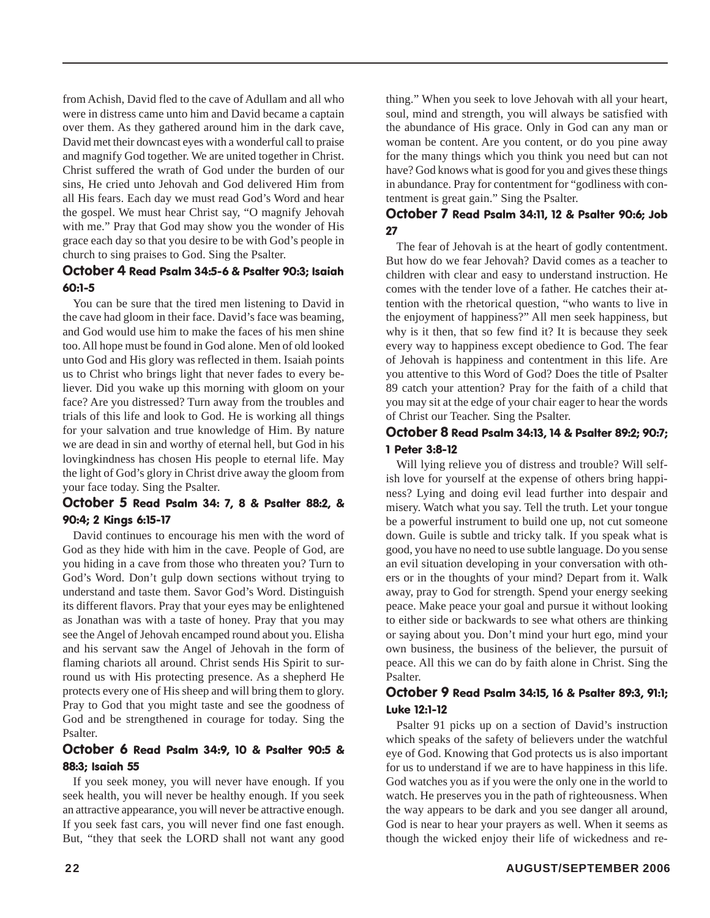from Achish, David fled to the cave of Adullam and all who were in distress came unto him and David became a captain over them. As they gathered around him in the dark cave, David met their downcast eyes with a wonderful call to praise and magnify God together. We are united together in Christ. Christ suffered the wrath of God under the burden of our sins, He cried unto Jehovah and God delivered Him from all His fears. Each day we must read God's Word and hear the gospel. We must hear Christ say, "O magnify Jehovah with me." Pray that God may show you the wonder of His grace each day so that you desire to be with God's people in church to sing praises to God. Sing the Psalter.

### October 4 Read Psalm 34:5-6 & Psalter 90:3; Isaiah 60:1-5

You can be sure that the tired men listening to David in the cave had gloom in their face. David's face was beaming, and God would use him to make the faces of his men shine too. All hope must be found in God alone. Men of old looked unto God and His glory was reflected in them. Isaiah points us to Christ who brings light that never fades to every believer. Did you wake up this morning with gloom on your face? Are you distressed? Turn away from the troubles and trials of this life and look to God. He is working all things for your salvation and true knowledge of Him. By nature we are dead in sin and worthy of eternal hell, but God in his lovingkindness has chosen His people to eternal life. May the light of God's glory in Christ drive away the gloom from your face today. Sing the Psalter.

### October 5 Read Psalm 34: 7, 8 & Psalter 88:2, & 90:4; 2 Kings 6:15-17

David continues to encourage his men with the word of God as they hide with him in the cave. People of God, are you hiding in a cave from those who threaten you? Turn to God's Word. Don't gulp down sections without trying to understand and taste them. Savor God's Word. Distinguish its different flavors. Pray that your eyes may be enlightened as Jonathan was with a taste of honey. Pray that you may see the Angel of Jehovah encamped round about you. Elisha and his servant saw the Angel of Jehovah in the form of flaming chariots all around. Christ sends His Spirit to surround us with His protecting presence. As a shepherd He protects every one of His sheep and will bring them to glory. Pray to God that you might taste and see the goodness of God and be strengthened in courage for today. Sing the Psalter.

### October 6 Read Psalm 34:9, 10 & Psalter 90:5 & 88:3; Isaiah 55

If you seek money, you will never have enough. If you seek health, you will never be healthy enough. If you seek an attractive appearance, you will never be attractive enough. If you seek fast cars, you will never find one fast enough. But, "they that seek the LORD shall not want any good thing." When you seek to love Jehovah with all your heart, soul, mind and strength, you will always be satisfied with the abundance of His grace. Only in God can any man or woman be content. Are you content, or do you pine away for the many things which you think you need but can not have? God knows what is good for you and gives these things in abundance. Pray for contentment for "godliness with contentment is great gain." Sing the Psalter.

### October 7 Read Psalm 34:11, 12 & Psalter 90:6; Job 27

The fear of Jehovah is at the heart of godly contentment. But how do we fear Jehovah? David comes as a teacher to children with clear and easy to understand instruction. He comes with the tender love of a father. He catches their attention with the rhetorical question, "who wants to live in the enjoyment of happiness?" All men seek happiness, but why is it then, that so few find it? It is because they seek every way to happiness except obedience to God. The fear of Jehovah is happiness and contentment in this life. Are you attentive to this Word of God? Does the title of Psalter 89 catch your attention? Pray for the faith of a child that you may sit at the edge of your chair eager to hear the words of Christ our Teacher. Sing the Psalter.

### October 8 Read Psalm 34:13, 14 & Psalter 89:2; 90:7; 1 Peter 3:8-12

Will lying relieve you of distress and trouble? Will selfish love for yourself at the expense of others bring happiness? Lying and doing evil lead further into despair and misery. Watch what you say. Tell the truth. Let your tongue be a powerful instrument to build one up, not cut someone down. Guile is subtle and tricky talk. If you speak what is good, you have no need to use subtle language. Do you sense an evil situation developing in your conversation with others or in the thoughts of your mind? Depart from it. Walk away, pray to God for strength. Spend your energy seeking peace. Make peace your goal and pursue it without looking to either side or backwards to see what others are thinking or saying about you. Don't mind your hurt ego, mind your own business, the business of the believer, the pursuit of peace. All this we can do by faith alone in Christ. Sing the Psalter.

### October 9 Read Psalm 34:15, 16 & Psalter 89:3, 91:1; Luke 12:1-12

Psalter 91 picks up on a section of David's instruction which speaks of the safety of believers under the watchful eye of God. Knowing that God protects us is also important for us to understand if we are to have happiness in this life. God watches you as if you were the only one in the world to watch. He preserves you in the path of righteousness. When the way appears to be dark and you see danger all around, God is near to hear your prayers as well. When it seems as though the wicked enjoy their life of wickedness and re-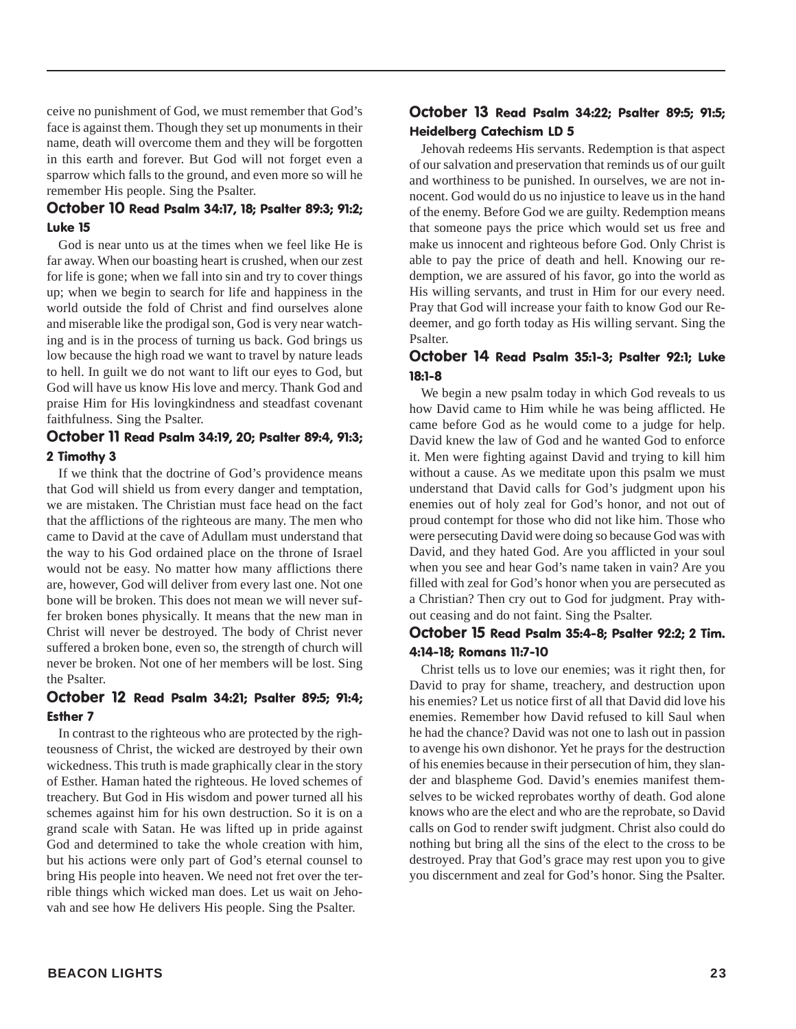ceive no punishment of God, we must remember that God's face is against them. Though they set up monuments in their name, death will overcome them and they will be forgotten in this earth and forever. But God will not forget even a sparrow which falls to the ground, and even more so will he remember His people. Sing the Psalter.

### October 10 Read Psalm 34:17, 18; Psalter 89:3; 91:2; Luke 15

God is near unto us at the times when we feel like He is far away. When our boasting heart is crushed, when our zest for life is gone; when we fall into sin and try to cover things up; when we begin to search for life and happiness in the world outside the fold of Christ and find ourselves alone and miserable like the prodigal son, God is very near watching and is in the process of turning us back. God brings us low because the high road we want to travel by nature leads to hell. In guilt we do not want to lift our eyes to God, but God will have us know His love and mercy. Thank God and praise Him for His lovingkindness and steadfast covenant faithfulness. Sing the Psalter.

### October 11 Read Psalm 34:19, 20; Psalter 89:4, 91:3; 2 Timothy 3

If we think that the doctrine of God's providence means that God will shield us from every danger and temptation, we are mistaken. The Christian must face head on the fact that the afflictions of the righteous are many. The men who came to David at the cave of Adullam must understand that the way to his God ordained place on the throne of Israel would not be easy. No matter how many afflictions there are, however, God will deliver from every last one. Not one bone will be broken. This does not mean we will never suffer broken bones physically. It means that the new man in Christ will never be destroyed. The body of Christ never suffered a broken bone, even so, the strength of church will never be broken. Not one of her members will be lost. Sing the Psalter.

### October 12 Read Psalm 34:21; Psalter 89:5; 91:4; Esther 7

In contrast to the righteous who are protected by the righteousness of Christ, the wicked are destroyed by their own wickedness. This truth is made graphically clear in the story of Esther. Haman hated the righteous. He loved schemes of treachery. But God in His wisdom and power turned all his schemes against him for his own destruction. So it is on a grand scale with Satan. He was lifted up in pride against God and determined to take the whole creation with him, but his actions were only part of God's eternal counsel to bring His people into heaven. We need not fret over the terrible things which wicked man does. Let us wait on Jehovah and see how He delivers His people. Sing the Psalter.

### October 13 Read Psalm 34:22; Psalter 89:5; 91:5; Heidelberg Catechism LD 5

Jehovah redeems His servants. Redemption is that aspect of our salvation and preservation that reminds us of our guilt and worthiness to be punished. In ourselves, we are not innocent. God would do us no injustice to leave us in the hand of the enemy. Before God we are guilty. Redemption means that someone pays the price which would set us free and make us innocent and righteous before God. Only Christ is able to pay the price of death and hell. Knowing our redemption, we are assured of his favor, go into the world as His willing servants, and trust in Him for our every need. Pray that God will increase your faith to know God our Redeemer, and go forth today as His willing servant. Sing the Psalter.

### October 14 Read Psalm 35:1-3; Psalter 92:1; Luke 18:1-8

We begin a new psalm today in which God reveals to us how David came to Him while he was being afflicted. He came before God as he would come to a judge for help. David knew the law of God and he wanted God to enforce it. Men were fighting against David and trying to kill him without a cause. As we meditate upon this psalm we must understand that David calls for God's judgment upon his enemies out of holy zeal for God's honor, and not out of proud contempt for those who did not like him. Those who were persecuting David were doing so because God was with David, and they hated God. Are you afflicted in your soul when you see and hear God's name taken in vain? Are you filled with zeal for God's honor when you are persecuted as a Christian? Then cry out to God for judgment. Pray without ceasing and do not faint. Sing the Psalter.

### October 15 Read Psalm 35:4-8; Psalter 92:2; 2 Tim. 4:14-18; Romans 11:7-10

Christ tells us to love our enemies; was it right then, for David to pray for shame, treachery, and destruction upon his enemies? Let us notice first of all that David did love his enemies. Remember how David refused to kill Saul when he had the chance? David was not one to lash out in passion to avenge his own dishonor. Yet he prays for the destruction of his enemies because in their persecution of him, they slander and blaspheme God. David's enemies manifest themselves to be wicked reprobates worthy of death. God alone knows who are the elect and who are the reprobate, so David calls on God to render swift judgment. Christ also could do nothing but bring all the sins of the elect to the cross to be destroyed. Pray that God's grace may rest upon you to give you discernment and zeal for God's honor. Sing the Psalter.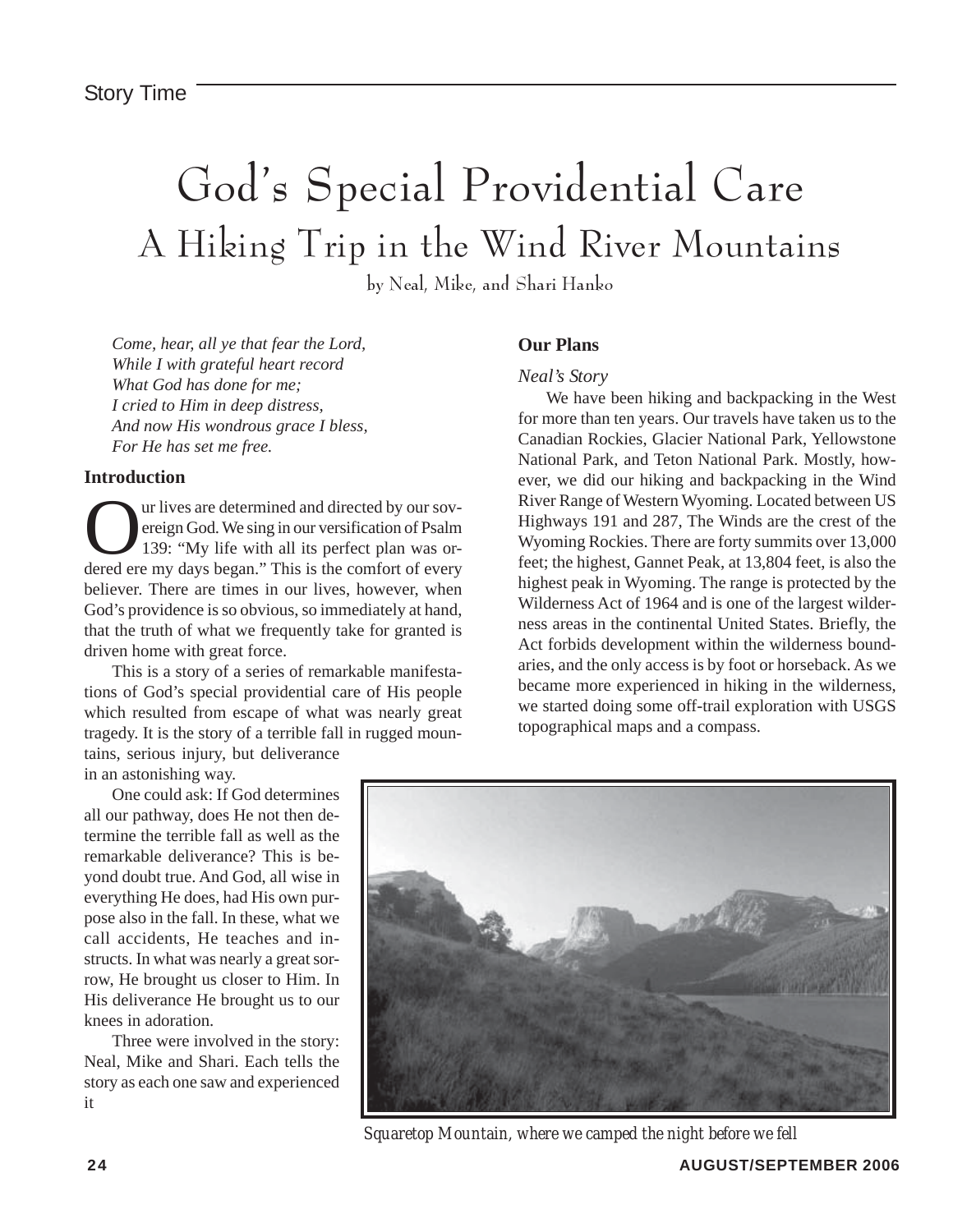# God's Special Providential Care

## A Hiking Trip in the Wind River Mountains

by Neal, Mike, and Shari Hanko

*Come, hear, all ye that fear the Lord,*
*While I with grateful heart record*
*What God has done for me;*
*I cried to Him in deep distress,*
*And now His wondrous grace I bless,*
*For He has set me free.*

### Introduction

Our lives are determined and directed by our sovereign God. We sing in our versification of Psalm 139: "My life with all its perfect plan was ordered ere my days began." This is the comfort of every believer. There are times in our lives, however, when God's providence is so obvious, so immediately at hand, that the truth of what we frequently take for granted is driven home with great force.

This is a story of a series of remarkable manifestations of God's special providential care of His people which resulted from escape of what was nearly great tragedy. It is the story of a terrible fall in rugged mountains, serious injury, but deliverance in an astonishing way.

One could ask: If God determines all our pathway, does He not then determine the terrible fall as well as the remarkable deliverance? This is beyond doubt true. And God, all wise in everything He does, had His own purpose also in the fall. In these, what we call accidents, He teaches and instructs. In what was nearly a great sorrow, He brought us closer to Him. In His deliverance He brought us to our knees in adoration.

Three were involved in the story: Neal, Mike and Shari. Each tells the story as each one saw and experienced it

### Our Plans

*Neal's Story*

We have been hiking and backpacking in the West for more than ten years. Our travels have taken us to the Canadian Rockies, Glacier National Park, Yellowstone National Park, and Teton National Park. Mostly, however, we did our hiking and backpacking in the Wind River Range of Western Wyoming. Located between US Highways 191 and 287, The Winds are the crest of the Wyoming Rockies. There are forty summits over 13,000 feet; the highest, Gannet Peak, at 13,804 feet, is also the highest peak in Wyoming. The range is protected by the Wilderness Act of 1964 and is one of the largest wilderness areas in the continental United States. Briefly, the Act forbids development within the wilderness boundaries, and the only access is by foot or horseback. As we became more experienced in hiking in the wilderness, we started doing some off-trail exploration with USGS topographical maps and a compass.

*Squaretop Mountain, where we camped the night before we fell*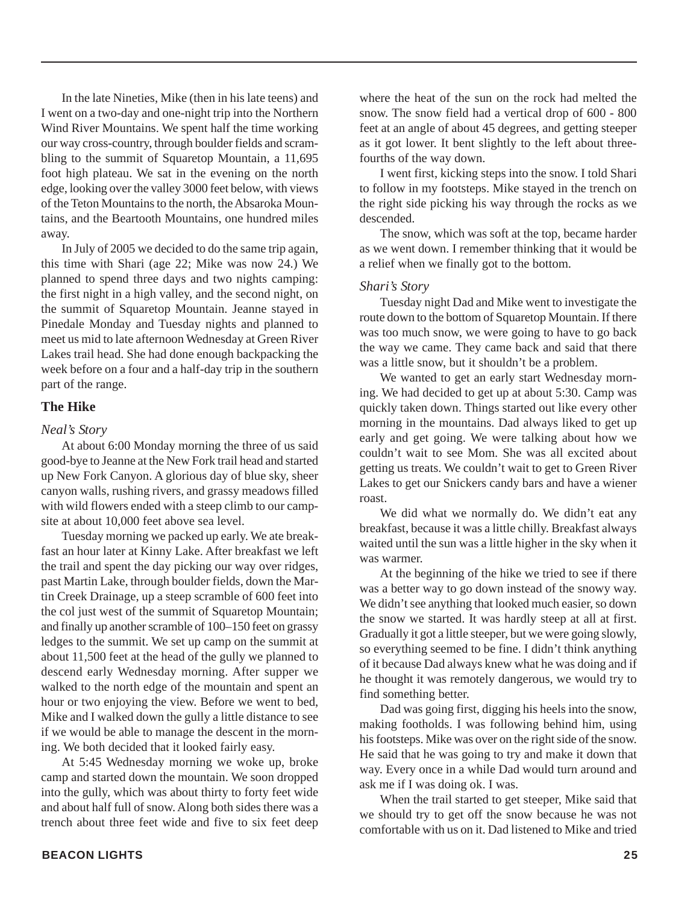In the late Nineties, Mike (then in his late teens) and I went on a two-day and one-night trip into the Northern Wind River Mountains. We spent half the time working our way cross-country, through boulder fields and scrambling to the summit of Squaretop Mountain, a 11,695 foot high plateau. We sat in the evening on the north edge, looking over the valley 3000 feet below, with views of the Teton Mountains to the north, the Absaroka Mountains, and the Beartooth Mountains, one hundred miles away.

In July of 2005 we decided to do the same trip again, this time with Shari (age 22; Mike was now 24.) We planned to spend three days and two nights camping: the first night in a high valley, and the second night, on the summit of Squaretop Mountain. Jeanne stayed in Pinedale Monday and Tuesday nights and planned to meet us mid to late afternoon Wednesday at Green River Lakes trail head. She had done enough backpacking the week before on a four and a half-day trip in the southern part of the range.

## The Hike

*Neal's Story*

At about 6:00 Monday morning the three of us said good-bye to Jeanne at the New Fork trail head and started up New Fork Canyon. A glorious day of blue sky, sheer canyon walls, rushing rivers, and grassy meadows filled with wild flowers ended with a steep climb to our campsite at about 10,000 feet above sea level.

Tuesday morning we packed up early. We ate breakfast an hour later at Kinny Lake. After breakfast we left the trail and spent the day picking our way over ridges, past Martin Lake, through boulder fields, down the Martin Creek Drainage, up a steep scramble of 600 feet into the col just west of the summit of Squaretop Mountain; and finally up another scramble of 100–150 feet on grassy ledges to the summit. We set up camp on the summit at about 11,500 feet at the head of the gully we planned to descend early Wednesday morning. After supper we walked to the north edge of the mountain and spent an hour or two enjoying the view. Before we went to bed, Mike and I walked down the gully a little distance to see if we would be able to manage the descent in the morning. We both decided that it looked fairly easy.

At 5:45 Wednesday morning we woke up, broke camp and started down the mountain. We soon dropped into the gully, which was about thirty to forty feet wide and about half full of snow. Along both sides there was a trench about three feet wide and five to six feet deep where the heat of the sun on the rock had melted the snow. The snow field had a vertical drop of 600 - 800 feet at an angle of about 45 degrees, and getting steeper as it got lower. It bent slightly to the left about three-fourths of the way down.

I went first, kicking steps into the snow. I told Shari to follow in my footsteps. Mike stayed in the trench on the right side picking his way through the rocks as we descended.

The snow, which was soft at the top, became harder as we went down. I remember thinking that it would be a relief when we finally got to the bottom.

*Shari's Story*

Tuesday night Dad and Mike went to investigate the route down to the bottom of Squaretop Mountain. If there was too much snow, we were going to have to go back the way we came. They came back and said that there was a little snow, but it shouldn't be a problem.

We wanted to get an early start Wednesday morning. We had decided to get up at about 5:30. Camp was quickly taken down. Things started out like every other morning in the mountains. Dad always liked to get up early and get going. We were talking about how we couldn't wait to see Mom. She was all excited about getting us treats. We couldn't wait to get to Green River Lakes to get our Snickers candy bars and have a wiener roast.

We did what we normally do. We didn't eat any breakfast, because it was a little chilly. Breakfast always waited until the sun was a little higher in the sky when it was warmer.

At the beginning of the hike we tried to see if there was a better way to go down instead of the snowy way. We didn't see anything that looked much easier, so down the snow we started. It was hardly steep at all at first. Gradually it got a little steeper, but we were going slowly, so everything seemed to be fine. I didn't think anything of it because Dad always knew what he was doing and if he thought it was remotely dangerous, we would try to find something better.

Dad was going first, digging his heels into the snow, making footholds. I was following behind him, using his footsteps. Mike was over on the right side of the snow. He said that he was going to try and make it down that way. Every once in a while Dad would turn around and ask me if I was doing ok. I was.

When the trail started to get steeper, Mike said that we should try to get off the snow because he was not comfortable with us on it. Dad listened to Mike and tried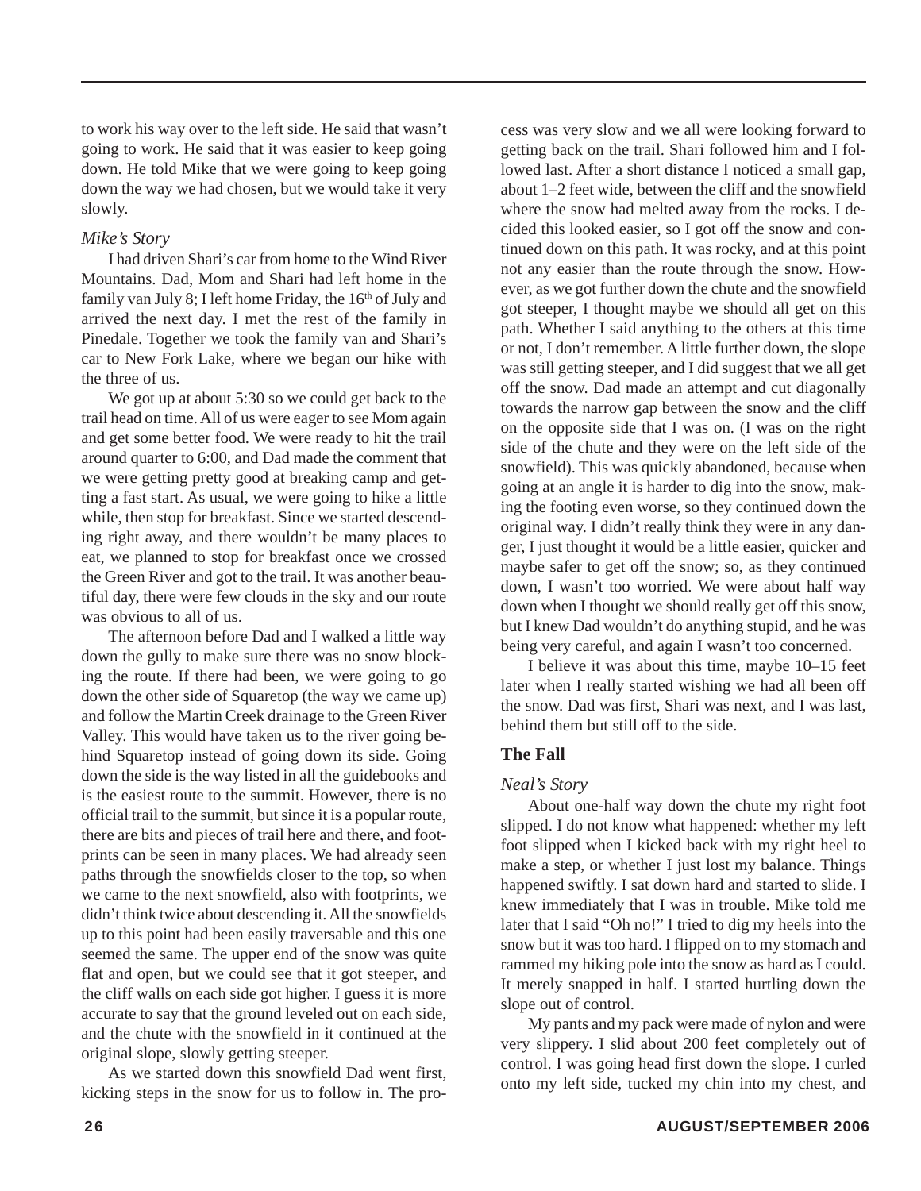to work his way over to the left side. He said that wasn't going to work. He said that it was easier to keep going down. He told Mike that we were going to keep going down the way we had chosen, but we would take it very slowly.

*Mike's Story*

I had driven Shari's car from home to the Wind River Mountains. Dad, Mom and Shari had left home in the family van July 8; I left home Friday, the 16th of July and arrived the next day. I met the rest of the family in Pinedale. Together we took the family van and Shari's car to New Fork Lake, where we began our hike with the three of us.

We got up at about 5:30 so we could get back to the trail head on time. All of us were eager to see Mom again and get some better food. We were ready to hit the trail around quarter to 6:00, and Dad made the comment that we were getting pretty good at breaking camp and getting a fast start. As usual, we were going to hike a little while, then stop for breakfast. Since we started descending right away, and there wouldn't be many places to eat, we planned to stop for breakfast once we crossed the Green River and got to the trail. It was another beautiful day, there were few clouds in the sky and our route was obvious to all of us.

The afternoon before Dad and I walked a little way down the gully to make sure there was no snow blocking the route. If there had been, we were going to go down the other side of Squaretop (the way we came up) and follow the Martin Creek drainage to the Green River Valley. This would have taken us to the river going behind Squaretop instead of going down its side. Going down the side is the way listed in all the guidebooks and is the easiest route to the summit. However, there is no official trail to the summit, but since it is a popular route, there are bits and pieces of trail here and there, and footprints can be seen in many places. We had already seen paths through the snowfields closer to the top, so when we came to the next snowfield, also with footprints, we didn't think twice about descending it. All the snowfields up to this point had been easily traversable and this one seemed the same. The upper end of the snow was quite flat and open, but we could see that it got steeper, and the cliff walls on each side got higher. I guess it is more accurate to say that the ground leveled out on each side, and the chute with the snowfield in it continued at the original slope, slowly getting steeper.

As we started down this snowfield Dad went first, kicking steps in the snow for us to follow in. The process was very slow and we all were looking forward to getting back on the trail. Shari followed him and I followed last. After a short distance I noticed a small gap, about 1–2 feet wide, between the cliff and the snowfield where the snow had melted away from the rocks. I decided this looked easier, so I got off the snow and continued down on this path. It was rocky, and at this point not any easier than the route through the snow. However, as we got further down the chute and the snowfield got steeper, I thought maybe we should all get on this path. Whether I said anything to the others at this time or not, I don't remember. A little further down, the slope was still getting steeper, and I did suggest that we all get off the snow. Dad made an attempt and cut diagonally towards the narrow gap between the snow and the cliff on the opposite side that I was on. (I was on the right side of the chute and they were on the left side of the snowfield). This was quickly abandoned, because when going at an angle it is harder to dig into the snow, making the footing even worse, so they continued down the original way. I didn't really think they were in any danger, I just thought it would be a little easier, quicker and maybe safer to get off the snow; so, as they continued down, I wasn't too worried. We were about half way down when I thought we should really get off this snow, but I knew Dad wouldn't do anything stupid, and he was being very careful, and again I wasn't too concerned.

I believe it was about this time, maybe 10–15 feet later when I really started wishing we had all been off the snow. Dad was first, Shari was next, and I was last, behind them but still off to the side.

## The Fall

*Neal's Story*

About one-half way down the chute my right foot slipped. I do not know what happened: whether my left foot slipped when I kicked back with my right heel to make a step, or whether I just lost my balance. Things happened swiftly. I sat down hard and started to slide. I knew immediately that I was in trouble. Mike told me later that I said "Oh no!" I tried to dig my heels into the snow but it was too hard. I flipped on to my stomach and rammed my hiking pole into the snow as hard as I could. It merely snapped in half. I started hurtling down the slope out of control.

My pants and my pack were made of nylon and were very slippery. I slid about 200 feet completely out of control. I was going head first down the slope. I curled onto my left side, tucked my chin into my chest, and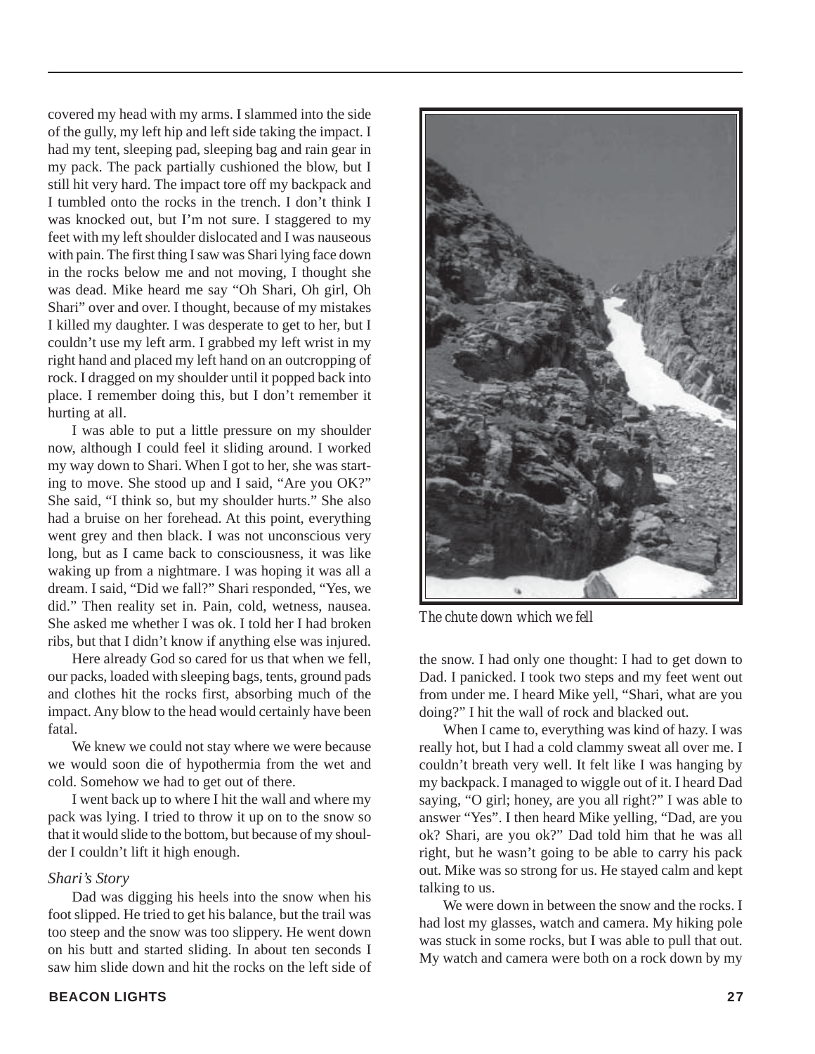covered my head with my arms. I slammed into the side of the gully, my left hip and left side taking the impact. I had my tent, sleeping pad, sleeping bag and rain gear in my pack. The pack partially cushioned the blow, but I still hit very hard. The impact tore off my backpack and I tumbled onto the rocks in the trench. I don't think I was knocked out, but I'm not sure. I staggered to my feet with my left shoulder dislocated and I was nauseous with pain. The first thing I saw was Shari lying face down in the rocks below me and not moving, I thought she was dead. Mike heard me say "Oh Shari, Oh girl, Oh Shari" over and over. I thought, because of my mistakes I killed my daughter. I was desperate to get to her, but I couldn't use my left arm. I grabbed my left wrist in my right hand and placed my left hand on an outcropping of rock. I dragged on my shoulder until it popped back into place. I remember doing this, but I don't remember it hurting at all.

I was able to put a little pressure on my shoulder now, although I could feel it sliding around. I worked my way down to Shari. When I got to her, she was starting to move. She stood up and I said, "Are you OK?" She said, "I think so, but my shoulder hurts." She also had a bruise on her forehead. At this point, everything went grey and then black. I was not unconscious very long, but as I came back to consciousness, it was like waking up from a nightmare. I was hoping it was all a dream. I said, "Did we fall?" Shari responded, "Yes, we did." Then reality set in. Pain, cold, wetness, nausea. She asked me whether I was ok. I told her I had broken ribs, but that I didn't know if anything else was injured.

Here already God so cared for us that when we fell, our packs, loaded with sleeping bags, tents, ground pads and clothes hit the rocks first, absorbing much of the impact. Any blow to the head would certainly have been fatal.

We knew we could not stay where we were because we would soon die of hypothermia from the wet and cold. Somehow we had to get out of there.

I went back up to where I hit the wall and where my pack was lying. I tried to throw it up on to the snow so that it would slide to the bottom, but because of my shoulder I couldn't lift it high enough.

*Shari's Story*

Dad was digging his heels into the snow when his foot slipped. He tried to get his balance, but the trail was too steep and the snow was too slippery. He went down on his butt and started sliding. In about ten seconds I saw him slide down and hit the rocks on the left side of the snow. I had only one thought: I had to get down to Dad. I panicked. I took two steps and my feet went out from under me. I heard Mike yell, "Shari, what are you doing?" I hit the wall of rock and blacked out.

*The chute down which we fell*

When I came to, everything was kind of hazy. I was really hot, but I had a cold clammy sweat all over me. I couldn't breath very well. It felt like I was hanging by my backpack. I managed to wiggle out of it. I heard Dad saying, "O girl; honey, are you all right?" I was able to answer "Yes". I then heard Mike yelling, "Dad, are you ok? Shari, are you ok?" Dad told him that he was all right, but he wasn't going to be able to carry his pack out. Mike was so strong for us. He stayed calm and kept talking to us.

We were down in between the snow and the rocks. I had lost my glasses, watch and camera. My hiking pole was stuck in some rocks, but I was able to pull that out. My watch and camera were both on a rock down by my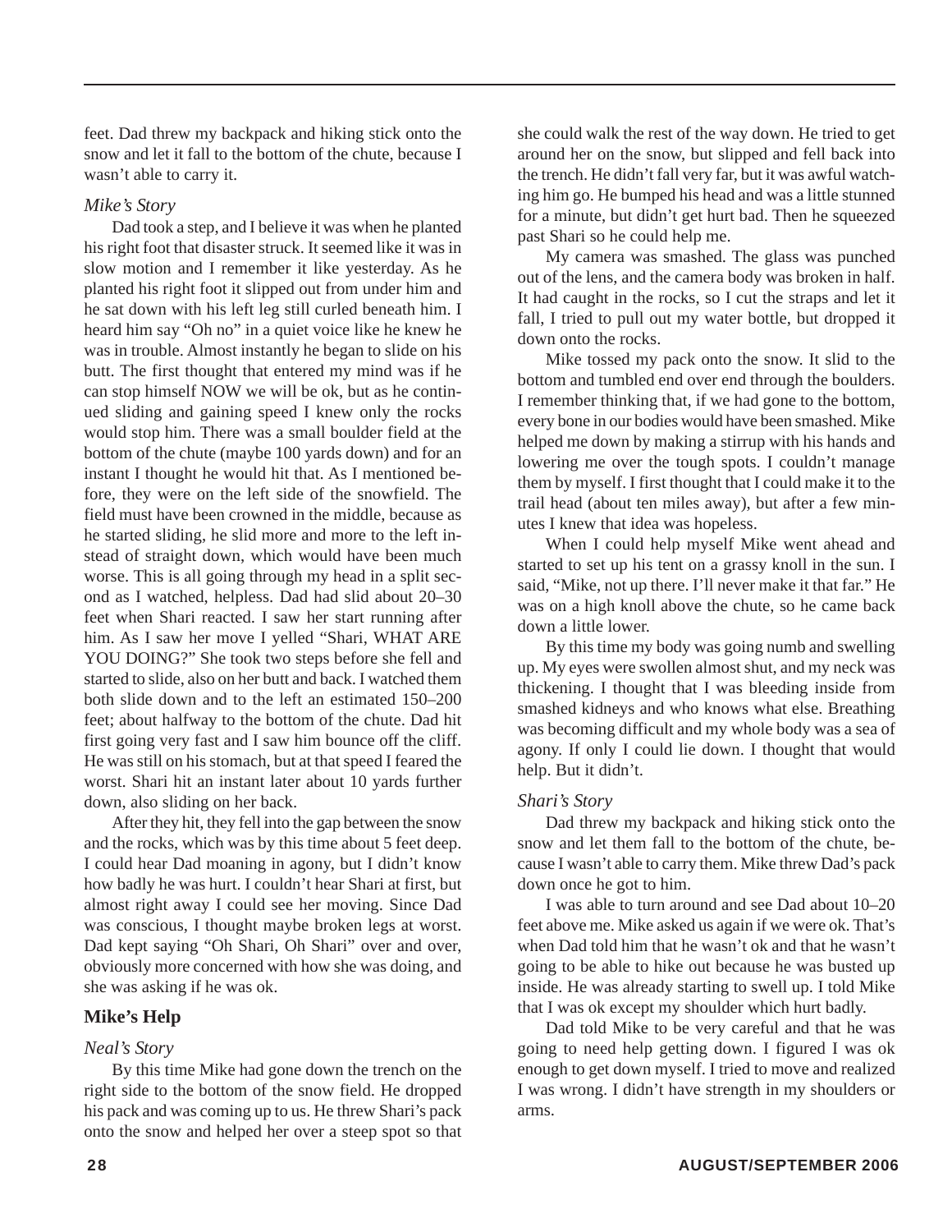feet. Dad threw my backpack and hiking stick onto the snow and let it fall to the bottom of the chute, because I wasn't able to carry it.

*Mike's Story*

Dad took a step, and I believe it was when he planted his right foot that disaster struck. It seemed like it was in slow motion and I remember it like yesterday. As he planted his right foot it slipped out from under him and he sat down with his left leg still curled beneath him. I heard him say "Oh no" in a quiet voice like he knew he was in trouble. Almost instantly he began to slide on his butt. The first thought that entered my mind was if he can stop himself NOW we will be ok, but as he continued sliding and gaining speed I knew only the rocks would stop him. There was a small boulder field at the bottom of the chute (maybe 100 yards down) and for an instant I thought he would hit that. As I mentioned before, they were on the left side of the snowfield. The field must have been crowned in the middle, because as he started sliding, he slid more and more to the left instead of straight down, which would have been much worse. This is all going through my head in a split second as I watched, helpless. Dad had slid about 20–30 feet when Shari reacted. I saw her start running after him. As I saw her move I yelled "Shari, WHAT ARE YOU DOING?" She took two steps before she fell and started to slide, also on her butt and back. I watched them both slide down and to the left an estimated 150–200 feet; about halfway to the bottom of the chute. Dad hit first going very fast and I saw him bounce off the cliff. He was still on his stomach, but at that speed I feared the worst. Shari hit an instant later about 10 yards further down, also sliding on her back.

After they hit, they fell into the gap between the snow and the rocks, which was by this time about 5 feet deep. I could hear Dad moaning in agony, but I didn't know how badly he was hurt. I couldn't hear Shari at first, but almost right away I could see her moving. Since Dad was conscious, I thought maybe broken legs at worst. Dad kept saying "Oh Shari, Oh Shari" over and over, obviously more concerned with how she was doing, and she was asking if he was ok.

## Mike's Help

*Neal's Story*

By this time Mike had gone down the trench on the right side to the bottom of the snow field. He dropped his pack and was coming up to us. He threw Shari's pack onto the snow and helped her over a steep spot so that she could walk the rest of the way down. He tried to get around her on the snow, but slipped and fell back into the trench. He didn't fall very far, but it was awful watching him go. He bumped his head and was a little stunned for a minute, but didn't get hurt bad. Then he squeezed past Shari so he could help me.

My camera was smashed. The glass was punched out of the lens, and the camera body was broken in half. It had caught in the rocks, so I cut the straps and let it fall, I tried to pull out my water bottle, but dropped it down onto the rocks.

Mike tossed my pack onto the snow. It slid to the bottom and tumbled end over end through the boulders. I remember thinking that, if we had gone to the bottom, every bone in our bodies would have been smashed. Mike helped me down by making a stirrup with his hands and lowering me over the tough spots. I couldn't manage them by myself. I first thought that I could make it to the trail head (about ten miles away), but after a few minutes I knew that idea was hopeless.

When I could help myself Mike went ahead and started to set up his tent on a grassy knoll in the sun. I said, "Mike, not up there. I'll never make it that far." He was on a high knoll above the chute, so he came back down a little lower.

By this time my body was going numb and swelling up. My eyes were swollen almost shut, and my neck was thickening. I thought that I was bleeding inside from smashed kidneys and who knows what else. Breathing was becoming difficult and my whole body was a sea of agony. If only I could lie down. I thought that would help. But it didn't.

*Shari's Story*

Dad threw my backpack and hiking stick onto the snow and let them fall to the bottom of the chute, because I wasn't able to carry them. Mike threw Dad's pack down once he got to him.

I was able to turn around and see Dad about 10–20 feet above me. Mike asked us again if we were ok. That's when Dad told him that he wasn't ok and that he wasn't going to be able to hike out because he was busted up inside. He was already starting to swell up. I told Mike that I was ok except my shoulder which hurt badly.

Dad told Mike to be very careful and that he was going to need help getting down. I figured I was ok enough to get down myself. I tried to move and realized I was wrong. I didn't have strength in my shoulders or arms.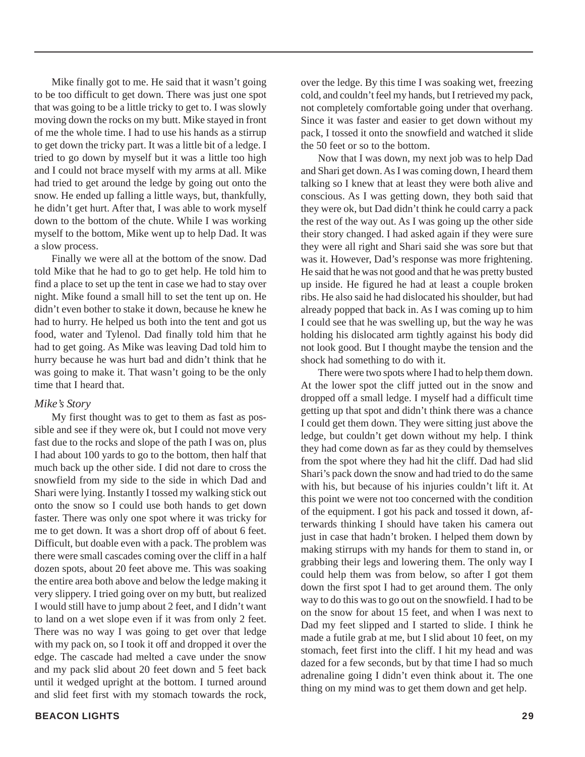Mike finally got to me. He said that it wasn't going to be too difficult to get down. There was just one spot that was going to be a little tricky to get to. I was slowly moving down the rocks on my butt. Mike stayed in front of me the whole time. I had to use his hands as a stirrup to get down the tricky part. It was a little bit of a ledge. I tried to go down by myself but it was a little too high and I could not brace myself with my arms at all. Mike had tried to get around the ledge by going out onto the snow. He ended up falling a little ways, but, thankfully, he didn't get hurt. After that, I was able to work myself down to the bottom of the chute. While I was working myself to the bottom, Mike went up to help Dad. It was a slow process.

Finally we were all at the bottom of the snow. Dad told Mike that he had to go to get help. He told him to find a place to set up the tent in case we had to stay over night. Mike found a small hill to set the tent up on. He didn't even bother to stake it down, because he knew he had to hurry. He helped us both into the tent and got us food, water and Tylenol. Dad finally told him that he had to get going. As Mike was leaving Dad told him to hurry because he was hurt bad and didn't think that he was going to make it. That wasn't going to be the only time that I heard that.

*Mike's Story*

My first thought was to get to them as fast as possible and see if they were ok, but I could not move very fast due to the rocks and slope of the path I was on, plus I had about 100 yards to go to the bottom, then half that much back up the other side. I did not dare to cross the snowfield from my side to the side in which Dad and Shari were lying. Instantly I tossed my walking stick out onto the snow so I could use both hands to get down faster. There was only one spot where it was tricky for me to get down. It was a short drop off of about 6 feet. Difficult, but doable even with a pack. The problem was there were small cascades coming over the cliff in a half dozen spots, about 20 feet above me. This was soaking the entire area both above and below the ledge making it very slippery. I tried going over on my butt, but realized I would still have to jump about 2 feet, and I didn't want to land on a wet slope even if it was from only 2 feet. There was no way I was going to get over that ledge with my pack on, so I took it off and dropped it over the edge. The cascade had melted a cave under the snow and my pack slid about 20 feet down and 5 feet back until it wedged upright at the bottom. I turned around and slid feet first with my stomach towards the rock, over the ledge. By this time I was soaking wet, freezing cold, and couldn't feel my hands, but I retrieved my pack, not completely comfortable going under that overhang. Since it was faster and easier to get down without my pack, I tossed it onto the snowfield and watched it slide the 50 feet or so to the bottom.

Now that I was down, my next job was to help Dad and Shari get down. As I was coming down, I heard them talking so I knew that at least they were both alive and conscious. As I was getting down, they both said that they were ok, but Dad didn't think he could carry a pack the rest of the way out. As I was going up the other side their story changed. I had asked again if they were sure they were all right and Shari said she was sore but that was it. However, Dad's response was more frightening. He said that he was not good and that he was pretty busted up inside. He figured he had at least a couple broken ribs. He also said he had dislocated his shoulder, but had already popped that back in. As I was coming up to him I could see that he was swelling up, but the way he was holding his dislocated arm tightly against his body did not look good. But I thought maybe the tension and the shock had something to do with it.

There were two spots where I had to help them down. At the lower spot the cliff jutted out in the snow and dropped off a small ledge. I myself had a difficult time getting up that spot and didn't think there was a chance I could get them down. They were sitting just above the ledge, but couldn't get down without my help. I think they had come down as far as they could by themselves from the spot where they had hit the cliff. Dad had slid Shari's pack down the snow and had tried to do the same with his, but because of his injuries couldn't lift it. At this point we were not too concerned with the condition of the equipment. I got his pack and tossed it down, afterwards thinking I should have taken his camera out just in case that hadn't broken. I helped them down by making stirrups with my hands for them to stand in, or grabbing their legs and lowering them. The only way I could help them was from below, so after I got them down the first spot I had to get around them. The only way to do this was to go out on the snowfield. I had to be on the snow for about 15 feet, and when I was next to Dad my feet slipped and I started to slide. I think he made a futile grab at me, but I slid about 10 feet, on my stomach, feet first into the cliff. I hit my head and was dazed for a few seconds, but by that time I had so much adrenaline going I didn't even think about it. The one thing on my mind was to get them down and get help.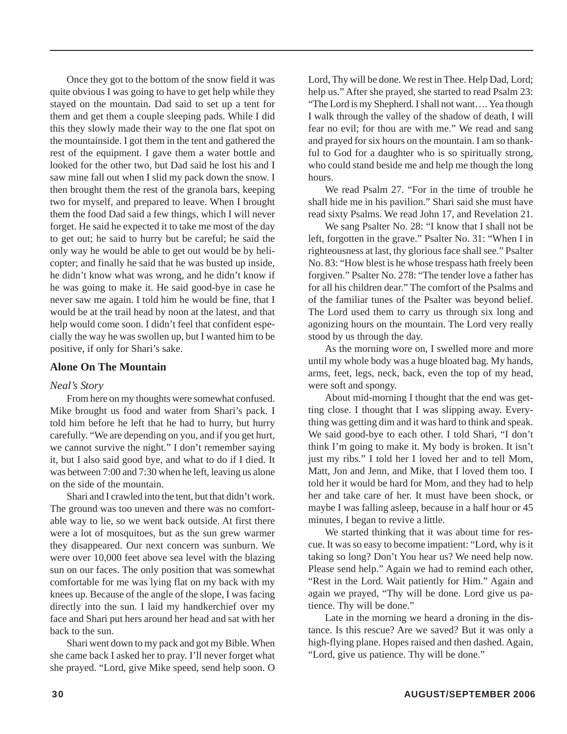Once they got to the bottom of the snow field it was quite obvious I was going to have to get help while they stayed on the mountain. Dad said to set up a tent for them and get them a couple sleeping pads. While I did this they slowly made their way to the one flat spot on the mountainside. I got them in the tent and gathered the rest of the equipment. I gave them a water bottle and looked for the other two, but Dad said he lost his and I saw mine fall out when I slid my pack down the snow. I then brought them the rest of the granola bars, keeping two for myself, and prepared to leave. When I brought them the food Dad said a few things, which I will never forget. He said he expected it to take me most of the day to get out; he said to hurry but be careful; he said the only way he would be able to get out would be by helicopter; and finally he said that he was busted up inside, he didn't know what was wrong, and he didn't know if he was going to make it. He said good-bye in case he never saw me again. I told him he would be fine, that I would be at the trail head by noon at the latest, and that help would come soon. I didn't feel that confident especially the way he was swollen up, but I wanted him to be positive, if only for Shari's sake.

## Alone On The Mountain

*Neal's Story*

From here on my thoughts were somewhat confused. Mike brought us food and water from Shari's pack. I told him before he left that he had to hurry, but hurry carefully. "We are depending on you, and if you get hurt, we cannot survive the night." I don't remember saying it, but I also said good bye, and what to do if I died. It was between 7:00 and 7:30 when he left, leaving us alone on the side of the mountain.

Shari and I crawled into the tent, but that didn't work. The ground was too uneven and there was no comfortable way to lie, so we went back outside. At first there were a lot of mosquitoes, but as the sun grew warmer they disappeared. Our next concern was sunburn. We were over 10,000 feet above sea level with the blazing sun on our faces. The only position that was somewhat comfortable for me was lying flat on my back with my knees up. Because of the angle of the slope, I was facing directly into the sun. I laid my handkerchief over my face and Shari put hers around her head and sat with her back to the sun.

Shari went down to my pack and got my Bible. When she came back I asked her to pray. I'll never forget what she prayed. "Lord, give Mike speed, send help soon. O Lord, Thy will be done. We rest in Thee. Help Dad, Lord; help us." After she prayed, she started to read Psalm 23: "The Lord is my Shepherd. I shall not want…. Yea though I walk through the valley of the shadow of death, I will fear no evil; for thou are with me." We read and sang and prayed for six hours on the mountain. I am so thankful to God for a daughter who is so spiritually strong, who could stand beside me and help me though the long hours.

We read Psalm 27. "For in the time of trouble he shall hide me in his pavilion." Shari said she must have read sixty Psalms. We read John 17, and Revelation 21.

We sang Psalter No. 28: "I know that I shall not be left, forgotten in the grave." Psalter No. 31: "When I in righteousness at last, thy glorious face shall see." Psalter No. 83: "How blest is he whose trespass hath freely been forgiven." Psalter No. 278: "The tender love a father has for all his children dear." The comfort of the Psalms and of the familiar tunes of the Psalter was beyond belief. The Lord used them to carry us through six long and agonizing hours on the mountain. The Lord very really stood by us through the day.

As the morning wore on, I swelled more and more until my whole body was a huge bloated bag. My hands, arms, feet, legs, neck, back, even the top of my head, were soft and spongy.

About mid-morning I thought that the end was getting close. I thought that I was slipping away. Everything was getting dim and it was hard to think and speak. We said good-bye to each other. I told Shari, "I don't think I'm going to make it. My body is broken. It isn't just my ribs." I told her I loved her and to tell Mom, Matt, Jon and Jenn, and Mike, that I loved them too. I told her it would be hard for Mom, and they had to help her and take care of her. It must have been shock, or maybe I was falling asleep, because in a half hour or 45 minutes, I began to revive a little.

We started thinking that it was about time for rescue. It was so easy to become impatient: "Lord, why is it taking so long? Don't You hear us? We need help now. Please send help." Again we had to remind each other, "Rest in the Lord. Wait patiently for Him." Again and again we prayed, "Thy will be done. Lord give us patience. Thy will be done."

Late in the morning we heard a droning in the distance. Is this rescue? Are we saved? But it was only a high-flying plane. Hopes raised and then dashed. Again, "Lord, give us patience. Thy will be done."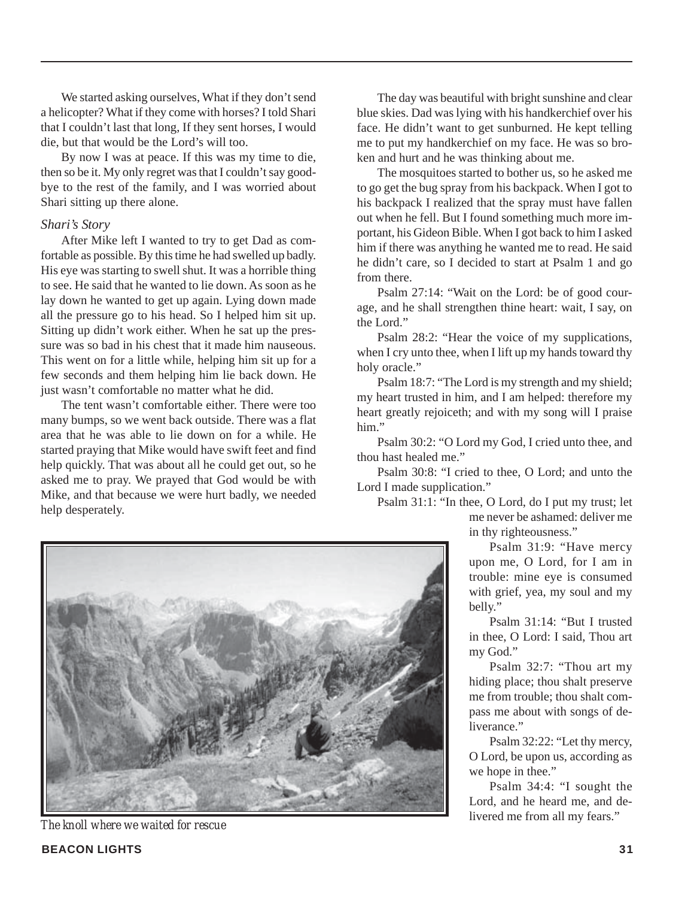We started asking ourselves, What if they don't send a helicopter? What if they come with horses? I told Shari that I couldn't last that long, If they sent horses, I would die, but that would be the Lord's will too.

By now I was at peace. If this was my time to die, then so be it. My only regret was that I couldn't say goodbye to the rest of the family, and I was worried about Shari sitting up there alone.

*Shari's Story*

After Mike left I wanted to try to get Dad as comfortable as possible. By this time he had swelled up badly. His eye was starting to swell shut. It was a horrible thing to see. He said that he wanted to lie down. As soon as he lay down he wanted to get up again. Lying down made all the pressure go to his head. So I helped him sit up. Sitting up didn't work either. When he sat up the pressure was so bad in his chest that it made him nauseous. This went on for a little while, helping him sit up for a few seconds and them helping him lie back down. He just wasn't comfortable no matter what he did.

The tent wasn't comfortable either. There were too many bumps, so we went back outside. There was a flat area that he was able to lie down on for a while. He started praying that Mike would have swift feet and find help quickly. That was about all he could get out, so he asked me to pray. We prayed that God would be with Mike, and that because we were hurt badly, we needed help desperately.

*The knoll where we waited for rescue*

The day was beautiful with bright sunshine and clear blue skies. Dad was lying with his handkerchief over his face. He didn't want to get sunburned. He kept telling me to put my handkerchief on my face. He was so broken and hurt and he was thinking about me.

The mosquitoes started to bother us, so he asked me to go get the bug spray from his backpack. When I got to his backpack I realized that the spray must have fallen out when he fell. But I found something much more important, his Gideon Bible. When I got back to him I asked him if there was anything he wanted me to read. He said he didn't care, so I decided to start at Psalm 1 and go from there.

Psalm 27:14: "Wait on the Lord: be of good courage, and he shall strengthen thine heart: wait, I say, on the Lord."

Psalm 28:2: "Hear the voice of my supplications, when I cry unto thee, when I lift up my hands toward thy holy oracle."

Psalm 18:7: "The Lord is my strength and my shield; my heart trusted in him, and I am helped: therefore my heart greatly rejoiceth; and with my song will I praise him."

Psalm 30:2: "O Lord my God, I cried unto thee, and thou hast healed me."

Psalm 30:8: "I cried to thee, O Lord; and unto the Lord I made supplication."

Psalm 31:1: "In thee, O Lord, do I put my trust; let me never be ashamed: deliver me in thy righteousness."

Psalm 31:9: "Have mercy upon me, O Lord, for I am in trouble: mine eye is consumed with grief, yea, my soul and my belly."

Psalm 31:14: "But I trusted in thee, O Lord: I said, Thou art my God."

Psalm 32:7: "Thou art my hiding place; thou shalt preserve me from trouble; thou shalt compass me about with songs of deliverance."

Psalm 32:22: "Let thy mercy, O Lord, be upon us, according as we hope in thee."

Psalm 34:4: "I sought the Lord, and he heard me, and delivered me from all my fears."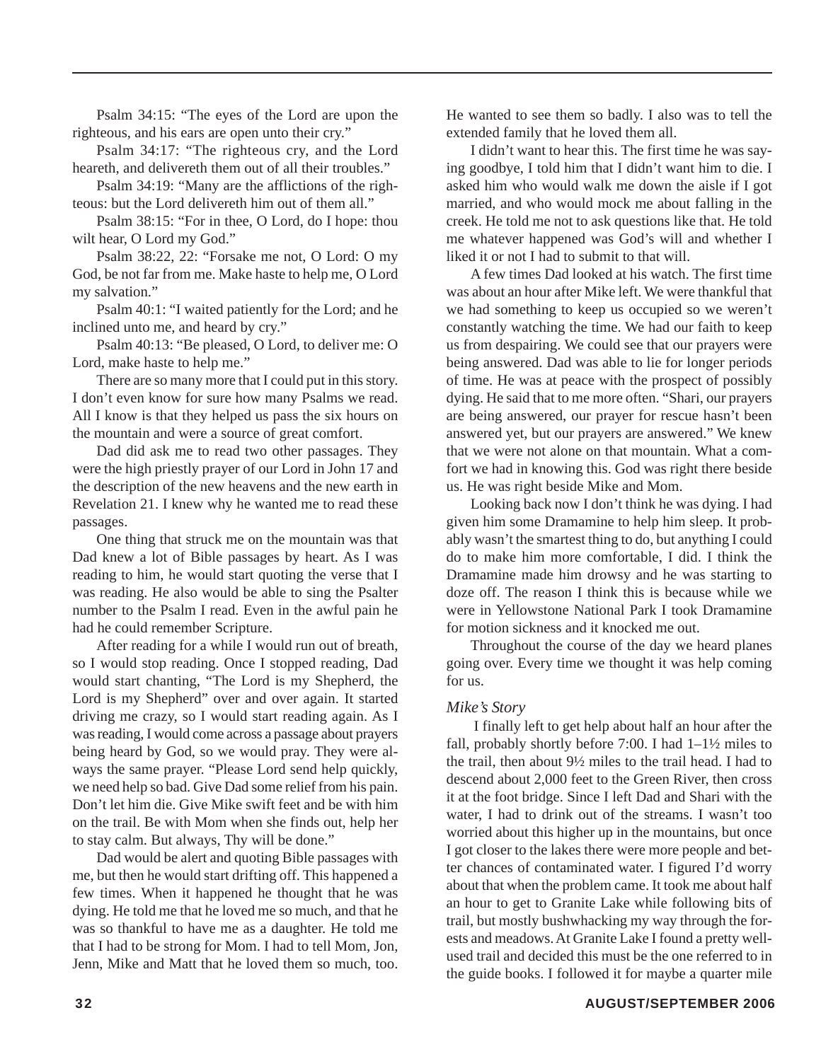Psalm 34:15: "The eyes of the Lord are upon the righteous, and his ears are open unto their cry."

Psalm 34:17: "The righteous cry, and the Lord heareth, and delivereth them out of all their troubles."

Psalm 34:19: "Many are the afflictions of the righteous: but the Lord delivereth him out of them all."

Psalm 38:15: "For in thee, O Lord, do I hope: thou wilt hear, O Lord my God."

Psalm 38:22, 22: "Forsake me not, O Lord: O my God, be not far from me. Make haste to help me, O Lord my salvation."

Psalm 40:1: "I waited patiently for the Lord; and he inclined unto me, and heard by cry."

Psalm 40:13: "Be pleased, O Lord, to deliver me: O Lord, make haste to help me."

There are so many more that I could put in this story. I don't even know for sure how many Psalms we read. All I know is that they helped us pass the six hours on the mountain and were a source of great comfort.

Dad did ask me to read two other passages. They were the high priestly prayer of our Lord in John 17 and the description of the new heavens and the new earth in Revelation 21. I knew why he wanted me to read these passages.

One thing that struck me on the mountain was that Dad knew a lot of Bible passages by heart. As I was reading to him, he would start quoting the verse that I was reading. He also would be able to sing the Psalter number to the Psalm I read. Even in the awful pain he had he could remember Scripture.

After reading for a while I would run out of breath, so I would stop reading. Once I stopped reading, Dad would start chanting, "The Lord is my Shepherd, the Lord is my Shepherd" over and over again. It started driving me crazy, so I would start reading again. As I was reading, I would come across a passage about prayers being heard by God, so we would pray. They were always the same prayer. "Please Lord send help quickly, we need help so bad. Give Dad some relief from his pain. Don't let him die. Give Mike swift feet and be with him on the trail. Be with Mom when she finds out, help her to stay calm. But always, Thy will be done."

Dad would be alert and quoting Bible passages with me, but then he would start drifting off. This happened a few times. When it happened he thought that he was dying. He told me that he loved me so much, and that he was so thankful to have me as a daughter. He told me that I had to be strong for Mom. I had to tell Mom, Jon, Jenn, Mike and Matt that he loved them so much, too. He wanted to see them so badly. I also was to tell the extended family that he loved them all.

I didn't want to hear this. The first time he was saying goodbye, I told him that I didn't want him to die. I asked him who would walk me down the aisle if I got married, and who would mock me about falling in the creek. He told me not to ask questions like that. He told me whatever happened was God's will and whether I liked it or not I had to submit to that will.

A few times Dad looked at his watch. The first time was about an hour after Mike left. We were thankful that we had something to keep us occupied so we weren't constantly watching the time. We had our faith to keep us from despairing. We could see that our prayers were being answered. Dad was able to lie for longer periods of time. He was at peace with the prospect of possibly dying. He said that to me more often. "Shari, our prayers are being answered, our prayer for rescue hasn't been answered yet, but our prayers are answered." We knew that we were not alone on that mountain. What a comfort we had in knowing this. God was right there beside us. He was right beside Mike and Mom.

Looking back now I don't think he was dying. I had given him some Dramamine to help him sleep. It probably wasn't the smartest thing to do, but anything I could do to make him more comfortable, I did. I think the Dramamine made him drowsy and he was starting to doze off. The reason I think this is because while we were in Yellowstone National Park I took Dramamine for motion sickness and it knocked me out.

Throughout the course of the day we heard planes going over. Every time we thought it was help coming for us.

*Mike's Story*

I finally left to get help about half an hour after the fall, probably shortly before 7:00. I had 1–1½ miles to the trail, then about 9½ miles to the trail head. I had to descend about 2,000 feet to the Green River, then cross it at the foot bridge. Since I left Dad and Shari with the water, I had to drink out of the streams. I wasn't too worried about this higher up in the mountains, but once I got closer to the lakes there were more people and better chances of contaminated water. I figured I'd worry about that when the problem came. It took me about half an hour to get to Granite Lake while following bits of trail, but mostly bushwhacking my way through the forests and meadows. At Granite Lake I found a pretty well-used trail and decided this must be the one referred to in the guide books. I followed it for maybe a quarter mile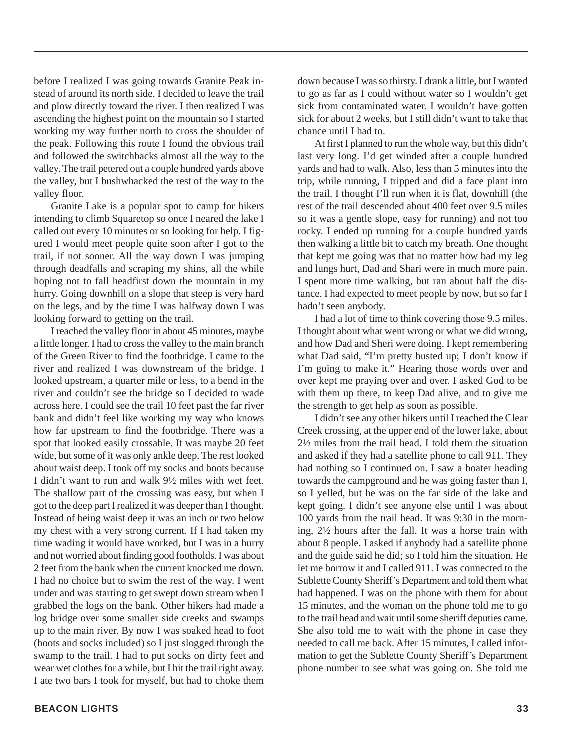before I realized I was going towards Granite Peak instead of around its north side. I decided to leave the trail and plow directly toward the river. I then realized I was ascending the highest point on the mountain so I started working my way further north to cross the shoulder of the peak. Following this route I found the obvious trail and followed the switchbacks almost all the way to the valley. The trail petered out a couple hundred yards above the valley, but I bushwhacked the rest of the way to the valley floor.

Granite Lake is a popular spot to camp for hikers intending to climb Squaretop so once I neared the lake I called out every 10 minutes or so looking for help. I figured I would meet people quite soon after I got to the trail, if not sooner. All the way down I was jumping through deadfalls and scraping my shins, all the while hoping not to fall headfirst down the mountain in my hurry. Going downhill on a slope that steep is very hard on the legs, and by the time I was halfway down I was looking forward to getting on the trail.

I reached the valley floor in about 45 minutes, maybe a little longer. I had to cross the valley to the main branch of the Green River to find the footbridge. I came to the river and realized I was downstream of the bridge. I looked upstream, a quarter mile or less, to a bend in the river and couldn't see the bridge so I decided to wade across here. I could see the trail 10 feet past the far river bank and didn't feel like working my way who knows how far upstream to find the footbridge. There was a spot that looked easily crossable. It was maybe 20 feet wide, but some of it was only ankle deep. The rest looked about waist deep. I took off my socks and boots because I didn't want to run and walk 9½ miles with wet feet. The shallow part of the crossing was easy, but when I got to the deep part I realized it was deeper than I thought. Instead of being waist deep it was an inch or two below my chest with a very strong current. If I had taken my time wading it would have worked, but I was in a hurry and not worried about finding good footholds. I was about 2 feet from the bank when the current knocked me down. I had no choice but to swim the rest of the way. I went under and was starting to get swept down stream when I grabbed the logs on the bank. Other hikers had made a log bridge over some smaller side creeks and swamps up to the main river. By now I was soaked head to foot (boots and socks included) so I just slogged through the swamp to the trail. I had to put socks on dirty feet and wear wet clothes for a while, but I hit the trail right away. I ate two bars I took for myself, but had to choke them down because I was so thirsty. I drank a little, but I wanted to go as far as I could without water so I wouldn't get sick from contaminated water. I wouldn't have gotten sick for about 2 weeks, but I still didn't want to take that chance until I had to.

At first I planned to run the whole way, but this didn't last very long. I'd get winded after a couple hundred yards and had to walk. Also, less than 5 minutes into the trip, while running, I tripped and did a face plant into the trail. I thought I'll run when it is flat, downhill (the rest of the trail descended about 400 feet over 9.5 miles so it was a gentle slope, easy for running) and not too rocky. I ended up running for a couple hundred yards then walking a little bit to catch my breath. One thought that kept me going was that no matter how bad my leg and lungs hurt, Dad and Shari were in much more pain. I spent more time walking, but ran about half the distance. I had expected to meet people by now, but so far I hadn't seen anybody.

I had a lot of time to think covering those 9.5 miles. I thought about what went wrong or what we did wrong, and how Dad and Sheri were doing. I kept remembering what Dad said, "I'm pretty busted up; I don't know if I'm going to make it." Hearing those words over and over kept me praying over and over. I asked God to be with them up there, to keep Dad alive, and to give me the strength to get help as soon as possible.

I didn't see any other hikers until I reached the Clear Creek crossing, at the upper end of the lower lake, about 2½ miles from the trail head. I told them the situation and asked if they had a satellite phone to call 911. They had nothing so I continued on. I saw a boater heading towards the campground and he was going faster than I, so I yelled, but he was on the far side of the lake and kept going. I didn't see anyone else until I was about 100 yards from the trail head. It was 9:30 in the morning, 2½ hours after the fall. It was a horse train with about 8 people. I asked if anybody had a satellite phone and the guide said he did; so I told him the situation. He let me borrow it and I called 911. I was connected to the Sublette County Sheriff's Department and told them what had happened. I was on the phone with them for about 15 minutes, and the woman on the phone told me to go to the trail head and wait until some sheriff deputies came. She also told me to wait with the phone in case they needed to call me back. After 15 minutes, I called information to get the Sublette County Sheriff's Department phone number to see what was going on. She told me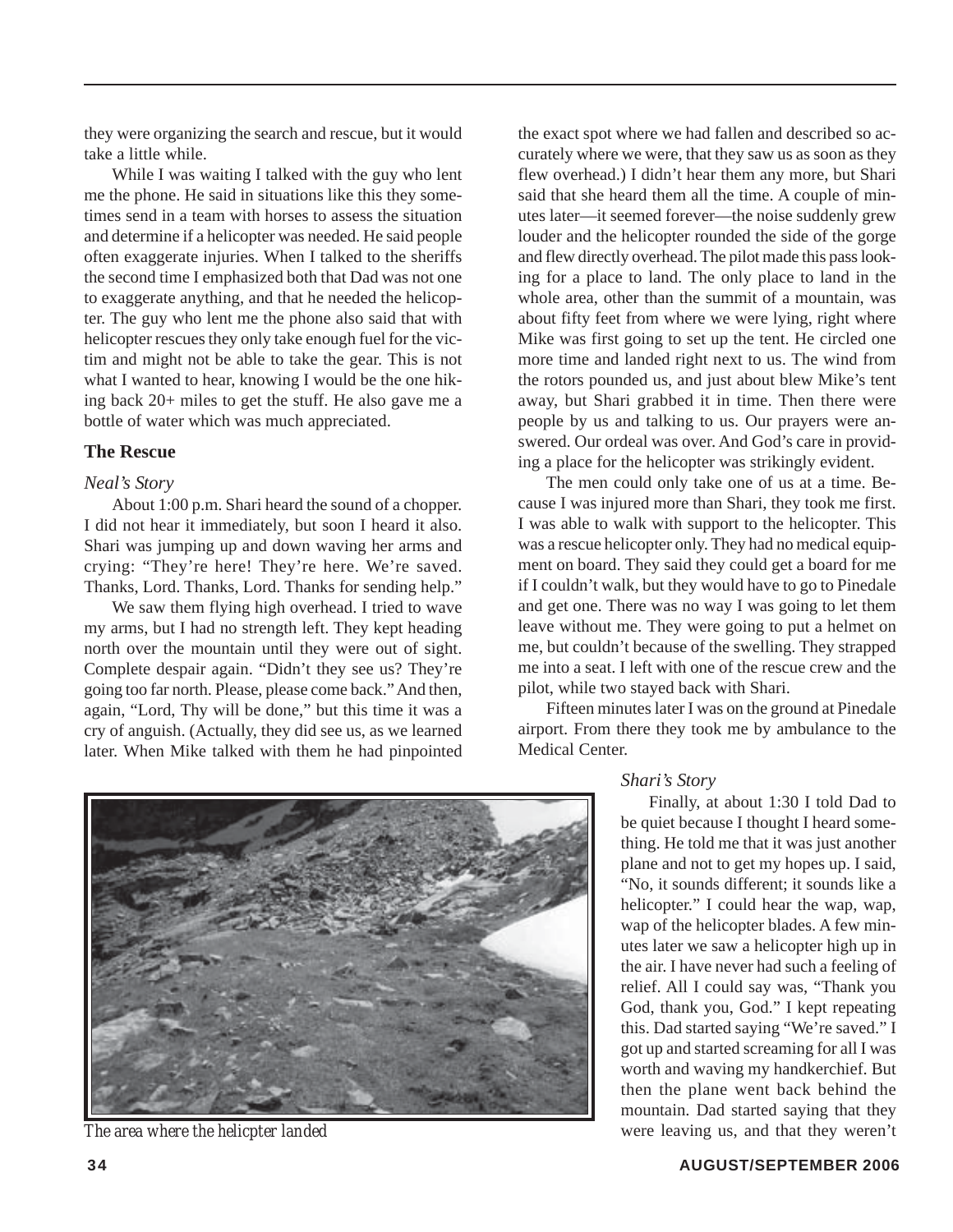they were organizing the search and rescue, but it would take a little while.

While I was waiting I talked with the guy who lent me the phone. He said in situations like this they sometimes send in a team with horses to assess the situation and determine if a helicopter was needed. He said people often exaggerate injuries. When I talked to the sheriffs the second time I emphasized both that Dad was not one to exaggerate anything, and that he needed the helicopter. The guy who lent me the phone also said that with helicopter rescues they only take enough fuel for the victim and might not be able to take the gear. This is not what I wanted to hear, knowing I would be the one hiking back 20+ miles to get the stuff. He also gave me a bottle of water which was much appreciated.

### The Rescue

*Neal's Story*

About 1:00 p.m. Shari heard the sound of a chopper. I did not hear it immediately, but soon I heard it also. Shari was jumping up and down waving her arms and crying: "They're here! They're here. We're saved. Thanks, Lord. Thanks, Lord. Thanks for sending help."

We saw them flying high overhead. I tried to wave my arms, but I had no strength left. They kept heading north over the mountain until they were out of sight. Complete despair again. "Didn't they see us? They're going too far north. Please, please come back." And then, again, "Lord, Thy will be done," but this time it was a cry of anguish. (Actually, they did see us, as we learned later. When Mike talked with them he had pinpointed the exact spot where we had fallen and described so accurately where we were, that they saw us as soon as they flew overhead.) I didn't hear them any more, but Shari said that she heard them all the time. A couple of minutes later—it seemed forever—the noise suddenly grew louder and the helicopter rounded the side of the gorge and flew directly overhead. The pilot made this pass looking for a place to land. The only place to land in the whole area, other than the summit of a mountain, was about fifty feet from where we were lying, right where Mike was first going to set up the tent. He circled one more time and landed right next to us. The wind from the rotors pounded us, and just about blew Mike's tent away, but Shari grabbed it in time. Then there were people by us and talking to us. Our prayers were answered. Our ordeal was over. And God's care in providing a place for the helicopter was strikingly evident.

The men could only take one of us at a time. Because I was injured more than Shari, they took me first. I was able to walk with support to the helicopter. This was a rescue helicopter only. They had no medical equipment on board. They said they could get a board for me if I couldn't walk, but they would have to go to Pinedale and get one. There was no way I was going to let them leave without me. They were going to put a helmet on me, but couldn't because of the swelling. They strapped me into a seat. I left with one of the rescue crew and the pilot, while two stayed back with Shari.

Fifteen minutes later I was on the ground at Pinedale airport. From there they took me by ambulance to the Medical Center.

*The area where the helicpter landed*

*Shari's Story*

Finally, at about 1:30 I told Dad to be quiet because I thought I heard something. He told me that it was just another plane and not to get my hopes up. I said, "No, it sounds different; it sounds like a helicopter." I could hear the wap, wap, wap of the helicopter blades. A few minutes later we saw a helicopter high up in the air. I have never had such a feeling of relief. All I could say was, "Thank you God, thank you, God." I kept repeating this. Dad started saying "We're saved." I got up and started screaming for all I was worth and waving my handkerchief. But then the plane went back behind the mountain. Dad started saying that they were leaving us, and that they weren't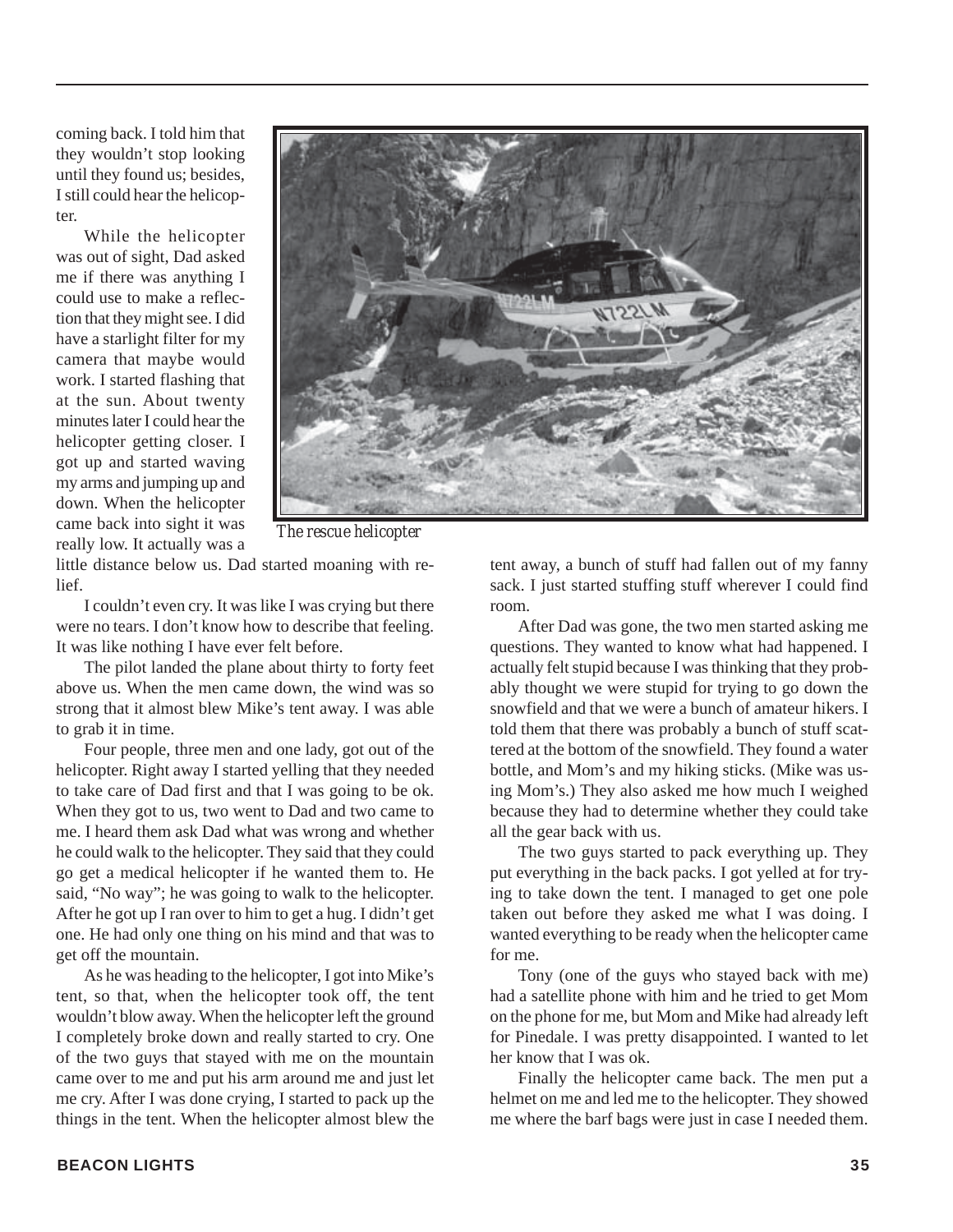coming back. I told him that they wouldn't stop looking until they found us; besides, I still could hear the helicopter.

While the helicopter was out of sight, Dad asked me if there was anything I could use to make a reflection that they might see. I did have a starlight filter for my camera that maybe would work. I started flashing that at the sun. About twenty minutes later I could hear the helicopter getting closer. I got up and started waving my arms and jumping up and down. When the helicopter came back into sight it was really low. It actually was a little distance below us. Dad started moaning with relief.

*The rescue helicopter*

I couldn't even cry. It was like I was crying but there were no tears. I don't know how to describe that feeling. It was like nothing I have ever felt before.

The pilot landed the plane about thirty to forty feet above us. When the men came down, the wind was so strong that it almost blew Mike's tent away. I was able to grab it in time.

Four people, three men and one lady, got out of the helicopter. Right away I started yelling that they needed to take care of Dad first and that I was going to be ok. When they got to us, two went to Dad and two came to me. I heard them ask Dad what was wrong and whether he could walk to the helicopter. They said that they could go get a medical helicopter if he wanted them to. He said, "No way"; he was going to walk to the helicopter. After he got up I ran over to him to get a hug. I didn't get one. He had only one thing on his mind and that was to get off the mountain.

As he was heading to the helicopter, I got into Mike's tent, so that, when the helicopter took off, the tent wouldn't blow away. When the helicopter left the ground I completely broke down and really started to cry. One of the two guys that stayed with me on the mountain came over to me and put his arm around me and just let me cry. After I was done crying, I started to pack up the things in the tent. When the helicopter almost blew the tent away, a bunch of stuff had fallen out of my fanny sack. I just started stuffing stuff wherever I could find room.

After Dad was gone, the two men started asking me questions. They wanted to know what had happened. I actually felt stupid because I was thinking that they probably thought we were stupid for trying to go down the snowfield and that we were a bunch of amateur hikers. I told them that there was probably a bunch of stuff scattered at the bottom of the snowfield. They found a water bottle, and Mom's and my hiking sticks. (Mike was using Mom's.) They also asked me how much I weighed because they had to determine whether they could take all the gear back with us.

The two guys started to pack everything up. They put everything in the back packs. I got yelled at for trying to take down the tent. I managed to get one pole taken out before they asked me what I was doing. I wanted everything to be ready when the helicopter came for me.

Tony (one of the guys who stayed back with me) had a satellite phone with him and he tried to get Mom on the phone for me, but Mom and Mike had already left for Pinedale. I was pretty disappointed. I wanted to let her know that I was ok.

Finally the helicopter came back. The men put a helmet on me and led me to the helicopter. They showed me where the barf bags were just in case I needed them.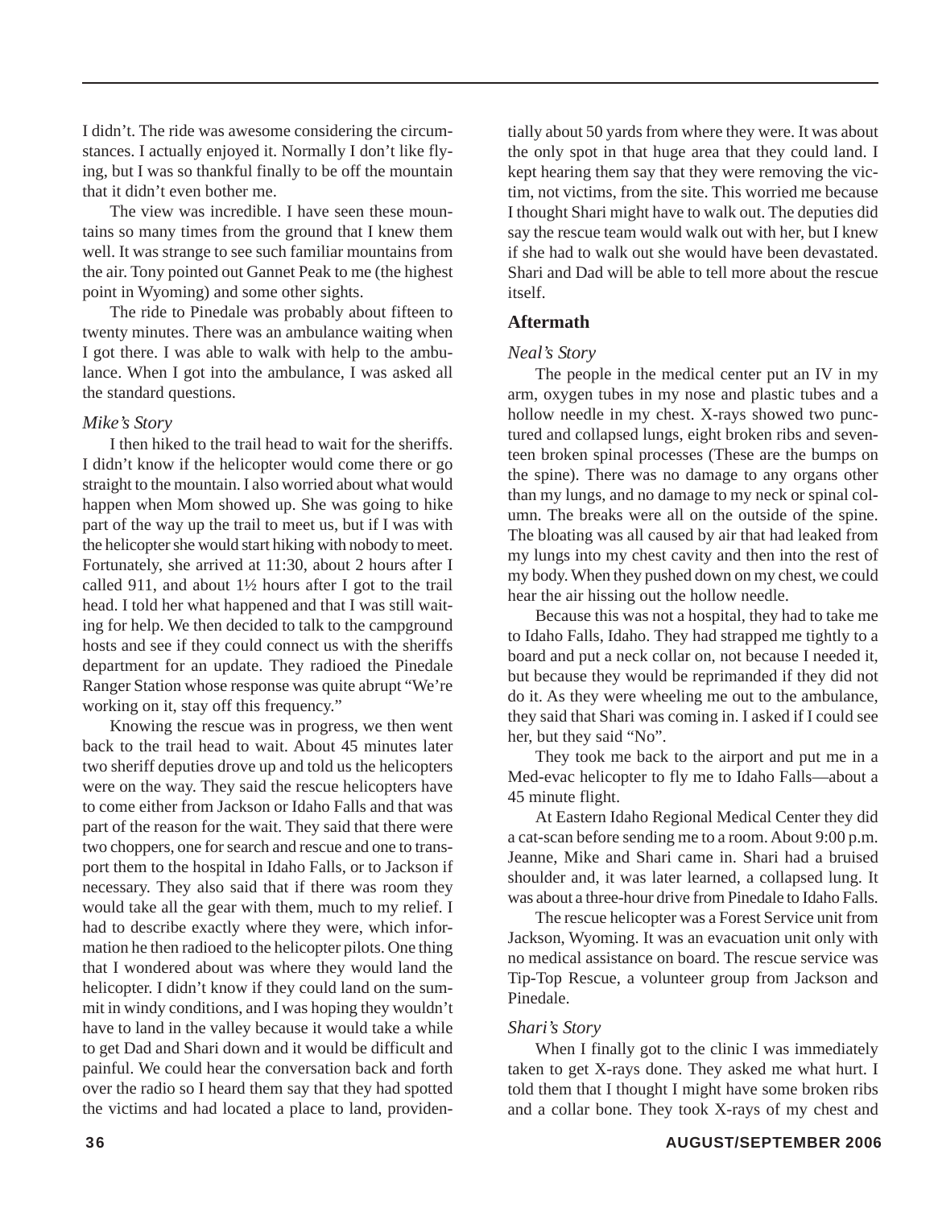I didn't. The ride was awesome considering the circumstances. I actually enjoyed it. Normally I don't like flying, but I was so thankful finally to be off the mountain that it didn't even bother me.

The view was incredible. I have seen these mountains so many times from the ground that I knew them well. It was strange to see such familiar mountains from the air. Tony pointed out Gannet Peak to me (the highest point in Wyoming) and some other sights.

The ride to Pinedale was probably about fifteen to twenty minutes. There was an ambulance waiting when I got there. I was able to walk with help to the ambulance. When I got into the ambulance, I was asked all the standard questions.

*Mike's Story*

I then hiked to the trail head to wait for the sheriffs. I didn't know if the helicopter would come there or go straight to the mountain. I also worried about what would happen when Mom showed up. She was going to hike part of the way up the trail to meet us, but if I was with the helicopter she would start hiking with nobody to meet. Fortunately, she arrived at 11:30, about 2 hours after I called 911, and about 1½ hours after I got to the trail head. I told her what happened and that I was still waiting for help. We then decided to talk to the campground hosts and see if they could connect us with the sheriffs department for an update. They radioed the Pinedale Ranger Station whose response was quite abrupt "We're working on it, stay off this frequency."

Knowing the rescue was in progress, we then went back to the trail head to wait. About 45 minutes later two sheriff deputies drove up and told us the helicopters were on the way. They said the rescue helicopters have to come either from Jackson or Idaho Falls and that was part of the reason for the wait. They said that there were two choppers, one for search and rescue and one to transport them to the hospital in Idaho Falls, or to Jackson if necessary. They also said that if there was room they would take all the gear with them, much to my relief. I had to describe exactly where they were, which information he then radioed to the helicopter pilots. One thing that I wondered about was where they would land the helicopter. I didn't know if they could land on the summit in windy conditions, and I was hoping they wouldn't have to land in the valley because it would take a while to get Dad and Shari down and it would be difficult and painful. We could hear the conversation back and forth over the radio so I heard them say that they had spotted the victims and had located a place to land, providentially about 50 yards from where they were. It was about the only spot in that huge area that they could land. I kept hearing them say that they were removing the victim, not victims, from the site. This worried me because I thought Shari might have to walk out. The deputies did say the rescue team would walk out with her, but I knew if she had to walk out she would have been devastated. Shari and Dad will be able to tell more about the rescue itself.

### Aftermath

*Neal's Story*

The people in the medical center put an IV in my arm, oxygen tubes in my nose and plastic tubes and a hollow needle in my chest. X-rays showed two punctured and collapsed lungs, eight broken ribs and seventeen broken spinal processes (These are the bumps on the spine). There was no damage to any organs other than my lungs, and no damage to my neck or spinal column. The breaks were all on the outside of the spine. The bloating was all caused by air that had leaked from my lungs into my chest cavity and then into the rest of my body. When they pushed down on my chest, we could hear the air hissing out the hollow needle.

Because this was not a hospital, they had to take me to Idaho Falls, Idaho. They had strapped me tightly to a board and put a neck collar on, not because I needed it, but because they would be reprimanded if they did not do it. As they were wheeling me out to the ambulance, they said that Shari was coming in. I asked if I could see her, but they said "No".

They took me back to the airport and put me in a Med-evac helicopter to fly me to Idaho Falls—about a 45 minute flight.

At Eastern Idaho Regional Medical Center they did a cat-scan before sending me to a room. About 9:00 p.m. Jeanne, Mike and Shari came in. Shari had a bruised shoulder and, it was later learned, a collapsed lung. It was about a three-hour drive from Pinedale to Idaho Falls.

The rescue helicopter was a Forest Service unit from Jackson, Wyoming. It was an evacuation unit only with no medical assistance on board. The rescue service was Tip-Top Rescue, a volunteer group from Jackson and Pinedale.

*Shari's Story*

When I finally got to the clinic I was immediately taken to get X-rays done. They asked me what hurt. I told them that I thought I might have some broken ribs and a collar bone. They took X-rays of my chest and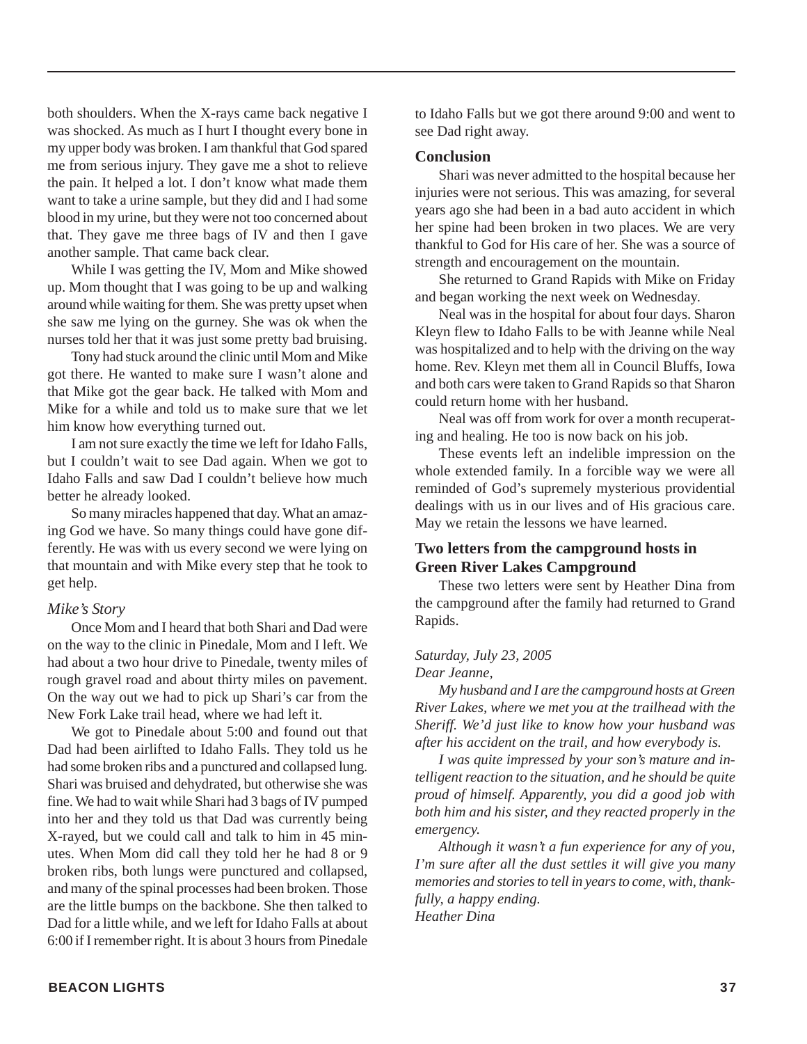both shoulders. When the X-rays came back negative I was shocked. As much as I hurt I thought every bone in my upper body was broken. I am thankful that God spared me from serious injury. They gave me a shot to relieve the pain. It helped a lot. I don't know what made them want to take a urine sample, but they did and I had some blood in my urine, but they were not too concerned about that. They gave me three bags of IV and then I gave another sample. That came back clear.

While I was getting the IV, Mom and Mike showed up. Mom thought that I was going to be up and walking around while waiting for them. She was pretty upset when she saw me lying on the gurney. She was ok when the nurses told her that it was just some pretty bad bruising.

Tony had stuck around the clinic until Mom and Mike got there. He wanted to make sure I wasn't alone and that Mike got the gear back. He talked with Mom and Mike for a while and told us to make sure that we let him know how everything turned out.

I am not sure exactly the time we left for Idaho Falls, but I couldn't wait to see Dad again. When we got to Idaho Falls and saw Dad I couldn't believe how much better he already looked.

So many miracles happened that day. What an amazing God we have. So many things could have gone differently. He was with us every second we were lying on that mountain and with Mike every step that he took to get help.

*Mike's Story*

Once Mom and I heard that both Shari and Dad were on the way to the clinic in Pinedale, Mom and I left. We had about a two hour drive to Pinedale, twenty miles of rough gravel road and about thirty miles on pavement. On the way out we had to pick up Shari's car from the New Fork Lake trail head, where we had left it.

We got to Pinedale about 5:00 and found out that Dad had been airlifted to Idaho Falls. They told us he had some broken ribs and a punctured and collapsed lung. Shari was bruised and dehydrated, but otherwise she was fine. We had to wait while Shari had 3 bags of IV pumped into her and they told us that Dad was currently being X-rayed, but we could call and talk to him in 45 minutes. When Mom did call they told her he had 8 or 9 broken ribs, both lungs were punctured and collapsed, and many of the spinal processes had been broken. Those are the little bumps on the backbone. She then talked to Dad for a little while, and we left for Idaho Falls at about 6:00 if I remember right. It is about 3 hours from Pinedale to Idaho Falls but we got there around 9:00 and went to see Dad right away.

### Conclusion

Shari was never admitted to the hospital because her injuries were not serious. This was amazing, for several years ago she had been in a bad auto accident in which her spine had been broken in two places. We are very thankful to God for His care of her. She was a source of strength and encouragement on the mountain.

She returned to Grand Rapids with Mike on Friday and began working the next week on Wednesday.

Neal was in the hospital for about four days. Sharon Kleyn flew to Idaho Falls to be with Jeanne while Neal was hospitalized and to help with the driving on the way home. Rev. Kleyn met them all in Council Bluffs, Iowa and both cars were taken to Grand Rapids so that Sharon could return home with her husband.

Neal was off from work for over a month recuperating and healing. He too is now back on his job.

These events left an indelible impression on the whole extended family. In a forcible way we were all reminded of God's supremely mysterious providential dealings with us in our lives and of His gracious care. May we retain the lessons we have learned.

### Two letters from the campground hosts in Green River Lakes Campground

These two letters were sent by Heather Dina from the campground after the family had returned to Grand Rapids.

*Saturday, July 23, 2005*
*Dear Jeanne,*

*My husband and I are the campground hosts at Green River Lakes, where we met you at the trailhead with the Sheriff. We'd just like to know how your husband was after his accident on the trail, and how everybody is.*

*I was quite impressed by your son's mature and intelligent reaction to the situation, and he should be quite proud of himself. Apparently, you did a good job with both him and his sister, and they reacted properly in the emergency.*

*Although it wasn't a fun experience for any of you, I'm sure after all the dust settles it will give you many memories and stories to tell in years to come, with, thankfully, a happy ending.*
*Heather Dina*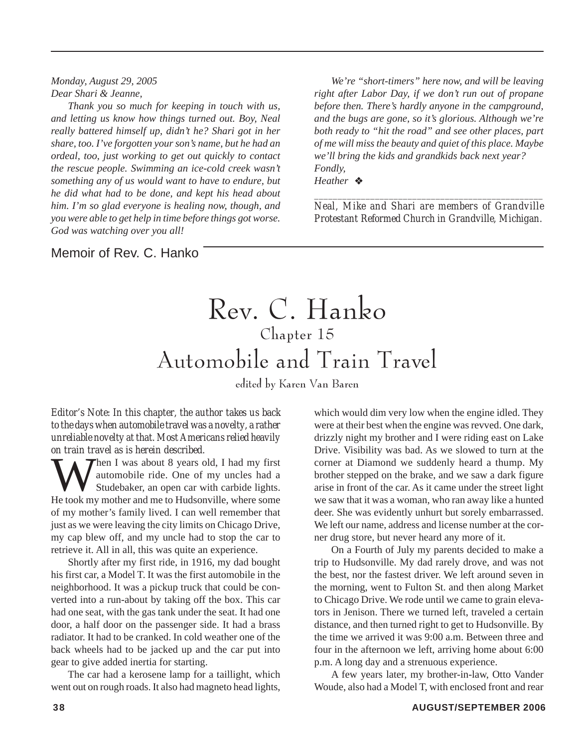*Monday, August 29, 2005*
*Dear Shari & Jeanne,*

*Thank you so much for keeping in touch with us, and letting us know how things turned out. Boy, Neal really battered himself up, didn't he? Shari got in her share, too. I've forgotten your son's name, but he had an ordeal, too, just working to get out quickly to contact the rescue people. Swimming an ice-cold creek wasn't something any of us would want to have to endure, but he did what had to be done, and kept his head about him. I'm so glad everyone is healing now, though, and you were able to get help in time before things got worse. God was watching over you all!*

*We're "short-timers" here now, and will be leaving right after Labor Day, if we don't run out of propane before then. There's hardly anyone in the campground, and the bugs are gone, so it's glorious. Although we're both ready to "hit the road" and see other places, part of me will miss the beauty and quiet of this place. Maybe we'll bring the kids and grandkids back next year?*
*Fondly,*
*Heather* ❖

---

*Neal, Mike and Shari are members of Grandville Protestant Reformed Church in Grandville, Michigan.*

Memoir of Rev. C. Hanko

# Rev. C. Hanko
## Chapter 15
# Automobile and Train Travel

edited by Karen Van Baren

*Editor's Note: In this chapter, the author takes us back to the days when automobile travel was a novelty, a rather unreliable novelty at that. Most Americans relied heavily on train travel as is herein described.*

When I was about 8 years old, I had my first automobile ride. One of my uncles had a Studebaker, an open car with carbide lights. He took my mother and me to Hudsonville, where some of my mother's family lived. I can well remember that just as we were leaving the city limits on Chicago Drive, my cap blew off, and my uncle had to stop the car to retrieve it. All in all, this was quite an experience.

Shortly after my first ride, in 1916, my dad bought his first car, a Model T. It was the first automobile in the neighborhood. It was a pickup truck that could be converted into a run-about by taking off the box. This car had one seat, with the gas tank under the seat. It had one door, a half door on the passenger side. It had a brass radiator. It had to be cranked. In cold weather one of the back wheels had to be jacked up and the car put into gear to give added inertia for starting.

The car had a kerosene lamp for a taillight, which went out on rough roads. It also had magneto head lights, which would dim very low when the engine idled. They were at their best when the engine was revved. One dark, drizzly night my brother and I were riding east on Lake Drive. Visibility was bad. As we slowed to turn at the corner at Diamond we suddenly heard a thump. My brother stepped on the brake, and we saw a dark figure arise in front of the car. As it came under the street light we saw that it was a woman, who ran away like a hunted deer. She was evidently unhurt but sorely embarrassed. We left our name, address and license number at the corner drug store, but never heard any more of it.

On a Fourth of July my parents decided to make a trip to Hudsonville. My dad rarely drove, and was not the best, nor the fastest driver. We left around seven in the morning, went to Fulton St. and then along Market to Chicago Drive. We rode until we came to grain elevators in Jenison. There we turned left, traveled a certain distance, and then turned right to get to Hudsonville. By the time we arrived it was 9:00 a.m. Between three and four in the afternoon we left, arriving home about 6:00 p.m. A long day and a strenuous experience.

A few years later, my brother-in-law, Otto Vander Woude, also had a Model T, with enclosed front and rear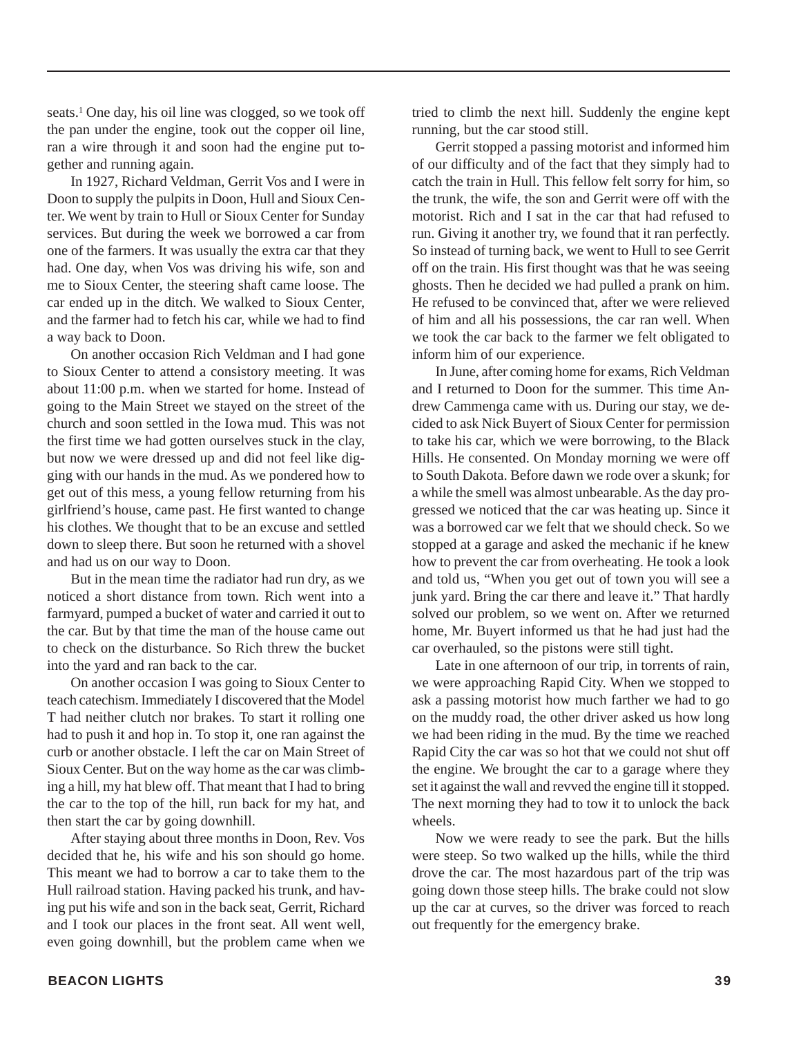seats.[1] One day, his oil line was clogged, so we took off the pan under the engine, took out the copper oil line, ran a wire through it and soon had the engine put together and running again.

In 1927, Richard Veldman, Gerrit Vos and I were in Doon to supply the pulpits in Doon, Hull and Sioux Center. We went by train to Hull or Sioux Center for Sunday services. But during the week we borrowed a car from one of the farmers. It was usually the extra car that they had. One day, when Vos was driving his wife, son and me to Sioux Center, the steering shaft came loose. The car ended up in the ditch. We walked to Sioux Center, and the farmer had to fetch his car, while we had to find a way back to Doon.

On another occasion Rich Veldman and I had gone to Sioux Center to attend a consistory meeting. It was about 11:00 p.m. when we started for home. Instead of going to the Main Street we stayed on the street of the church and soon settled in the Iowa mud. This was not the first time we had gotten ourselves stuck in the clay, but now we were dressed up and did not feel like digging with our hands in the mud. As we pondered how to get out of this mess, a young fellow returning from his girlfriend's house, came past. He first wanted to change his clothes. We thought that to be an excuse and settled down to sleep there. But soon he returned with a shovel and had us on our way to Doon.

But in the mean time the radiator had run dry, as we noticed a short distance from town. Rich went into a farmyard, pumped a bucket of water and carried it out to the car. But by that time the man of the house came out to check on the disturbance. So Rich threw the bucket into the yard and ran back to the car.

On another occasion I was going to Sioux Center to teach catechism. Immediately I discovered that the Model T had neither clutch nor brakes. To start it rolling one had to push it and hop in. To stop it, one ran against the curb or another obstacle. I left the car on Main Street of Sioux Center. But on the way home as the car was climbing a hill, my hat blew off. That meant that I had to bring the car to the top of the hill, run back for my hat, and then start the car by going downhill.

After staying about three months in Doon, Rev. Vos decided that he, his wife and his son should go home. This meant we had to borrow a car to take them to the Hull railroad station. Having packed his trunk, and having put his wife and son in the back seat, Gerrit, Richard and I took our places in the front seat. All went well, even going downhill, but the problem came when we tried to climb the next hill. Suddenly the engine kept running, but the car stood still.

Gerrit stopped a passing motorist and informed him of our difficulty and of the fact that they simply had to catch the train in Hull. This fellow felt sorry for him, so the trunk, the wife, the son and Gerrit were off with the motorist. Rich and I sat in the car that had refused to run. Giving it another try, we found that it ran perfectly. So instead of turning back, we went to Hull to see Gerrit off on the train. His first thought was that he was seeing ghosts. Then he decided we had pulled a prank on him. He refused to be convinced that, after we were relieved of him and all his possessions, the car ran well. When we took the car back to the farmer we felt obligated to inform him of our experience.

In June, after coming home for exams, Rich Veldman and I returned to Doon for the summer. This time Andrew Cammenga came with us. During our stay, we decided to ask Nick Buyert of Sioux Center for permission to take his car, which we were borrowing, to the Black Hills. He consented. On Monday morning we were off to South Dakota. Before dawn we rode over a skunk; for a while the smell was almost unbearable. As the day progressed we noticed that the car was heating up. Since it was a borrowed car we felt that we should check. So we stopped at a garage and asked the mechanic if he knew how to prevent the car from overheating. He took a look and told us, "When you get out of town you will see a junk yard. Bring the car there and leave it." That hardly solved our problem, so we went on. After we returned home, Mr. Buyert informed us that he had just had the car overhauled, so the pistons were still tight.

Late in one afternoon of our trip, in torrents of rain, we were approaching Rapid City. When we stopped to ask a passing motorist how much farther we had to go on the muddy road, the other driver asked us how long we had been riding in the mud. By the time we reached Rapid City the car was so hot that we could not shut off the engine. We brought the car to a garage where they set it against the wall and revved the engine till it stopped. The next morning they had to tow it to unlock the back wheels.

Now we were ready to see the park. But the hills were steep. So two walked up the hills, while the third drove the car. The most hazardous part of the trip was going down those steep hills. The brake could not slow up the car at curves, so the driver was forced to reach out frequently for the emergency brake.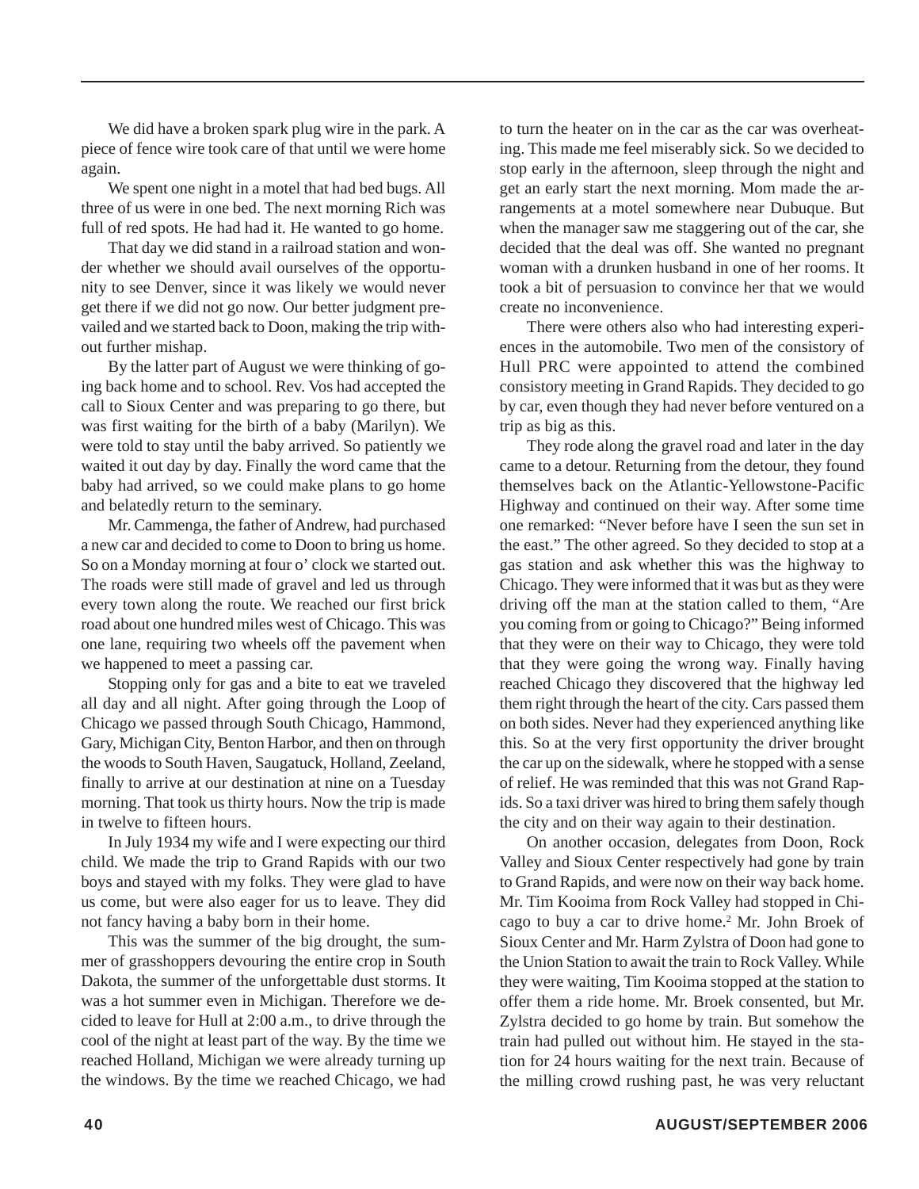We did have a broken spark plug wire in the park. A piece of fence wire took care of that until we were home again.

We spent one night in a motel that had bed bugs. All three of us were in one bed. The next morning Rich was full of red spots. He had had it. He wanted to go home.

That day we did stand in a railroad station and wonder whether we should avail ourselves of the opportunity to see Denver, since it was likely we would never get there if we did not go now. Our better judgment prevailed and we started back to Doon, making the trip without further mishap.

By the latter part of August we were thinking of going back home and to school. Rev. Vos had accepted the call to Sioux Center and was preparing to go there, but was first waiting for the birth of a baby (Marilyn). We were told to stay until the baby arrived. So patiently we waited it out day by day. Finally the word came that the baby had arrived, so we could make plans to go home and belatedly return to the seminary.

Mr. Cammenga, the father of Andrew, had purchased a new car and decided to come to Doon to bring us home. So on a Monday morning at four o' clock we started out. The roads were still made of gravel and led us through every town along the route. We reached our first brick road about one hundred miles west of Chicago. This was one lane, requiring two wheels off the pavement when we happened to meet a passing car.

Stopping only for gas and a bite to eat we traveled all day and all night. After going through the Loop of Chicago we passed through South Chicago, Hammond, Gary, Michigan City, Benton Harbor, and then on through the woods to South Haven, Saugatuck, Holland, Zeeland, finally to arrive at our destination at nine on a Tuesday morning. That took us thirty hours. Now the trip is made in twelve to fifteen hours.

In July 1934 my wife and I were expecting our third child. We made the trip to Grand Rapids with our two boys and stayed with my folks. They were glad to have us come, but were also eager for us to leave. They did not fancy having a baby born in their home.

This was the summer of the big drought, the summer of grasshoppers devouring the entire crop in South Dakota, the summer of the unforgettable dust storms. It was a hot summer even in Michigan. Therefore we decided to leave for Hull at 2:00 a.m., to drive through the cool of the night at least part of the way. By the time we reached Holland, Michigan we were already turning up the windows. By the time we reached Chicago, we had to turn the heater on in the car as the car was overheating. This made me feel miserably sick. So we decided to stop early in the afternoon, sleep through the night and get an early start the next morning. Mom made the arrangements at a motel somewhere near Dubuque. But when the manager saw me staggering out of the car, she decided that the deal was off. She wanted no pregnant woman with a drunken husband in one of her rooms. It took a bit of persuasion to convince her that we would create no inconvenience.

There were others also who had interesting experiences in the automobile. Two men of the consistory of Hull PRC were appointed to attend the combined consistory meeting in Grand Rapids. They decided to go by car, even though they had never before ventured on a trip as big as this.

They rode along the gravel road and later in the day came to a detour. Returning from the detour, they found themselves back on the Atlantic-Yellowstone-Pacific Highway and continued on their way. After some time one remarked: "Never before have I seen the sun set in the east." The other agreed. So they decided to stop at a gas station and ask whether this was the highway to Chicago. They were informed that it was but as they were driving off the man at the station called to them, "Are you coming from or going to Chicago?" Being informed that they were on their way to Chicago, they were told that they were going the wrong way. Finally having reached Chicago they discovered that the highway led them right through the heart of the city. Cars passed them on both sides. Never had they experienced anything like this. So at the very first opportunity the driver brought the car up on the sidewalk, where he stopped with a sense of relief. He was reminded that this was not Grand Rapids. So a taxi driver was hired to bring them safely though the city and on their way again to their destination.

On another occasion, delegates from Doon, Rock Valley and Sioux Center respectively had gone by train to Grand Rapids, and were now on their way back home. Mr. Tim Kooima from Rock Valley had stopped in Chicago to buy a car to drive home.[2] Mr. John Broek of Sioux Center and Mr. Harm Zylstra of Doon had gone to the Union Station to await the train to Rock Valley. While they were waiting, Tim Kooima stopped at the station to offer them a ride home. Mr. Broek consented, but Mr. Zylstra decided to go home by train. But somehow the train had pulled out without him. He stayed in the station for 24 hours waiting for the next train. Because of the milling crowd rushing past, he was very reluctant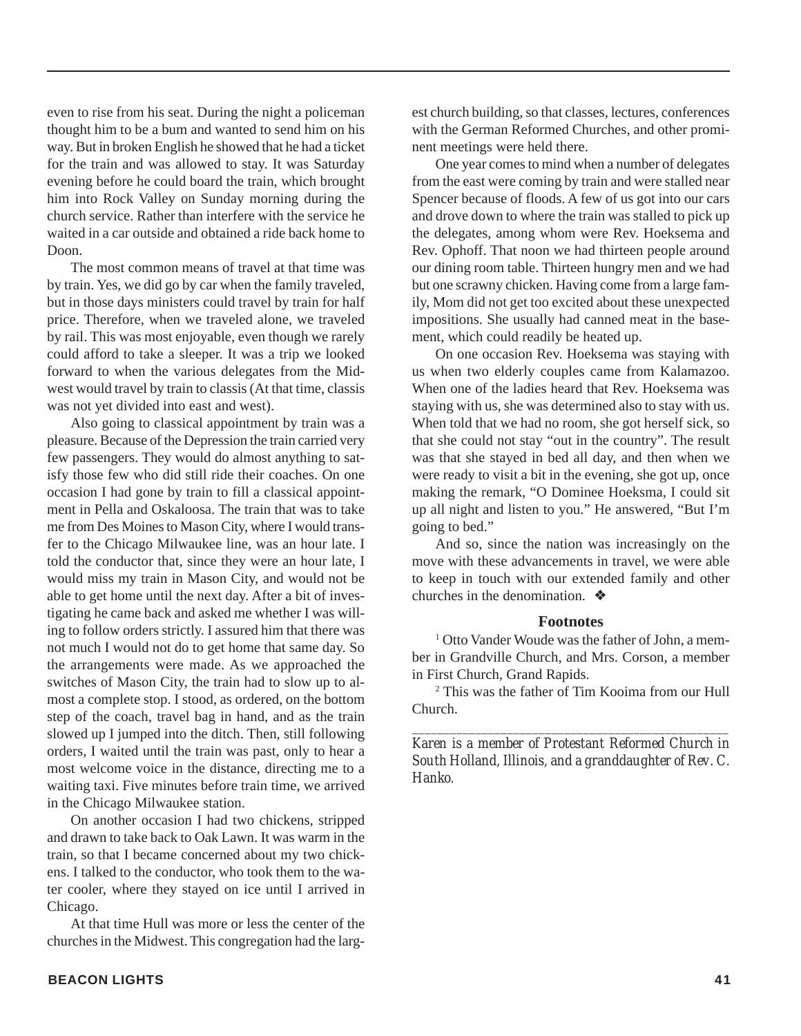even to rise from his seat. During the night a policeman thought him to be a bum and wanted to send him on his way. But in broken English he showed that he had a ticket for the train and was allowed to stay. It was Saturday evening before he could board the train, which brought him into Rock Valley on Sunday morning during the church service. Rather than interfere with the service he waited in a car outside and obtained a ride back home to Doon.

The most common means of travel at that time was by train. Yes, we did go by car when the family traveled, but in those days ministers could travel by train for half price. Therefore, when we traveled alone, we traveled by rail. This was most enjoyable, even though we rarely could afford to take a sleeper. It was a trip we looked forward to when the various delegates from the Midwest would travel by train to classis (At that time, classis was not yet divided into east and west).

Also going to classical appointment by train was a pleasure. Because of the Depression the train carried very few passengers. They would do almost anything to satisfy those few who did still ride their coaches. On one occasion I had gone by train to fill a classical appointment in Pella and Oskaloosa. The train that was to take me from Des Moines to Mason City, where I would transfer to the Chicago Milwaukee line, was an hour late. I told the conductor that, since they were an hour late, I would miss my train in Mason City, and would not be able to get home until the next day. After a bit of investigating he came back and asked me whether I was willing to follow orders strictly. I assured him that there was not much I would not do to get home that same day. So the arrangements were made. As we approached the switches of Mason City, the train had to slow up to almost a complete stop. I stood, as ordered, on the bottom step of the coach, travel bag in hand, and as the train slowed up I jumped into the ditch. Then, still following orders, I waited until the train was past, only to hear a most welcome voice in the distance, directing me to a waiting taxi. Five minutes before train time, we arrived in the Chicago Milwaukee station.

On another occasion I had two chickens, stripped and drawn to take back to Oak Lawn. It was warm in the train, so that I became concerned about my two chickens. I talked to the conductor, who took them to the water cooler, where they stayed on ice until I arrived in Chicago.

At that time Hull was more or less the center of the churches in the Midwest. This congregation had the largest church building, so that classes, lectures, conferences with the German Reformed Churches, and other prominent meetings were held there.

One year comes to mind when a number of delegates from the east were coming by train and were stalled near Spencer because of floods. A few of us got into our cars and drove down to where the train was stalled to pick up the delegates, among whom were Rev. Hoeksema and Rev. Ophoff. That noon we had thirteen people around our dining room table. Thirteen hungry men and we had but one scrawny chicken. Having come from a large family, Mom did not get too excited about these unexpected impositions. She usually had canned meat in the basement, which could readily be heated up.

On one occasion Rev. Hoeksema was staying with us when two elderly couples came from Kalamazoo. When one of the ladies heard that Rev. Hoeksema was staying with us, she was determined also to stay with us. When told that we had no room, she got herself sick, so that she could not stay "out in the country". The result was that she stayed in bed all day, and then when we were ready to visit a bit in the evening, she got up, once making the remark, "O Dominee Hoeksma, I could sit up all night and listen to you." He answered, "But I'm going to bed."

And so, since the nation was increasingly on the move with these advancements in travel, we were able to keep in touch with our extended family and other churches in the denomination. ❖

**Footnotes**

[1] Otto Vander Woude was the father of John, a member in Grandville Church, and Mrs. Corson, a member in First Church, Grand Rapids.

[2] This was the father of Tim Kooima from our Hull Church.

---

*Karen is a member of Protestant Reformed Church in South Holland, Illinois, and a granddaughter of Rev. C. Hanko.*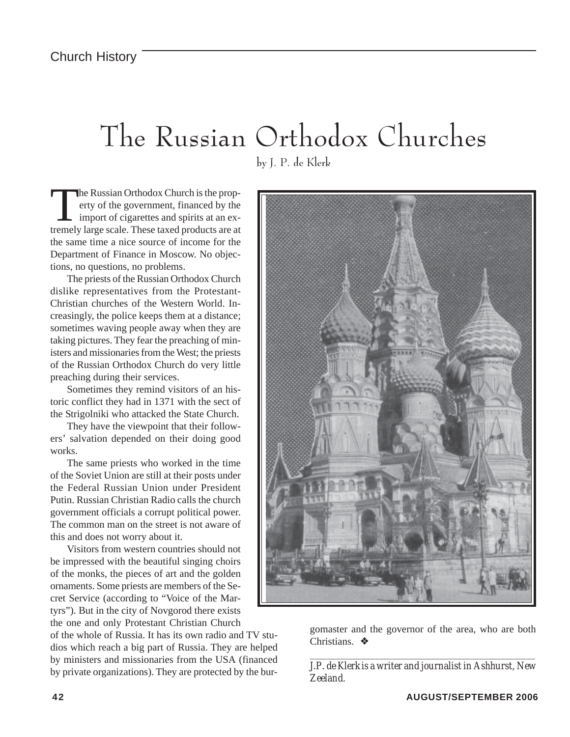Church History

# The Russian Orthodox Churches

by J. P. de Klerk

The Russian Orthodox Church is the property of the government, financed by the import of cigarettes and spirits at an extremely large scale. These taxed products are at the same time a nice source of income for the Department of Finance in Moscow. No objections, no questions, no problems.

The priests of the Russian Orthodox Church dislike representatives from the Protestant-Christian churches of the Western World. Increasingly, the police keeps them at a distance; sometimes waving people away when they are taking pictures. They fear the preaching of ministers and missionaries from the West; the priests of the Russian Orthodox Church do very little preaching during their services.

Sometimes they remind visitors of an historic conflict they had in 1371 with the sect of the Strigolniki who attacked the State Church.

They have the viewpoint that their followers' salvation depended on their doing good works.

The same priests who worked in the time of the Soviet Union are still at their posts under the Federal Russian Union under President Putin. Russian Christian Radio calls the church government officials a corrupt political power. The common man on the street is not aware of this and does not worry about it.

Visitors from western countries should not be impressed with the beautiful singing choirs of the monks, the pieces of art and the golden ornaments. Some priests are members of the Secret Service (according to "Voice of the Martyrs"). But in the city of Novgorod there exists the one and only Protestant Christian Church of the whole of Russia. It has its own radio and TV studios which reach a big part of Russia. They are helped by ministers and missionaries from the USA (financed by private organizations). They are protected by the burgomaster and the governor of the area, who are both Christians. ❖

---

*J.P. de Klerk is a writer and journalist in Ashhurst, New Zeeland.*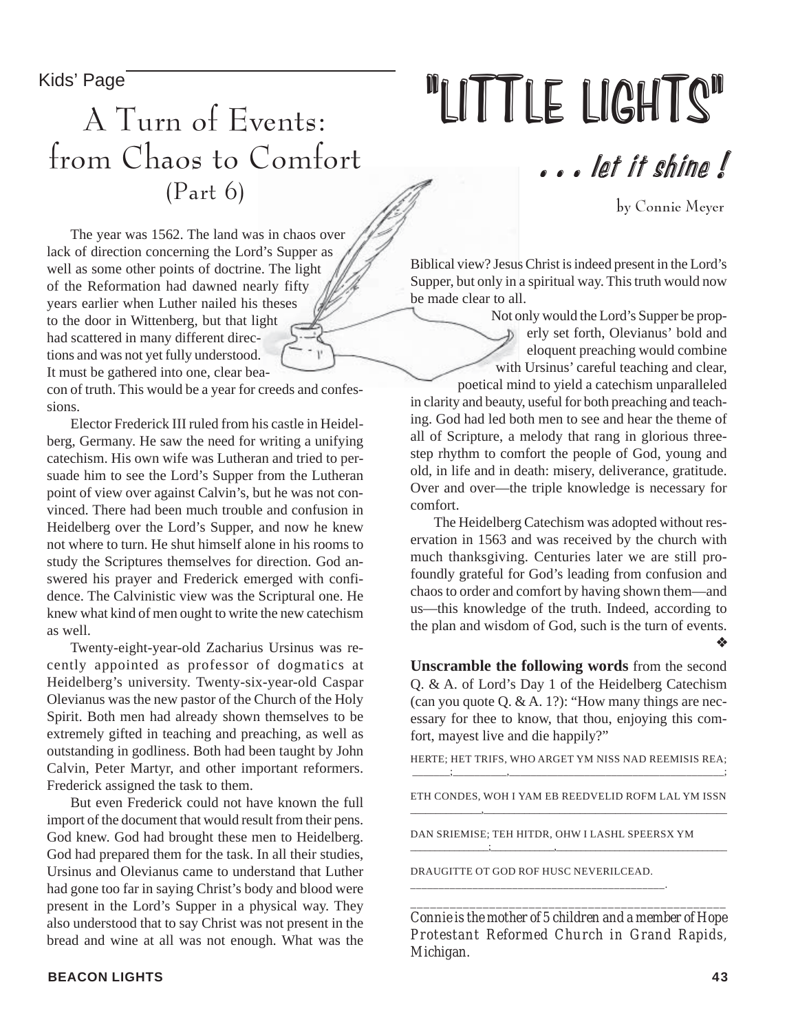Kids' Page

# "LITTLE LIGHTS"

### . . . let it shine !

## A Turn of Events: from Chaos to Comfort (Part 6)

by Connie Meyer

The year was 1562. The land was in chaos over lack of direction concerning the Lord's Supper as well as some other points of doctrine. The light of the Reformation had dawned nearly fifty years earlier when Luther nailed his theses to the door in Wittenberg, but that light had scattered in many different directions and was not yet fully understood. It must be gathered into one, clear beacon of truth. This would be a year for creeds and confessions.

Elector Frederick III ruled from his castle in Heidelberg, Germany. He saw the need for writing a unifying catechism. His own wife was Lutheran and tried to persuade him to see the Lord's Supper from the Lutheran point of view over against Calvin's, but he was not convinced. There had been much trouble and confusion in Heidelberg over the Lord's Supper, and now he knew not where to turn. He shut himself alone in his rooms to study the Scriptures themselves for direction. God answered his prayer and Frederick emerged with confidence. The Calvinistic view was the Scriptural one. He knew what kind of men ought to write the new catechism as well.

Twenty-eight-year-old Zacharius Ursinus was recently appointed as professor of dogmatics at Heidelberg's university. Twenty-six-year-old Caspar Olevianus was the new pastor of the Church of the Holy Spirit. Both men had already shown themselves to be extremely gifted in teaching and preaching, as well as outstanding in godliness. Both had been taught by John Calvin, Peter Martyr, and other important reformers. Frederick assigned the task to them.

But even Frederick could not have known the full import of the document that would result from their pens. God knew. God had brought these men to Heidelberg. God had prepared them for the task. In all their studies, Ursinus and Olevianus came to understand that Luther had gone too far in saying Christ's body and blood were present in the Lord's Supper in a physical way. They also understood that to say Christ was not present in the bread and wine at all was not enough. What was the Biblical view? Jesus Christ is indeed present in the Lord's Supper, but only in a spiritual way. This truth would now be made clear to all.

Not only would the Lord's Supper be properly set forth, Olevianus' bold and eloquent preaching would combine with Ursinus' careful teaching and clear, poetical mind to yield a catechism unparalleled in clarity and beauty, useful for both preaching and teaching. God had led both men to see and hear the theme of all of Scripture, a melody that rang in glorious three-step rhythm to comfort the people of God, young and old, in life and in death: misery, deliverance, gratitude. Over and over—the triple knowledge is necessary for comfort.

The Heidelberg Catechism was adopted without reservation in 1563 and was received by the church with much thanksgiving. Centuries later we are still profoundly grateful for God's leading from confusion and chaos to order and comfort by having shown them—and us—this knowledge of the truth. Indeed, according to the plan and wisdom of God, such is the turn of events. ❖

**Unscramble the following words** from the second Q. & A. of Lord's Day 1 of the Heidelberg Catechism (can you quote Q. & A. 1?): "How many things are necessary for thee to know, that thou, enjoying this comfort, mayest live and die happily?"

HERTE; HET TRIFS, WHO ARGET YM NISS NAD REEMISIS REA;
______;_________,____________________________________;

ETH CONDES, WOH I YAM EB REEDVELID ROFM LAL YM ISSN
____________,_________________________________________

DAN SRIEMISE; TEH HITDR, OHW I LASHL SPEERSX YM
_____________;___________,_____________________________

DRAUGITTE OT GOD ROF HUSC NEVERILCEAD.
__________________________________________.

---

*Connie is the mother of 5 children and a member of Hope Protestant Reformed Church in Grand Rapids, Michigan.*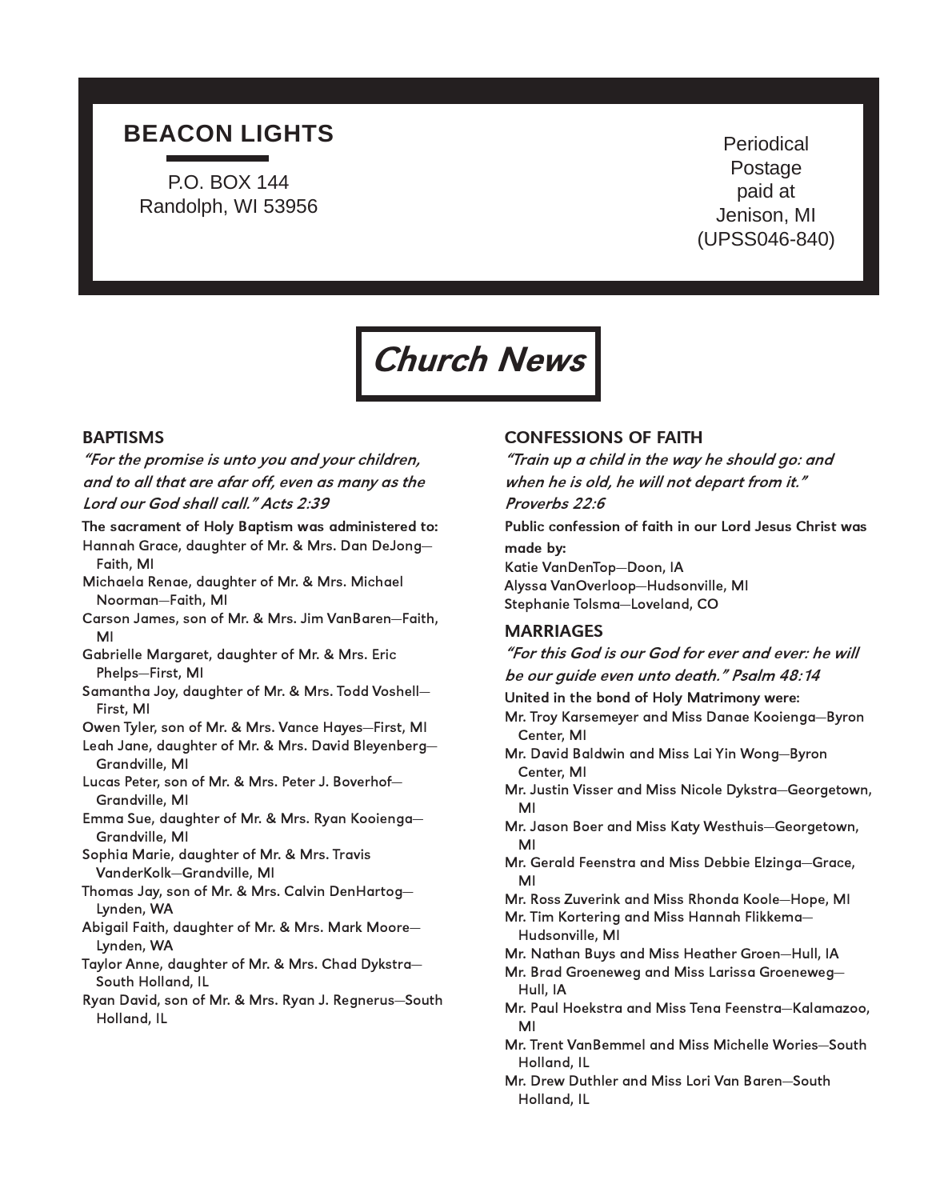**BEACON LIGHTS**

P.O. BOX 144
Randolph, WI 53956

Periodical Postage paid at Jenison, MI (UPSS046-840)

# *Church News*

## BAPTISMS

*"For the promise is unto you and your children, and to all that are afar off, even as many as the Lord our God shall call." Acts 2:39*

**The sacrament of Holy Baptism was administered to:**

Hannah Grace, daughter of Mr. & Mrs. Dan DeJong—Faith, MI
Michaela Renae, daughter of Mr. & Mrs. Michael Noorman—Faith, MI
Carson James, son of Mr. & Mrs. Jim VanBaren—Faith, MI
Gabrielle Margaret, daughter of Mr. & Mrs. Eric Phelps—First, MI
Samantha Joy, daughter of Mr. & Mrs. Todd Voshell—First, MI
Owen Tyler, son of Mr. & Mrs. Vance Hayes—First, MI
Leah Jane, daughter of Mr. & Mrs. David Bleyenberg—Grandville, MI
Lucas Peter, son of Mr. & Mrs. Peter J. Boverhof—Grandville, MI
Emma Sue, daughter of Mr. & Mrs. Ryan Kooienga—Grandville, MI
Sophia Marie, daughter of Mr. & Mrs. Travis VanderKolk—Grandville, MI
Thomas Jay, son of Mr. & Mrs. Calvin DenHartog—Lynden, WA
Abigail Faith, daughter of Mr. & Mrs. Mark Moore—Lynden, WA
Taylor Anne, daughter of Mr. & Mrs. Chad Dykstra—South Holland, IL
Ryan David, son of Mr. & Mrs. Ryan J. Regnerus—South Holland, IL

## CONFESSIONS OF FAITH

*"Train up a child in the way he should go: and when he is old, he will not depart from it." Proverbs 22:6*

**Public confession of faith in our Lord Jesus Christ was made by:**

Katie VanDenTop—Doon, IA
Alyssa VanOverloop—Hudsonville, MI
Stephanie Tolsma—Loveland, CO

## MARRIAGES

*"For this God is our God for ever and ever: he will be our guide even unto death." Psalm 48:14*

**United in the bond of Holy Matrimony were:**

Mr. Troy Karsemeyer and Miss Danae Kooienga—Byron Center, MI
Mr. David Baldwin and Miss Lai Yin Wong—Byron Center, MI
Mr. Justin Visser and Miss Nicole Dykstra—Georgetown, MI
Mr. Jason Boer and Miss Katy Westhuis—Georgetown, MI
Mr. Gerald Feenstra and Miss Debbie Elzinga—Grace, MI
Mr. Ross Zuverink and Miss Rhonda Koole—Hope, MI
Mr. Tim Kortering and Miss Hannah Flikkema—Hudsonville, MI
Mr. Nathan Buys and Miss Heather Groen—Hull, IA
Mr. Brad Groeneweg and Miss Larissa Groeneweg—Hull, IA
Mr. Paul Hoekstra and Miss Tena Feenstra—Kalamazoo, MI
Mr. Trent VanBemmel and Miss Michelle Wories—South Holland, IL
Mr. Drew Duthler and Miss Lori Van Baren—South Holland, IL